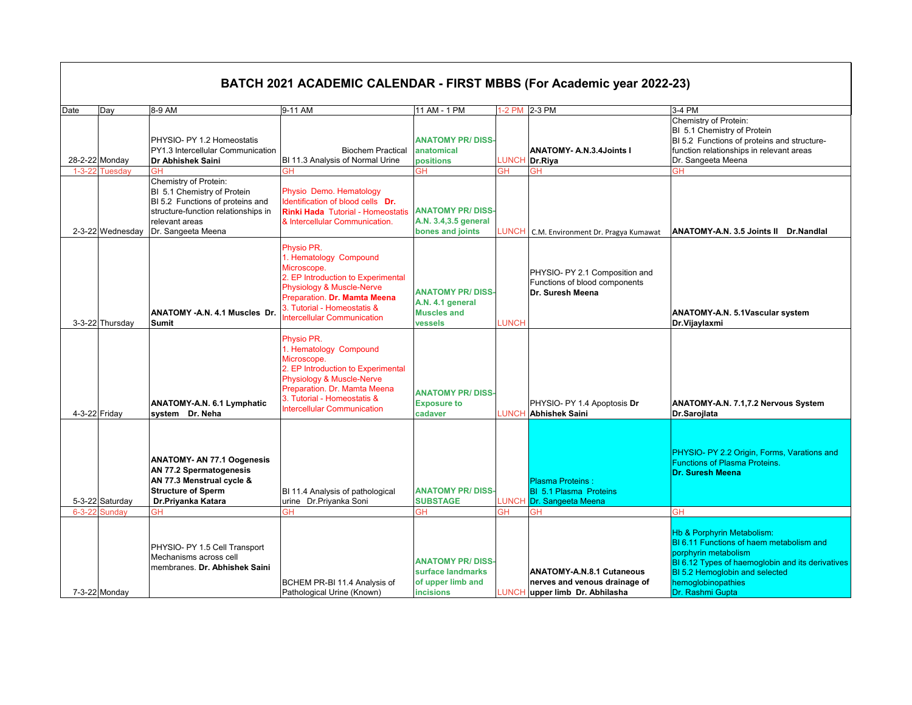# BATCH 2021 ACADEMIC CALENDAR - FIRST MBBS (For Academic year 2022-23)

| Date | Day | 8-9 AM | 9-11 AM | 11 AM - 1 PM | 1-2 PM | 2-3 PM | 3-4 PM |
|---|---|---|---|---|---|---|---|
| 28-2-22 | Monday | PHYSIO- PY 1.2 Homeostatis PY1.3 Intercellular Communication **Dr Abhishek Saini** | Biochem Practical BI 11.3 Analysis of Normal Urine | **ANATOMY PR/ DISS- anatomical positions** | LUNCH | **ANATOMY- A.N.3.4Joints I Dr.Riya** | Chemistry of Protein: BI 5.1 Chemistry of Protein BI 5.2 Functions of proteins and structure-function relationships in relevant areas Dr. Sangeeta Meena |
| 1-3-22 | Tuesday | GH | GH | GH | GH | GH | GH |
| 2-3-22 | Wednesday | Chemistry of Protein: BI 5.1 Chemistry of Protein BI 5.2 Functions of proteins and structure-function relationships in relevant areas Dr. Sangeeta Meena | Physio Demo. Hematology Identification of blood cells **Dr. Rinki Hada** Tutorial - Homeostatis & Intercellular Communication. | **ANATOMY PR/ DISS- A.N. 3.4,3.5 general bones and joints** | LUNCH | C.M. Environment Dr. Pragya Kumawat | **ANATOMY-A.N. 3.5 Joints II Dr.Nandlal** |
| 3-3-22 | Thursday | **ANATOMY -A.N. 4.1 Muscles Dr. Sumit** | Physio PR. 1. Hematology Compound Microscope. 2. EP Introduction to Experimental Physiology & Muscle-Nerve Preparation. **Dr. Mamta Meena** 3. Tutorial - Homeostatis & Intercellular Communication | **ANATOMY PR/ DISS- A.N. 4.1 general Muscles and vessels** | LUNCH | PHYSIO- PY 2.1 Composition and Functions of blood components **Dr. Suresh Meena** | **ANATOMY-A.N. 5.1Vascular system Dr.Vijaylaxmi** |
| 4-3-22 | Friday | **ANATOMY-A.N. 6.1 Lymphatic system Dr. Neha** | Physio PR. 1. Hematology Compound Microscope. 2. EP Introduction to Experimental Physiology & Muscle-Nerve Preparation. Dr. Mamta Meena 3. Tutorial - Homeostatis & Intercellular Communication | **ANATOMY PR/ DISS- Exposure to cadaver** | LUNCH | PHYSIO- PY 1.4 Apoptosis **Dr Abhishek Saini** | **ANATOMY-A.N. 7.1,7.2 Nervous System Dr.Sarojlata** |
| 5-3-22 | Saturday | **ANATOMY- AN 77.1 Oogenesis AN 77.2 Spermatogenesis AN 77.3 Menstrual cycle & Structure of Sperm Dr.Priyanka Katara** | BI 11.4 Analysis of pathological urine Dr.Priyanka Soni | **ANATOMY PR/ DISS- SUBSTAGE** | LUNCH | Plasma Proteins : BI 5.1 Plasma Proteins Dr. Sangeeta Meena | PHYSIO- PY 2.2 Origin, Forms, Varations and Functions of Plasma Proteins. **Dr. Suresh Meena** |
| 6-3-22 | Sunday | GH | GH | GH | GH | GH | GH |
| 7-3-22 | Monday | PHYSIO- PY 1.5 Cell Transport Mechanisms across cell membranes. **Dr. Abhishek Saini** | BCHEM PR-BI 11.4 Analysis of Pathological Urine (Known) | **ANATOMY PR/ DISS- surface landmarks of upper limb and incisions** | LUNCH | **ANATOMY-A.N.8.1 Cutaneous nerves and venous drainage of upper limb Dr. Abhilasha** | Hb & Porphyrin Metabolism: BI 6.11 Functions of haem metabolism and porphyrin metabolism BI 6.12 Types of haemoglobin and its derivatives BI 5.2 Hemoglobin and selected hemoglobinopathies Dr. Rashmi Gupta |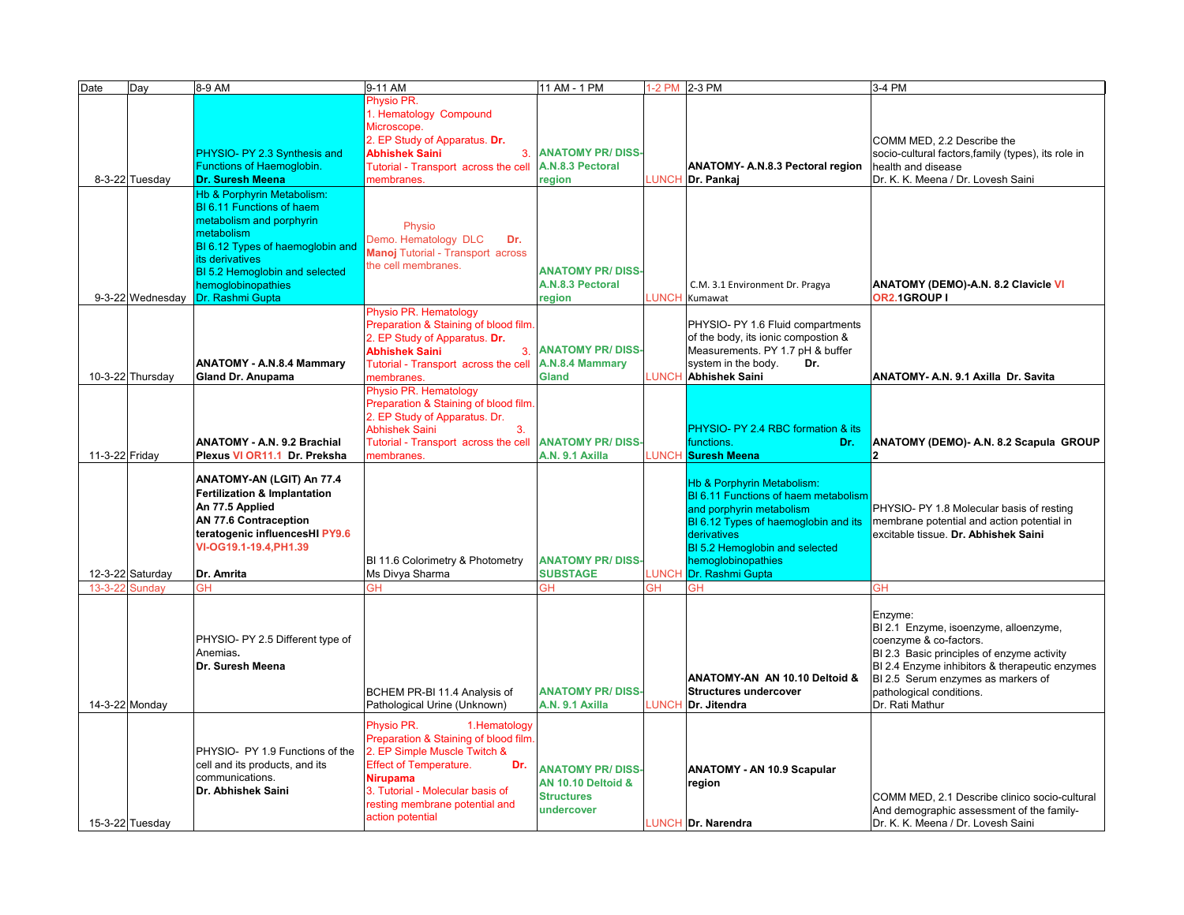| Date | Day | 8-9 AM | 9-11 AM | 11 AM - 1 PM | 1-2 PM | 2-3 PM | 3-4 PM |
|---|---|---|---|---|---|---|---|
| 8-3-22 | Tuesday | PHYSIO- PY 2.3 Synthesis and Functions of Haemoglobin. **Dr. Suresh Meena** | Physio PR. 1. Hematology Compound Microscope. 2. EP Study of Apparatus. **Dr. Abhishek Saini** 3. Tutorial - Transport across the cell membranes. | **ANATOMY PR/ DISS- A.N.8.3 Pectoral region** | LUNCH | **ANATOMY- A.N.8.3 Pectoral region Dr. Pankaj** | COMM MED, 2.2 Describe the socio-cultural factors,family (types), its role in health and disease Dr. K. K. Meena / Dr. Lovesh Saini |
| 9-3-22 | Wednesday | Hb & Porphyrin Metabolism: BI 6.11 Functions of haem metabolism and porphyrin metabolism BI 6.12 Types of haemoglobin and its derivatives BI 5.2 Hemoglobin and selected hemoglobinopathies Dr. Rashmi Gupta | Physio Demo. Hematology DLC **Dr. Manoj** Tutorial - Transport across the cell membranes. | **ANATOMY PR/ DISS- A.N.8.3 Pectoral region** | LUNCH | C.M. 3.1 Environment Dr. Pragya Kumawat | **ANATOMY (DEMO)-A.N. 8.2 Clavicle VI OR2.1GROUP I** |
| 10-3-22 | Thursday | **ANATOMY - A.N.8.4 Mammary Gland Dr. Anupama** | Physio PR. Hematology Preparation & Staining of blood film. 2. EP Study of Apparatus. **Dr. Abhishek Saini** 3. Tutorial - Transport across the cell membranes. | **ANATOMY PR/ DISS- A.N.8.4 Mammary Gland** | LUNCH | PHYSIO- PY 1.6 Fluid compartments of the body, its ionic compostion & Measurements. PY 1.7 pH & buffer system in the body. **Dr. Abhishek Saini** | **ANATOMY- A.N. 9.1 Axilla Dr. Savita** |
| 11-3-22 | Friday | **ANATOMY - A.N. 9.2 Brachial Plexus VI OR11.1 Dr. Preksha** | Physio PR. Hematology Preparation & Staining of blood film. 2. EP Study of Apparatus. Dr. Abhishek Saini 3. Tutorial - Transport across the cell membranes. | **ANATOMY PR/ DISS- A.N. 9.1 Axilla** | LUNCH | PHYSIO- PY 2.4 RBC formation & its functions. **Dr. Suresh Meena** | **ANATOMY (DEMO)- A.N. 8.2 Scapula GROUP 2** |
| 12-3-22 | Saturday | **ANATOMY-AN (LGIT) An 77.4 Fertilization & Implantation An 77.5 Applied AN 77.6 Contraception teratogenic influencesHI PY9.6 VI-OG19.1-19.4,PH1.39 Dr. Amrita** | BI 11.6 Colorimetry & Photometry Ms Divya Sharma | **ANATOMY PR/ DISS- SUBSTAGE** | LUNCH | Hb & Porphyrin Metabolism: BI 6.11 Functions of haem metabolism and porphyrin metabolism BI 6.12 Types of haemoglobin and its derivatives BI 5.2 Hemoglobin and selected hemoglobinopathies Dr. Rashmi Gupta | PHYSIO- PY 1.8 Molecular basis of resting membrane potential and action potential in excitable tissue. **Dr. Abhishek Saini** |
| 13-3-22 | Sunday | GH | GH | GH | GH | GH | GH |
| 14-3-22 | Monday | PHYSIO- PY 2.5 Different type of Anemias. **Dr. Suresh Meena** | BCHEM PR-BI 11.4 Analysis of Pathological Urine (Unknown) | **ANATOMY PR/ DISS- A.N. 9.1 Axilla** | LUNCH | **ANATOMY-AN AN 10.10 Deltoid & Structures undercover Dr. Jitendra** | Enzyme: BI 2.1 Enzyme, isoenzyme, alloenzyme, coenzyme & co-factors. BI 2.3 Basic principles of enzyme activity BI 2.4 Enzyme inhibitors & therapeutic enzymes BI 2.5 Serum enzymes as markers of pathological conditions. Dr. Rati Mathur |
| 15-3-22 | Tuesday | PHYSIO- PY 1.9 Functions of the cell and its products, and its communications. **Dr. Abhishek Saini** | Physio PR. 1.Hematology Preparation & Staining of blood film. 2. EP Simple Muscle Twitch & Effect of Temperature. **Dr. Nirupama** 3. Tutorial - Molecular basis of resting membrane potential and action potential | **ANATOMY PR/ DISS- AN 10.10 Deltoid & Structures undercover** | LUNCH | **ANATOMY - AN 10.9 Scapular region Dr. Narendra** | COMM MED, 2.1 Describe clinico socio-cultural And demographic assessment of the family- Dr. K. K. Meena / Dr. Lovesh Saini |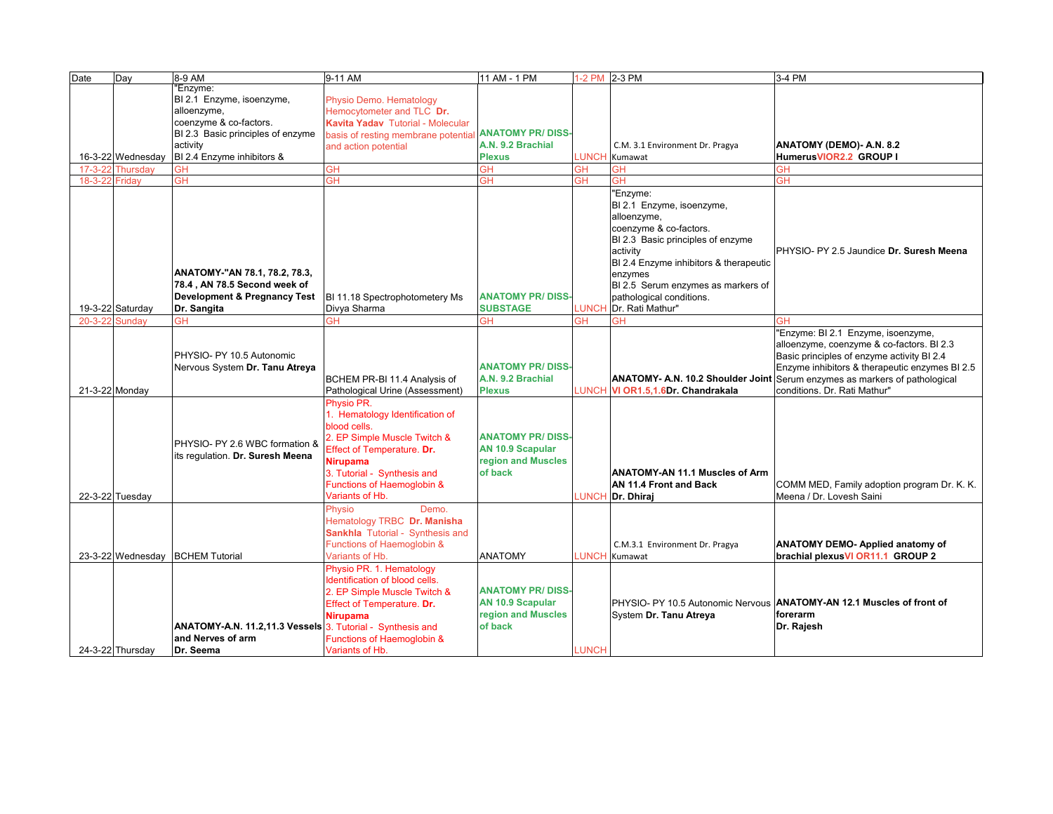| Date | Day | 8-9 AM | 9-11 AM | 11 AM - 1 PM | 1-2 PM | 2-3 PM | 3-4 PM |
|---|---|---|---|---|---|---|---|
| 16-3-22 | Wednesday | "Enzyme: BI 2.1 Enzyme, isoenzyme, alloenzyme, coenzyme & co-factors. BI 2.3 Basic principles of enzyme activity BI 2.4 Enzyme inhibitors & | Physio Demo. Hematology Hemocytometer and TLC **Dr. Kavita Yadav** Tutorial - Molecular basis of resting membrane potential and action potential | **ANATOMY PR/ DISS- A.N. 9.2 Brachial Plexus** | LUNCH | C.M. 3.1 Environment Dr. Pragya Kumawat | **ANATOMY (DEMO)- A.N. 8.2 HumerusVIOR2.2 GROUP I** |
| 17-3-22 | Thursday | GH | GH | GH | GH | GH | GH |
| 18-3-22 | Friday | GH | GH | GH | GH | GH | GH |
| 19-3-22 | Saturday | **ANATOMY-"AN 78.1, 78.2, 78.3, 78.4 , AN 78.5 Second week of Development & Pregnancy Test Dr. Sangita** | BI 11.18 Spectrophotometery Ms Divya Sharma | **ANATOMY PR/ DISS- SUBSTAGE** | LUNCH | "Enzyme: BI 2.1 Enzyme, isoenzyme, alloenzyme, coenzyme & co-factors. BI 2.3 Basic principles of enzyme activity BI 2.4 Enzyme inhibitors & therapeutic enzymes BI 2.5 Serum enzymes as markers of pathological conditions. Dr. Rati Mathur" | PHYSIO- PY 2.5 Jaundice **Dr. Suresh Meena** |
| 20-3-22 | Sunday | GH | GH | GH | GH | GH | GH |
| 21-3-22 | Monday | PHYSIO- PY 10.5 Autonomic Nervous System **Dr. Tanu Atreya** | BCHEM PR-BI 11.4 Analysis of Pathological Urine (Assessment) | **ANATOMY PR/ DISS- A.N. 9.2 Brachial Plexus** | LUNCH | **ANATOMY- A.N. 10.2 Shoulder Joint VI OR1.5,1.6Dr. Chandrakala** | "Enzyme: BI 2.1 Enzyme, isoenzyme, alloenzyme, coenzyme & co-factors. BI 2.3 Basic principles of enzyme activity BI 2.4 Enzyme inhibitors & therapeutic enzymes BI 2.5 Serum enzymes as markers of pathological conditions. Dr. Rati Mathur" |
| 22-3-22 | Tuesday | PHYSIO- PY 2.6 WBC formation & its regulation. **Dr. Suresh Meena** | Physio PR. 1. Hematology Identification of blood cells. 2. EP Simple Muscle Twitch & Effect of Temperature. **Dr. Nirupama** 3. Tutorial - Synthesis and Functions of Haemoglobin & Variants of Hb. | **ANATOMY PR/ DISS- AN 10.9 Scapular region and Muscles of back** | LUNCH | **ANATOMY-AN 11.1 Muscles of Arm AN 11.4 Front and Back Dr. Dhiraj** | COMM MED, Family adoption program Dr. K. K. Meena / Dr. Lovesh Saini |
| 23-3-22 | Wednesday | BCHEM Tutorial | Physio Demo. Hematology TRBC **Dr. Manisha Sankhla** Tutorial - Synthesis and Functions of Haemoglobin & Variants of Hb. | ANATOMY | LUNCH | C.M.3.1 Environment Dr. Pragya Kumawat | **ANATOMY DEMO- Applied anatomy of brachial plexusVI OR11.1 GROUP 2** |
| 24-3-22 | Thursday | **ANATOMY-A.N. 11.2,11.3 Vessels and Nerves of arm Dr. Seema** | Physio PR. 1. Hematology Identification of blood cells. 2. EP Simple Muscle Twitch & Effect of Temperature. **Dr. Nirupama** 3. Tutorial - Synthesis and Functions of Haemoglobin & Variants of Hb. | **ANATOMY PR/ DISS- AN 10.9 Scapular region and Muscles of back** | LUNCH | PHYSIO- PY 10.5 Autonomic Nervous System **Dr. Tanu Atreya** | **ANATOMY-AN 12.1 Muscles of front of forerarm Dr. Rajesh** |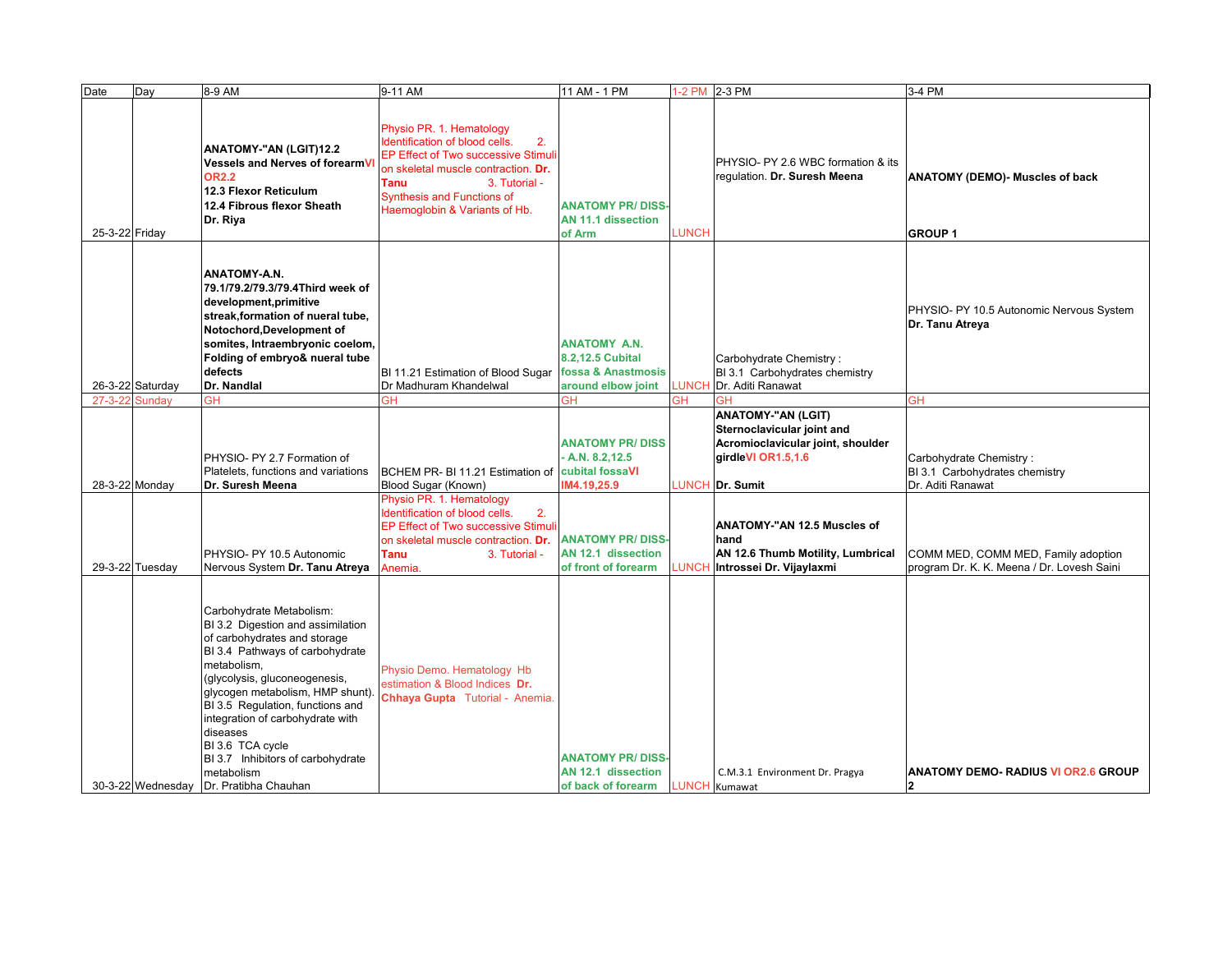| Date | Day | 8-9 AM | 9-11 AM | 11 AM - 1 PM | 1-2 PM | 2-3 PM | 3-4 PM |
|---|---|---|---|---|---|---|---|
| 25-3-22 | Friday | **ANATOMY-"AN (LGIT)12.2 Vessels and Nerves of forearm VI OR2.2 12.3 Flexor Reticulum 12.4 Fibrous flexor Sheath Dr. Riya** | Physio PR. 1. Hematology Identification of blood cells. 2. EP Effect of Two successive Stimuli on skeletal muscle contraction. **Dr. Tanu** 3. Tutorial - Synthesis and Functions of Haemoglobin & Variants of Hb. | **ANATOMY PR/ DISS- AN 11.1 dissection of Arm** | LUNCH | PHYSIO- PY 2.6 WBC formation & its regulation. **Dr. Suresh Meena** | **ANATOMY (DEMO)- Muscles of back GROUP 1** |
| 26-3-22 | Saturday | **ANATOMY-A.N. 79.1/79.2/79.3/79.4Third week of development,primitive streak,formation of nueral tube, Notochord,Development of somites, Intraembryonic coelom, Folding of embryo& nueral tube defects Dr. Nandlal** | BI 11.21 Estimation of Blood Sugar Dr Madhuram Khandelwal | **ANATOMY A.N. 8.2,12.5 Cubital fossa & Anastmosis around elbow joint** | LUNCH | Carbohydrate Chemistry : BI 3.1 Carbohydrates chemistry Dr. Aditi Ranawat | PHYSIO- PY 10.5 Autonomic Nervous System **Dr. Tanu Atreya** |
| 27-3-22 | Sunday | GH | GH | GH | GH | GH | GH |
| 28-3-22 | Monday | PHYSIO- PY 2.7 Formation of Platelets, functions and variations **Dr. Suresh Meena** | BCHEM PR- BI 11.21 Estimation of Blood Sugar (Known) | **ANATOMY PR/ DISS - A.N. 8.2,12.5 cubital fossa VI IM4.19,25.9** | LUNCH | **ANATOMY-"AN (LGIT) Sternoclavicular joint and Acromioclavicular joint, shoulder girdle VI OR1.5,1.6 Dr. Sumit** | Carbohydrate Chemistry : BI 3.1 Carbohydrates chemistry Dr. Aditi Ranawat |
| 29-3-22 | Tuesday | PHYSIO- PY 10.5 Autonomic Nervous System **Dr. Tanu Atreya** | Physio PR. 1. Hematology Identification of blood cells. 2. EP Effect of Two successive Stimuli on skeletal muscle contraction. **Dr. Tanu** 3. Tutorial - Anemia. | **ANATOMY PR/ DISS- AN 12.1 dissection of front of forearm** | LUNCH | **ANATOMY-"AN 12.5 Muscles of hand AN 12.6 Thumb Motility, Lumbrical Introssei Dr. Vijaylaxmi** | COMM MED, COMM MED, Family adoption program Dr. K. K. Meena / Dr. Lovesh Saini |
| 30-3-22 | Wednesday | Carbohydrate Metabolism: BI 3.2 Digestion and assimilation of carbohydrates and storage BI 3.4 Pathways of carbohydrate metabolism, (glycolysis, gluconeogenesis, glycogen metabolism, HMP shunt). BI 3.5 Regulation, functions and integration of carbohydrate with diseases BI 3.6 TCA cycle BI 3.7 Inhibitors of carbohydrate metabolism Dr. Pratibha Chauhan | Physio Demo. Hematology Hb estimation & Blood Indices **Dr. Chhaya Gupta** Tutorial - Anemia. | **ANATOMY PR/ DISS- AN 12.1 dissection of back of forearm** | LUNCH | C.M.3.1 Environment Dr. Pragya Kumawat | **ANATOMY DEMO- RADIUS VI OR2.6 GROUP 2** |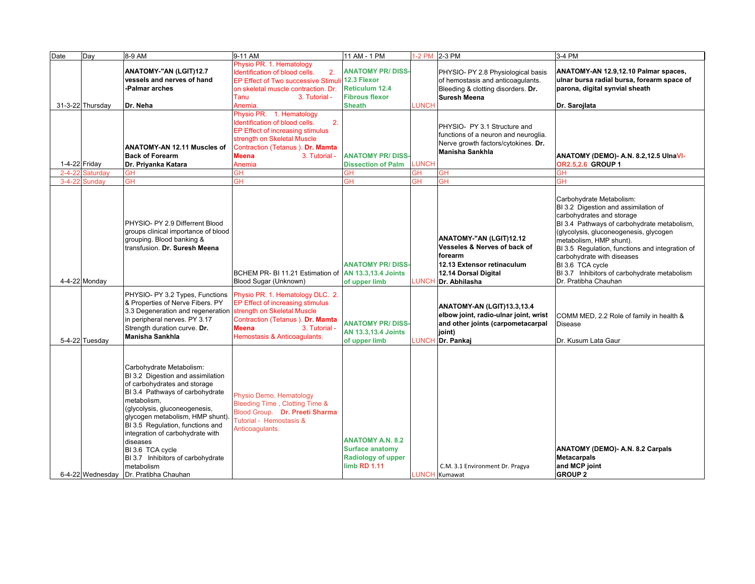| Date | Day | 8-9 AM | 9-11 AM | 11 AM - 1 PM | 1-2 PM | 2-3 PM | 3-4 PM |
|---|---|---|---|---|---|---|---|
| 31-3-22 | Thursday | **ANATOMY-"AN (LGIT)12.7 vessels and nerves of hand -Palmar arches** **Dr. Neha** | Physio PR. 1. Hematology Identification of blood cells. 2. EP Effect of Two successive Stimuli on skeletal muscle contraction. Dr. Tanu 3. Tutorial - Anemia. | **ANATOMY PR/ DISS- 12.3 Flexor Reticulum 12.4 Fibrous flexor Sheath** | LUNCH | PHYSIO- PY 2.8 Physiological basis of hemostasis and anticoagulants. Bleeding & clotting disorders. **Dr. Suresh Meena** | **ANATOMY-AN 12.9,12.10 Palmar spaces, ulnar bursa radial bursa, forearm space of parona, digital synvial sheath** **Dr. Sarojlata** |
| 1-4-22 | Friday | **ANATOMY-AN 12.11 Muscles of Back of Forearm Dr. Priyanka Katara** | Physio PR. 1. Hematology Identification of blood cells. 2. EP Effect of increasing stimulus strength on Skeletal Muscle Contraction (Tetanus ). **Dr. Mamta Meena** 3. Tutorial - Anemia | **ANATOMY PR/ DISS- Dissection of Palm** | LUNCH | PHYSIO- PY 3.1 Structure and functions of a neuron and neuroglia. Nerve growth factors/cytokines. **Dr. Manisha Sankhla** | **ANATOMY (DEMO)- A.N. 8.2,12.5 Ulna VI-OR2.5,2.6 GROUP 1** |
| 2-4-22 | Saturday | GH | GH | GH | GH | GH | GH |
| 3-4-22 | Sunday | GH | GH | GH | GH | GH | GH |
| 4-4-22 | Monday | PHYSIO- PY 2.9 Differrent Blood groups clinical importance of blood grouping. Blood banking & transfusion. **Dr. Suresh Meena** | BCHEM PR- BI 11.21 Estimation of Blood Sugar (Unknown) | **ANATOMY PR/ DISS- AN 13.3,13.4 Joints of upper limb** | LUNCH | **ANATOMY-"AN (LGIT)12.12 Vesseles & Nerves of back of forearm 12.13 Extensor retinaculum 12.14 Dorsal Digital Dr. Abhilasha** | Carbohydrate Metabolism: BI 3.2 Digestion and assimilation of carbohydrates and storage BI 3.4 Pathways of carbohydrate metabolism, (glycolysis, gluconeogenesis, glycogen metabolism, HMP shunt). BI 3.5 Regulation, functions and integration of carbohydrate with diseases BI 3.6 TCA cycle BI 3.7 Inhibitors of carbohydrate metabolism Dr. Pratibha Chauhan |
| 5-4-22 | Tuesday | PHYSIO- PY 3.2 Types, Functions & Properties of Nerve Fibers. PY 3.3 Degeneration and regeneration in peripheral nerves. PY 3.17 Strength duration curve. **Dr. Manisha Sankhla** | Physio PR. 1. Hematology DLC. 2. EP Effect of increasing stimulus strength on Skeletal Muscle Contraction (Tetanus ). **Dr. Mamta Meena** 3. Tutorial - Hemostasis & Anticoagulants. | **ANATOMY PR/ DISS- AN 13.3,13.4 Joints of upper limb** | LUNCH | **ANATOMY-AN (LGIT)13.3,13.4 elbow joint, radio-ulnar joint, wrist and other joints (carpometacarpal joint) Dr. Pankaj** | COMM MED, 2.2 Role of family in health & Disease Dr. Kusum Lata Gaur |
| 6-4-22 | Wednesday | Carbohydrate Metabolism: BI 3.2 Digestion and assimilation of carbohydrates and storage BI 3.4 Pathways of carbohydrate metabolism, (glycolysis, gluconeogenesis, glycogen metabolism, HMP shunt). BI 3.5 Regulation, functions and integration of carbohydrate with diseases BI 3.6 TCA cycle BI 3.7 Inhibitors of carbohydrate metabolism Dr. Pratibha Chauhan | Physio Demo. Hematology Bleeding Time , Clotting Time & Blood Group. **Dr. Preeti Sharma** Tutorial - Hemostasis & Anticoagulants. | **ANATOMY A.N. 8.2 Surface anatomy Radiology of upper limb RD 1.11** | LUNCH | C.M. 3.1 Environment Dr. Pragya Kumawat | **ANATOMY (DEMO)- A.N. 8.2 Carpals Metacarpals and MCP joint GROUP 2** |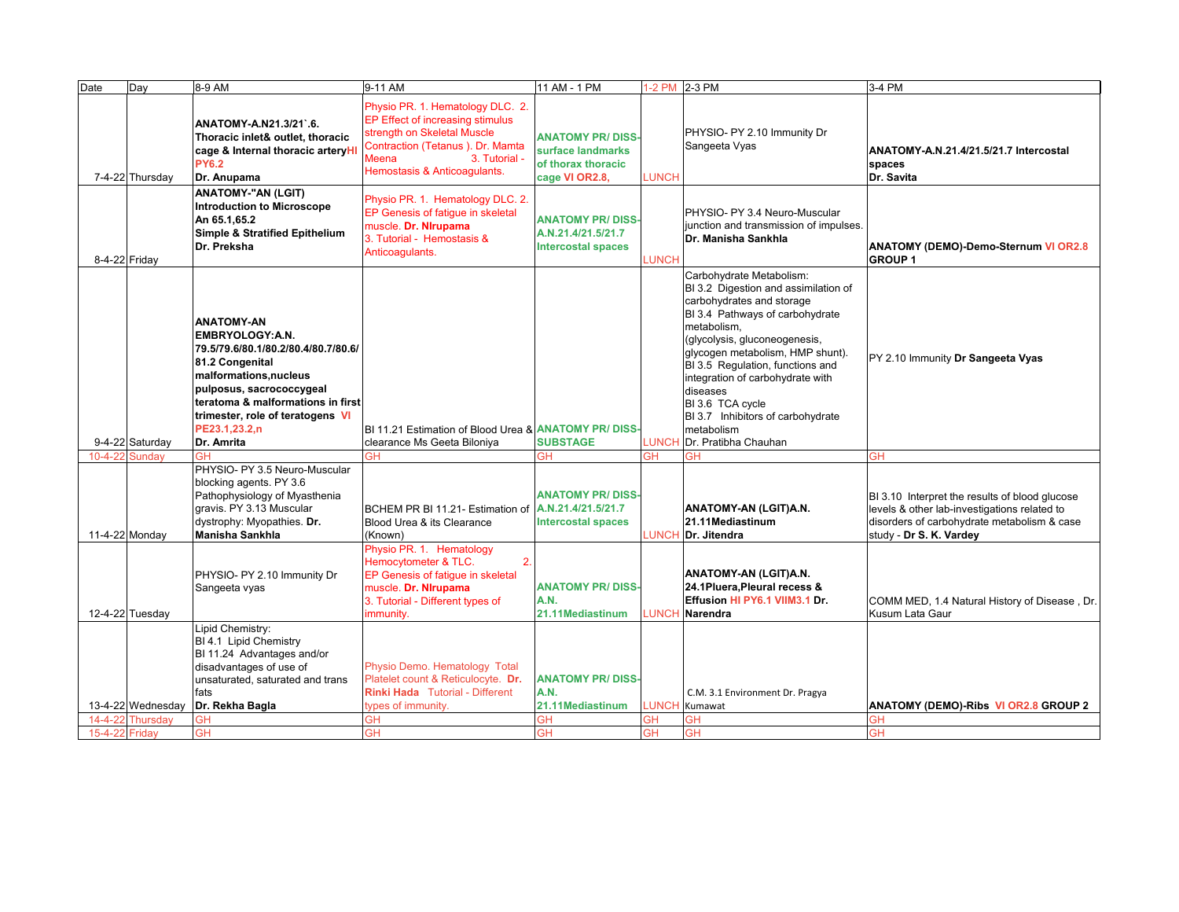| Date | Day | 8-9 AM | 9-11 AM | 11 AM - 1 PM | 1-2 PM | 2-3 PM | 3-4 PM |
|---|---|---|---|---|---|---|---|
| 7-4-22 | Thursday | **ANATOMY-A.N21.3/21`.6. Thoracic inlet& outlet, thoracic cage & Internal thoracic artery HI PY6.2 Dr. Anupama** | Physio PR. 1. Hematology DLC. 2. EP Effect of increasing stimulus strength on Skeletal Muscle Contraction (Tetanus ). Dr. Mamta Meena 3. Tutorial - Hemostasis & Anticoagulants. | **ANATOMY PR/ DISS- surface landmarks of thorax thoracic cage VI OR2.8,** | LUNCH | PHYSIO- PY 2.10 Immunity Dr Sangeeta Vyas | **ANATOMY-A.N.21.4/21.5/21.7 Intercostal spaces Dr. Savita** |
| 8-4-22 | Friday | **ANATOMY-"AN (LGIT) Introduction to Microscope An 65.1,65.2 Simple & Stratified Epithelium Dr. Preksha** | Physio PR. 1. Hematology DLC. 2. EP Genesis of fatigue in skeletal muscle. **Dr. NIrupama** 3. Tutorial - Hemostasis & Anticoagulants. | **ANATOMY PR/ DISS- A.N.21.4/21.5/21.7 Intercostal spaces** | LUNCH | PHYSIO- PY 3.4 Neuro-Muscular junction and transmission of impulses. **Dr. Manisha Sankhla** | **ANATOMY (DEMO)-Demo-Sternum VI OR2.8 GROUP 1** |
| 9-4-22 | Saturday | **ANATOMY-AN EMBRYOLOGY:A.N. 79.5/79.6/80.1/80.2/80.4/80.7/80.6/ 81.2 Congenital malformations,nucleus pulposus, sacrococcygeal teratoma & malformations in first trimester, role of teratogens VI PE23.1,23.2,n Dr. Amrita** | BI 11.21 Estimation of Blood Urea & clearance Ms Geeta Biloniya | **ANATOMY PR/ DISS- SUBSTAGE** | LUNCH | Carbohydrate Metabolism: BI 3.2 Digestion and assimilation of carbohydrates and storage BI 3.4 Pathways of carbohydrate metabolism, (glycolysis, gluconeogenesis, glycogen metabolism, HMP shunt). BI 3.5 Regulation, functions and integration of carbohydrate with diseases BI 3.6 TCA cycle BI 3.7 Inhibitors of carbohydrate metabolism Dr. Pratibha Chauhan | PY 2.10 Immunity **Dr Sangeeta Vyas** |
| 10-4-22 | Sunday | GH | GH | GH | GH | GH | GH |
| 11-4-22 | Monday | PHYSIO- PY 3.5 Neuro-Muscular blocking agents. PY 3.6 Pathophysiology of Myasthenia gravis. PY 3.13 Muscular dystrophy: Myopathies. **Dr. Manisha Sankhla** | BCHEM PR BI 11.21- Estimation of Blood Urea & its Clearance (Known) | **ANATOMY PR/ DISS- A.N.21.4/21.5/21.7 Intercostal spaces** | LUNCH | **ANATOMY-AN (LGIT)A.N. 21.11Mediastinum Dr. Jitendra** | BI 3.10 Interpret the results of blood glucose levels & other lab-investigations related to disorders of carbohydrate metabolism & case study - **Dr S. K. Vardey** |
| 12-4-22 | Tuesday | PHYSIO- PY 2.10 Immunity Dr Sangeeta vyas | Physio PR. 1. Hematology Hemocytometer & TLC. 2. EP Genesis of fatigue in skeletal muscle. **Dr. NIrupama** 3. Tutorial - Different types of immunity. | **ANATOMY PR/ DISS- A.N. 21.11Mediastinum** | LUNCH | **ANATOMY-AN (LGIT)A.N. 24.1Pluera,Pleural recess & Effusion HI PY6.1 VIIM3.1 Dr. Narendra** | COMM MED, 1.4 Natural History of Disease , Dr. Kusum Lata Gaur |
| 13-4-22 | Wednesday | Lipid Chemistry: BI 4.1 Lipid Chemistry BI 11.24 Advantages and/or disadvantages of use of unsaturated, saturated and trans fats **Dr. Rekha Bagla** | Physio Demo. Hematology Total Platelet count & Reticulocyte. **Dr. Rinki Hada** Tutorial - Different types of immunity. | **ANATOMY PR/ DISS- A.N. 21.11Mediastinum** | LUNCH | C.M. 3.1 Environment Dr. Pragya Kumawat | **ANATOMY (DEMO)-Ribs VI OR2.8 GROUP 2** |
| 14-4-22 | Thursday | GH | GH | GH | GH | GH | GH |
| 15-4-22 | Friday | GH | GH | GH | GH | GH | GH |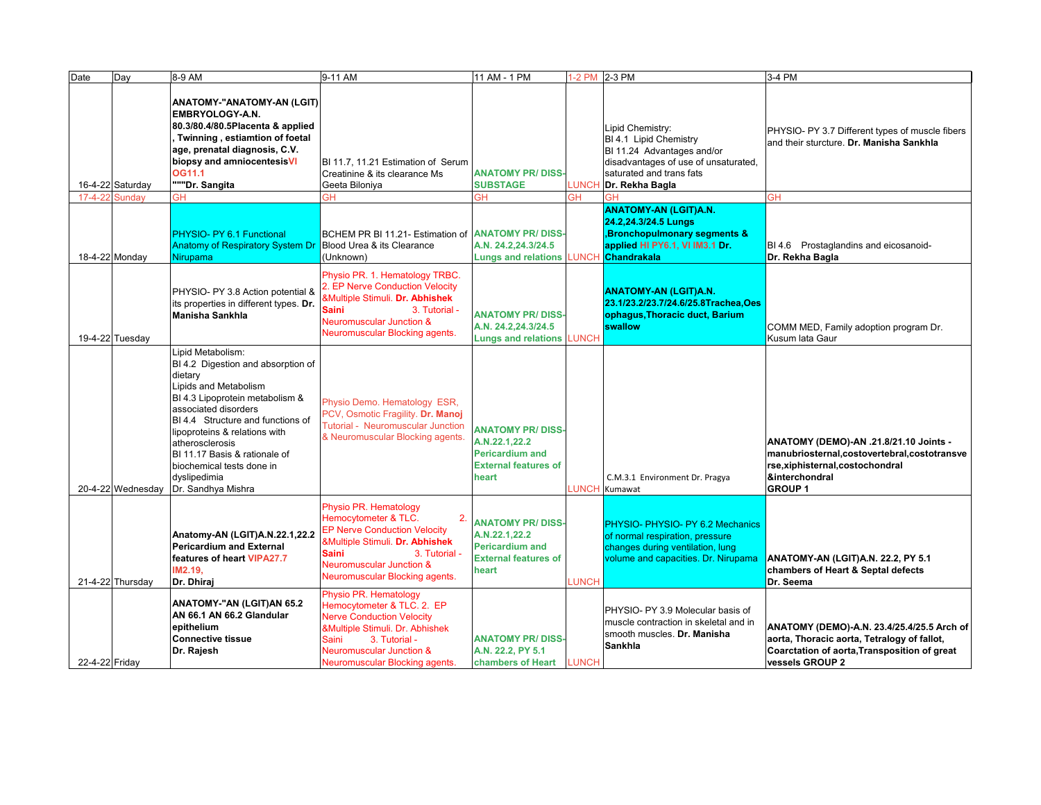| Date | Day | 8-9 AM | 9-11 AM | 11 AM - 1 PM | 1-2 PM | 2-3 PM | 3-4 PM |
|---|---|---|---|---|---|---|---|
| 16-4-22 | Saturday | **ANATOMY-"ANATOMY-AN (LGIT) EMBRYOLOGY-A.N. 80.3/80.4/80.5Placenta & applied , Twinning , estiamtion of foetal age, prenatal diagnosis, C.V. biopsy and amniocentesisVI OG11.1 """Dr. Sangita** | BI 11.7, 11.21 Estimation of Serum Creatinine & its clearance Ms Geeta Biloniya | **ANATOMY PR/ DISS-SUBSTAGE** | LUNCH | Lipid Chemistry: BI 4.1 Lipid Chemistry BI 11.24 Advantages and/or disadvantages of use of unsaturated, saturated and trans fats **Dr. Rekha Bagla** | PHYSIO- PY 3.7 Different types of muscle fibers and their sturcture. **Dr. Manisha Sankhla** |
| 17-4-22 | Sunday | GH | GH | GH | GH | GH | GH |
| 18-4-22 | Monday | PHYSIO- PY 6.1 Functional Anatomy of Respiratory System Dr Nirupama | BCHEM PR BI 11.21- Estimation of Blood Urea & its Clearance (Unknown) | **ANATOMY PR/ DISS-A.N. 24.2,24.3/24.5 Lungs and relations** | LUNCH | **ANATOMY-AN (LGIT)A.N. 24.2,24.3/24.5 Lungs ,Bronchopulmonary segments & applied HI PY6.1, VI IM3.1 Dr. Chandrakala** | BI 4.6 Prostaglandins and eicosanoid- **Dr. Rekha Bagla** |
| 19-4-22 | Tuesday | PHYSIO- PY 3.8 Action potential & its properties in different types. **Dr. Manisha Sankhla** | Physio PR. 1. Hematology TRBC. 2. EP Nerve Conduction Velocity &Multiple Stimuli. **Dr. Abhishek Saini** 3. Tutorial - Neuromuscular Junction & Neuromuscular Blocking agents. | **ANATOMY PR/ DISS-A.N. 24.2,24.3/24.5 Lungs and relations** | LUNCH | **ANATOMY-AN (LGIT)A.N. 23.1/23.2/23.7/24.6/25.8Trachea,Oesophagus,Thoracic duct, Barium swallow** | COMM MED, Family adoption program Dr. Kusum lata Gaur |
| 20-4-22 | Wednesday | Lipid Metabolism: BI 4.2 Digestion and absorption of dietary Lipids and Metabolism BI 4.3 Lipoprotein metabolism & associated disorders BI 4.4 Structure and functions of lipoproteins & relations with atherosclerosis BI 11.17 Basis & rationale of biochemical tests done in dyslipedimia Dr. Sandhya Mishra | Physio Demo. Hematology ESR, PCV, Osmotic Fragility. **Dr. Manoj** Tutorial - Neuromuscular Junction & Neuromuscular Blocking agents. | **ANATOMY PR/ DISS-A.N.22.1,22.2 Pericardium and External features of heart** | LUNCH | C.M.3.1 Environment Dr. Pragya Kumawat | **ANATOMY (DEMO)-AN .21.8/21.10 Joints - manubriosternal,costovertebral,costotransverse,xiphisternal,costochondral &interchondral GROUP 1** |
| 21-4-22 | Thursday | **Anatomy-AN (LGIT)A.N.22.1,22.2 Pericardium and External features of heart VIPA27.7 IM2.19, Dr. Dhiraj** | Physio PR. Hematology Hemocytometer & TLC. 2. EP Nerve Conduction Velocity &Multiple Stimuli. **Dr. Abhishek Saini** 3. Tutorial - Neuromuscular Junction & Neuromuscular Blocking agents. | **ANATOMY PR/ DISS-A.N.22.1,22.2 Pericardium and External features of heart** | LUNCH | PHYSIO- PHYSIO- PY 6.2 Mechanics of normal respiration, pressure changes during ventilation, lung volume and capacities. Dr. Nirupama | **ANATOMY-AN (LGIT)A.N. 22.2, PY 5.1 chambers of Heart & Septal defects Dr. Seema** |
| 22-4-22 | Friday | **ANATOMY-"AN (LGIT)AN 65.2 AN 66.1 AN 66.2 Glandular epithelium Connective tissue Dr. Rajesh** | Physio PR. Hematology Hemocytometer & TLC. 2. EP Nerve Conduction Velocity &Multiple Stimuli. Dr. Abhishek Saini 3. Tutorial - Neuromuscular Junction & Neuromuscular Blocking agents. | **ANATOMY PR/ DISS-A.N. 22.2, PY 5.1 chambers of Heart** | LUNCH | PHYSIO- PY 3.9 Molecular basis of muscle contraction in skeletal and in smooth muscles. **Dr. Manisha Sankhla** | **ANATOMY (DEMO)-A.N. 23.4/25.4/25.5 Arch of aorta, Thoracic aorta, Tetralogy of fallot, Coarctation of aorta,Transposition of great vessels GROUP 2** |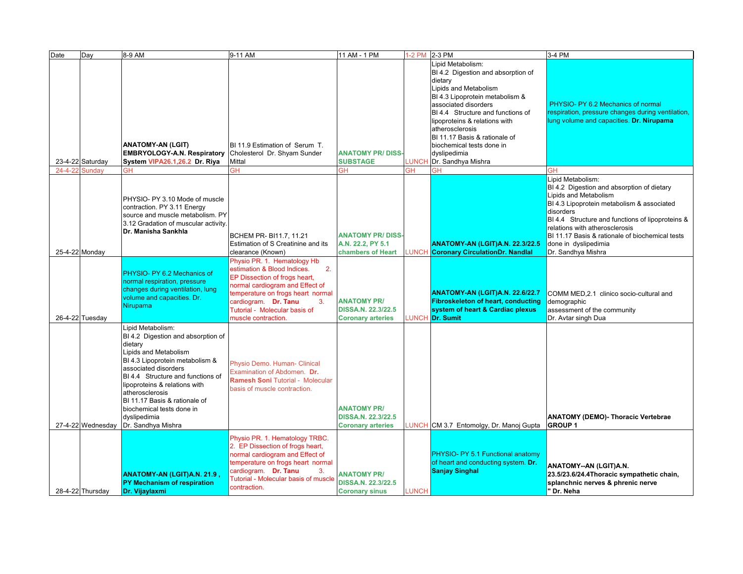| Date | Day | 8-9 AM | 9-11 AM | 11 AM - 1 PM | 1-2 PM | 2-3 PM | 3-4 PM |
|---|---|---|---|---|---|---|---|
| 23-4-22 | Saturday | **ANATOMY-AN (LGIT) EMBRYOLOGY-A.N. Respiratory System VIPA26.1,26.2 Dr. Riya** | BI 11.9 Estimation of Serum T. Cholesterol Dr. Shyam Sunder Mittal | **ANATOMY PR/ DISS-SUBSTAGE** | LUNCH | Lipid Metabolism: BI 4.2 Digestion and absorption of dietary Lipids and Metabolism BI 4.3 Lipoprotein metabolism & associated disorders BI 4.4 Structure and functions of lipoproteins & relations with atherosclerosis BI 11.17 Basis & rationale of biochemical tests done in dyslipedimia Dr. Sandhya Mishra | PHYSIO- PY 6.2 Mechanics of normal respiration, pressure changes during ventilation, lung volume and capacities. **Dr. Nirupama** |
| 24-4-22 | Sunday | GH | GH | GH | GH | GH | GH |
| 25-4-22 | Monday | PHYSIO- PY 3.10 Mode of muscle contraction. PY 3.11 Energy source and muscle metabolism. PY 3.12 Gradation of muscular activity. **Dr. Manisha Sankhla** | BCHEM PR- BI11.7, 11.21 Estimation of S Creatinine and its clearance (Known) | **ANATOMY PR/ DISS-A.N. 22.2, PY 5.1 chambers of Heart** | LUNCH | **ANATOMY-AN (LGIT)A.N. 22.3/22.5 Coronary CirculationDr. Nandlal** | Lipid Metabolism: BI 4.2 Digestion and absorption of dietary Lipids and Metabolism BI 4.3 Lipoprotein metabolism & associated disorders BI 4.4 Structure and functions of lipoproteins & relations with atherosclerosis BI 11.17 Basis & rationale of biochemical tests done in dyslipedimia Dr. Sandhya Mishra |
| 26-4-22 | Tuesday | PHYSIO- PY 6.2 Mechanics of normal respiration, pressure changes during ventilation, lung volume and capacities. Dr. Nirupama | Physio PR. 1. Hematology Hb estimation & Blood Indices. 2. EP Dissection of frogs heart, normal cardiogram and Effect of temperature on frogs heart normal cardiogram. **Dr. Tanu** 3. Tutorial - Molecular basis of muscle contraction. | **ANATOMY PR/ DISSA.N. 22.3/22.5 Coronary arteries** | LUNCH | **ANATOMY-AN (LGIT)A.N. 22.6/22.7 Fibroskeleton of heart, conducting system of heart & Cardiac plexus Dr. Sumit** | COMM MED,2.1 clinico socio-cultural and demographic assessment of the community Dr. Avtar singh Dua |
| 27-4-22 | Wednesday | Lipid Metabolism: BI 4.2 Digestion and absorption of dietary Lipids and Metabolism BI 4.3 Lipoprotein metabolism & associated disorders BI 4.4 Structure and functions of lipoproteins & relations with atherosclerosis BI 11.17 Basis & rationale of biochemical tests done in dyslipedimia Dr. Sandhya Mishra | Physio Demo. Human- Clinical Examination of Abdomen. **Dr. Ramesh Soni** Tutorial - Molecular basis of muscle contraction. | **ANATOMY PR/ DISSA.N. 22.3/22.5 Coronary arteries** | LUNCH | CM 3.7 Entomolgy, Dr. Manoj Gupta | **ANATOMY (DEMO)- Thoracic Vertebrae GROUP 1** |
| 28-4-22 | Thursday | **ANATOMY-AN (LGIT)A.N. 21.9 , PY Mechanism of respiration Dr. Vijaylaxmi** | Physio PR. 1. Hematology TRBC. 2. EP Dissection of frogs heart, normal cardiogram and Effect of temperature on frogs heart normal cardiogram. **Dr. Tanu** 3. Tutorial - Molecular basis of muscle contraction. | **ANATOMY PR/ DISSA.N. 22.3/22.5 Coronary sinus** | LUNCH | PHYSIO- PY 5.1 Functional anatomy of heart and conducting system. **Dr. Sanjay Singhal** | **ANATOMY--AN (LGIT)A.N. 23.5/23.6/24.4Thoracic sympathetic chain, splanchnic nerves & phrenic nerve " Dr. Neha** |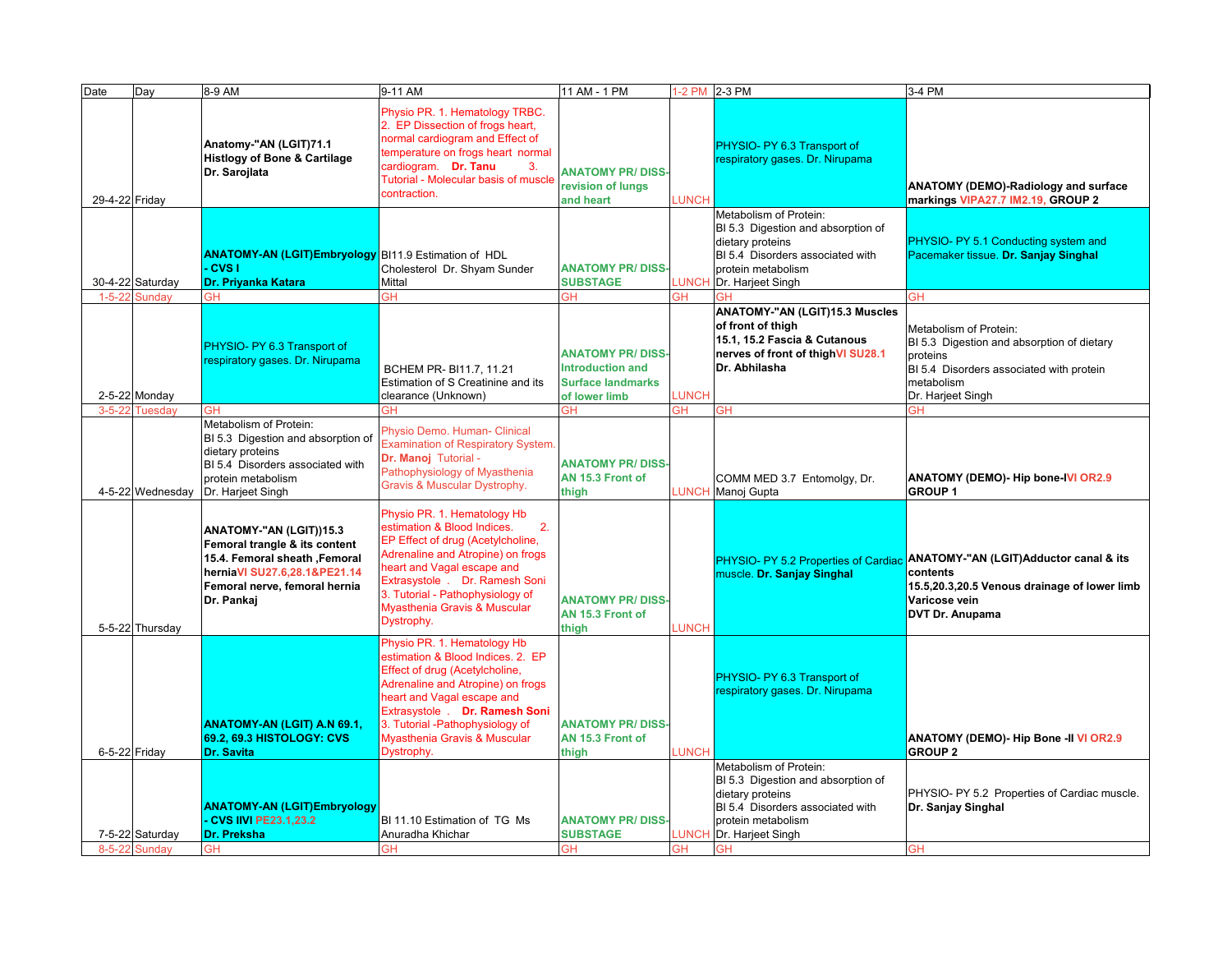| Date | Day | 8-9 AM | 9-11 AM | 11 AM - 1 PM | 1-2 PM | 2-3 PM | 3-4 PM |
|---|---|---|---|---|---|---|---|
| 29-4-22 | Friday | **Anatomy-"AN (LGIT)71.1 Histlogy of Bone & Cartilage Dr. Sarojlata** | Physio PR. 1. Hematology TRBC. 2. EP Dissection of frogs heart, normal cardiogram and Effect of temperature on frogs heart normal cardiogram. **Dr. Tanu** 3. Tutorial - Molecular basis of muscle contraction. | **ANATOMY PR/ DISS- revision of lungs and heart** | LUNCH | PHYSIO- PY 6.3 Transport of respiratory gases. Dr. Nirupama | **ANATOMY (DEMO)-Radiology and surface markings VIPA27.7 IM2.19, GROUP 2** |
| 30-4-22 | Saturday | **ANATOMY-AN (LGIT)Embryology - CVS I Dr. Priyanka Katara** | BI11.9 Estimation of HDL Cholesterol Dr. Shyam Sunder Mittal | **ANATOMY PR/ DISS- SUBSTAGE** | LUNCH | Metabolism of Protein: BI 5.3 Digestion and absorption of dietary proteins BI 5.4 Disorders associated with protein metabolism Dr. Harjeet Singh | PHYSIO- PY 5.1 Conducting system and Pacemaker tissue. **Dr. Sanjay Singhal** |
| 1-5-22 | Sunday | GH | GH | GH | GH | GH | GH |
| 2-5-22 | Monday | PHYSIO- PY 6.3 Transport of respiratory gases. Dr. Nirupama | BCHEM PR- BI11.7, 11.21 Estimation of S Creatinine and its clearance (Unknown) | **ANATOMY PR/ DISS- Introduction and Surface landmarks of lower limb** | LUNCH | **ANATOMY-"AN (LGIT)15.3 Muscles of front of thigh 15.1, 15.2 Fascia & Cutanous nerves of front of thighVI SU28.1 Dr. Abhilasha** | Metabolism of Protein: BI 5.3 Digestion and absorption of dietary proteins BI 5.4 Disorders associated with protein metabolism Dr. Harjeet Singh |
| 3-5-22 | Tuesday | GH | GH | GH | GH | GH | GH |
| 4-5-22 | Wednesday | Metabolism of Protein: BI 5.3 Digestion and absorption of dietary proteins BI 5.4 Disorders associated with protein metabolism Dr. Harjeet Singh | Physio Demo. Human- Clinical Examination of Respiratory System. **Dr. Manoj** Tutorial - Pathophysiology of Myasthenia Gravis & Muscular Dystrophy. | **ANATOMY PR/ DISS- AN 15.3 Front of thigh** | LUNCH | COMM MED 3.7 Entomolgy, Dr. Manoj Gupta | **ANATOMY (DEMO)- Hip bone-IVI OR2.9 GROUP 1** |
| 5-5-22 | Thursday | **ANATOMY-"AN (LGIT))15.3 Femoral trangle & its content 15.4. Femoral sheath ,Femoral herniaVI SU27.6,28.1&PE21.14 Femoral nerve, femoral hernia Dr. Pankaj** | Physio PR. 1. Hematology Hb estimation & Blood Indices. 2. EP Effect of drug (Acetylcholine, Adrenaline and Atropine) on frogs heart and Vagal escape and Extrasystole . Dr. Ramesh Soni 3. Tutorial - Pathophysiology of Myasthenia Gravis & Muscular Dystrophy. | **ANATOMY PR/ DISS- AN 15.3 Front of thigh** | LUNCH | PHYSIO- PY 5.2 Properties of Cardiac muscle. **Dr. Sanjay Singhal** | **ANATOMY-"AN (LGIT)Adductor canal & its contents 15.5,20.3,20.5 Venous drainage of lower limb Varicose vein DVT Dr. Anupama** |
| 6-5-22 | Friday | **ANATOMY-AN (LGIT) A.N 69.1, 69.2, 69.3 HISTOLOGY: CVS Dr. Savita** | Physio PR. 1. Hematology Hb estimation & Blood Indices. 2. EP Effect of drug (Acetylcholine, Adrenaline and Atropine) on frogs heart and Vagal escape and Extrasystole . **Dr. Ramesh Soni** 3. Tutorial -Pathophysiology of Myasthenia Gravis & Muscular Dystrophy. | **ANATOMY PR/ DISS- AN 15.3 Front of thigh** | LUNCH | PHYSIO- PY 6.3 Transport of respiratory gases. Dr. Nirupama | **ANATOMY (DEMO)- Hip Bone -II VI OR2.9 GROUP 2** |
| 7-5-22 | Saturday | **ANATOMY-AN (LGIT)Embryology - CVS IIVI PE23.1,23.2 Dr. Preksha** | BI 11.10 Estimation of TG Ms Anuradha Khichar | **ANATOMY PR/ DISS- SUBSTAGE** | LUNCH | Metabolism of Protein: BI 5.3 Digestion and absorption of dietary proteins BI 5.4 Disorders associated with protein metabolism Dr. Harjeet Singh | PHYSIO- PY 5.2 Properties of Cardiac muscle. **Dr. Sanjay Singhal** |
| 8-5-22 | Sunday | GH | GH | GH | GH | GH | GH |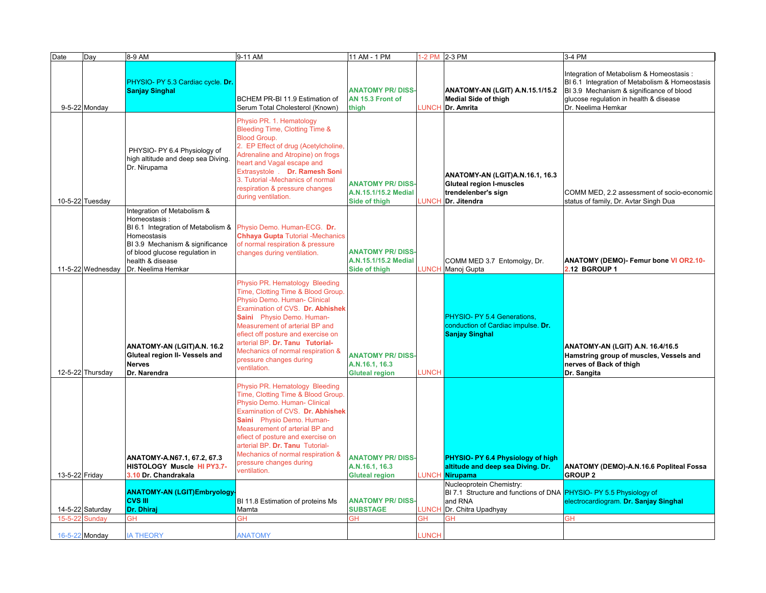| Date | Day | 8-9 AM | 9-11 AM | 11 AM - 1 PM | 1-2 PM | 2-3 PM | 3-4 PM |
|---|---|---|---|---|---|---|---|
| 9-5-22 | Monday | PHYSIO- PY 5.3 Cardiac cycle. **Dr. Sanjay Singhal** | BCHEM PR-BI 11.9 Estimation of Serum Total Cholesterol (Known) | **ANATOMY PR/ DISS-AN 15.3 Front of thigh** | LUNCH | **ANATOMY-AN (LGIT) A.N.15.1/15.2 Medial Side of thigh Dr. Amrita** | Integration of Metabolism & Homeostasis : BI 6.1 Integration of Metabolism & Homeostasis BI 3.9 Mechanism & significance of blood glucose regulation in health & disease Dr. Neelima Hemkar |
| 10-5-22 | Tuesday | PHYSIO- PY 6.4 Physiology of high altitude and deep sea Diving. Dr. Nirupama | Physio PR. 1. Hematology Bleeding Time, Clotting Time & Blood Group. 2. EP Effect of drug (Acetylcholine, Adrenaline and Atropine) on frogs heart and Vagal escape and Extrasystole . **Dr. Ramesh Soni** 3. Tutorial -Mechanics of normal respiration & pressure changes during ventilation. | **ANATOMY PR/ DISS-A.N.15.1/15.2 Medial Side of thigh** | LUNCH | **ANATOMY-AN (LGIT)A.N.16.1, 16.3 Gluteal region I-muscles trendelenber's sign Dr. Jitendra** | COMM MED, 2.2 assessment of socio-economic status of family, Dr. Avtar Singh Dua |
| 11-5-22 | Wednesday | Integration of Metabolism & Homeostasis : BI 6.1 Integration of Metabolism & Homeostasis BI 3.9 Mechanism & significance of blood glucose regulation in health & disease Dr. Neelima Hemkar | Physio Demo. Human-ECG. **Dr. Chhaya Gupta** Tutorial -Mechanics of normal respiration & pressure changes during ventilation. | **ANATOMY PR/ DISS-A.N.15.1/15.2 Medial Side of thigh** | LUNCH | COMM MED 3.7 Entomolgy, Dr. Manoj Gupta | **ANATOMY (DEMO)- Femur bone VI OR2.10-2.12 BGROUP 1** |
| 12-5-22 | Thursday | **ANATOMY-AN (LGIT)A.N. 16.2 Gluteal region II- Vessels and Nerves Dr. Narendra** | Physio PR. Hematology Bleeding Time, Clotting Time & Blood Group. Physio Demo. Human- Clinical Examination of CVS. **Dr. Abhishek Saini** Physio Demo. Human- Measurement of arterial BP and efect off posture and exercise on arterial BP. **Dr. Tanu Tutorial-** Mechanics of normal respiration & pressure changes during ventilation. | **ANATOMY PR/ DISS-A.N.16.1, 16.3 Gluteal region** | LUNCH | PHYSIO- PY 5.4 Generations, conduction of Cardiac impulse. **Dr. Sanjay Singhal** | **ANATOMY-AN (LGIT) A.N. 16.4/16.5 Hamstring group of muscles, Vessels and nerves of Back of thigh Dr. Sangita** |
| 13-5-22 | Friday | **ANATOMY-A.N67.1, 67.2, 67.3 HISTOLOGY Muscle HI PY3.7-3.10 Dr. Chandrakala** | Physio PR. Hematology Bleeding Time, Clotting Time & Blood Group. Physio Demo. Human- Clinical Examination of CVS. **Dr. Abhishek Saini** Physio Demo. Human- Measurement of arterial BP and efect of posture and exercise on arterial BP. **Dr. Tanu** Tutorial-Mechanics of normal respiration & pressure changes during ventilation. | **ANATOMY PR/ DISS-A.N.16.1, 16.3 Gluteal region** | LUNCH | **PHYSIO- PY 6.4 Physiology of high altitude and deep sea Diving. Dr. Nirupama** | **ANATOMY (DEMO)-A.N.16.6 Popliteal Fossa GROUP 2** |
| 14-5-22 | Saturday | **ANATOMY-AN (LGIT)Embryology-CVS III Dr. Dhiraj** | BI 11.8 Estimation of proteins Ms Mamta | **ANATOMY PR/ DISS-SUBSTAGE** | LUNCH | Nucleoprotein Chemistry: BI 7.1 Structure and functions of DNA and RNA Dr. Chitra Upadhyay | PHYSIO- PY 5.5 Physiology of electrocardiogram. **Dr. Sanjay Singhal** |
| 15-5-22 | Sunday | GH | GH | GH | GH | GH | GH |
| 16-5-22 | Monday | IA THEORY | ANATOMY | | LUNCH | | |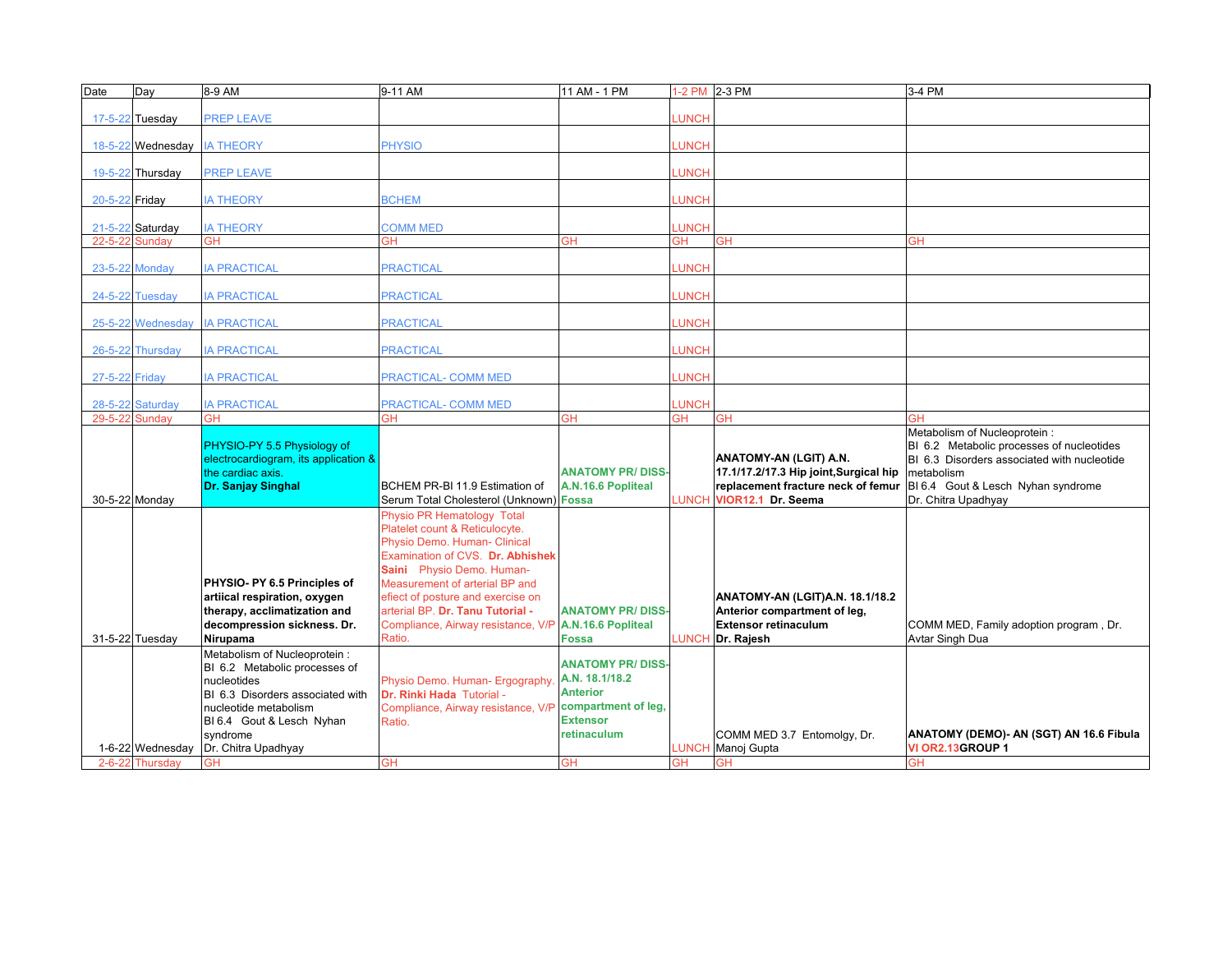| Date | Day | 8-9 AM | 9-11 AM | 11 AM - 1 PM | 1-2 PM | 2-3 PM | 3-4 PM |
|---|---|---|---|---|---|---|---|
| 17-5-22 | Tuesday | PREP LEAVE | | | LUNCH | | |
| 18-5-22 | Wednesday | IA THEORY | PHYSIO | | LUNCH | | |
| 19-5-22 | Thursday | PREP LEAVE | | | LUNCH | | |
| 20-5-22 | Friday | IA THEORY | BCHEM | | LUNCH | | |
| 21-5-22 | Saturday | IA THEORY | COMM MED | | LUNCH | | |
| 22-5-22 | Sunday | GH | GH | GH | GH | GH | GH |
| 23-5-22 | Monday | IA PRACTICAL | PRACTICAL | | LUNCH | | |
| 24-5-22 | Tuesday | IA PRACTICAL | PRACTICAL | | LUNCH | | |
| 25-5-22 | Wednesday | IA PRACTICAL | PRACTICAL | | LUNCH | | |
| 26-5-22 | Thursday | IA PRACTICAL | PRACTICAL | | LUNCH | | |
| 27-5-22 | Friday | IA PRACTICAL | PRACTICAL- COMM MED | | LUNCH | | |
| 28-5-22 | Saturday | IA PRACTICAL | PRACTICAL- COMM MED | | LUNCH | | |
| 29-5-22 | Sunday | GH | GH | GH | GH | GH | GH |
| 30-5-22 | Monday | PHYSIO-PY 5.5 Physiology of electrocardiogram, its application & the cardiac axis. **Dr. Sanjay Singhal** | BCHEM PR-BI 11.9 Estimation of Serum Total Cholesterol (Unknown) | **ANATOMY PR/ DISS- A.N.16.6 Popliteal Fossa** | LUNCH | **ANATOMY-AN (LGIT) A.N. 17.1/17.2/17.3 Hip joint,Surgical hip replacement fracture neck of femur VIOR12.1 Dr. Seema** | Metabolism of Nucleoprotein : BI 6.2 Metabolic processes of nucleotides BI 6.3 Disorders associated with nucleotide metabolism BI 6.4 Gout & Lesch Nyhan syndrome Dr. Chitra Upadhyay |
| 31-5-22 | Tuesday | **PHYSIO- PY 6.5 Principles of artiical respiration, oxygen therapy, acclimatization and decompression sickness. Dr. Nirupama** | Physio PR Hematology Total Platelet count & Reticulocyte. Physio Demo. Human- Clinical Examination of CVS. **Dr. Abhishek Saini** Physio Demo. Human- Measurement of arterial BP and efiect of posture and exercise on arterial BP. **Dr. Tanu Tutorial -** Compliance, Airway resistance, V/P Ratio. | **ANATOMY PR/ DISS- A.N.16.6 Popliteal Fossa** | LUNCH | **ANATOMY-AN (LGIT)A.N. 18.1/18.2 Anterior compartment of leg, Extensor retinaculum Dr. Rajesh** | COMM MED, Family adoption program , Dr. Avtar Singh Dua |
| 1-6-22 | Wednesday | Metabolism of Nucleoprotein : BI 6.2 Metabolic processes of nucleotides BI 6.3 Disorders associated with nucleotide metabolism BI 6.4 Gout & Lesch Nyhan syndrome Dr. Chitra Upadhyay | Physio Demo. Human- Ergography. **Dr. Rinki Hada** Tutorial - Compliance, Airway resistance, V/P Ratio. | **ANATOMY PR/ DISS- A.N. 18.1/18.2 Anterior compartment of leg, Extensor retinaculum** | LUNCH | COMM MED 3.7 Entomolgy, Dr. Manoj Gupta | **ANATOMY (DEMO)- AN (SGT) AN 16.6 Fibula VI OR2.13GROUP 1** |
| 2-6-22 | Thursday | GH | GH | GH | GH | GH | GH |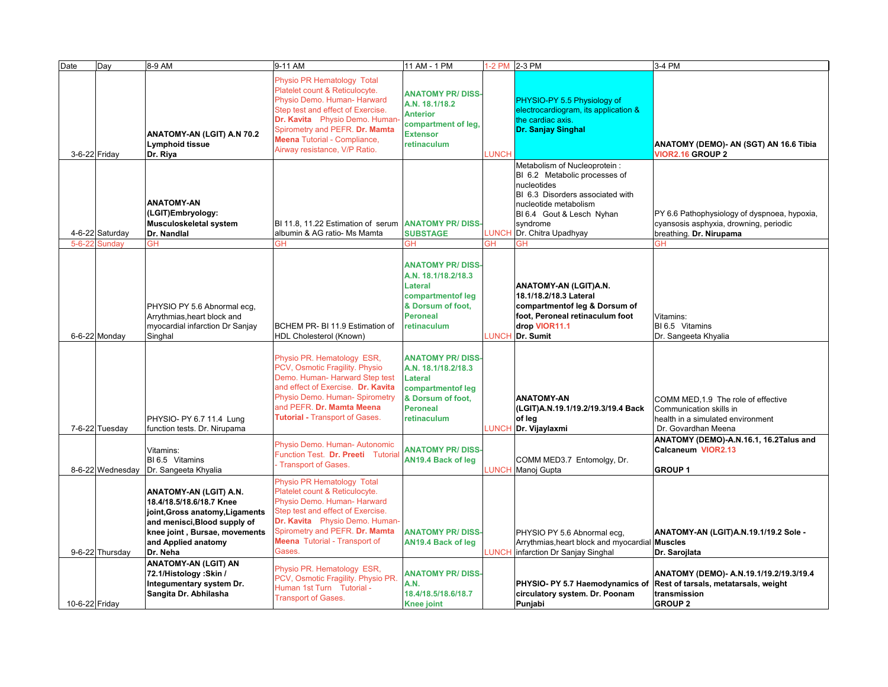| Date | Day | 8-9 AM | 9-11 AM | 11 AM - 1 PM | 1-2 PM | 2-3 PM | 3-4 PM |
|---|---|---|---|---|---|---|---|
| 3-6-22 | Friday | **ANATOMY-AN (LGIT) A.N 70.2 Lymphoid tissue Dr. Riya** | Physio PR Hematology Total Platelet count & Reticulocyte. Physio Demo. Human- Harward Step test and effect of Exercise. **Dr. Kavita** Physio Demo. Human-Spirometry and PEFR. **Dr. Mamta Meena** Tutorial - Compliance, Airway resistance, V/P Ratio. | **ANATOMY PR/ DISS- A.N. 18.1/18.2 Anterior compartment of leg, Extensor retinaculum** | LUNCH | PHYSIO-PY 5.5 Physiology of electrocardiogram, its application & the cardiac axis. **Dr. Sanjay Singhal** | **ANATOMY (DEMO)- AN (SGT) AN 16.6 Tibia VIOR2.16 GROUP 2** |
| 4-6-22 | Saturday | **ANATOMY-AN (LGIT)Embryology: Musculoskeletal system Dr. Nandlal** | BI 11.8, 11.22 Estimation of serum albumin & AG ratio- Ms Mamta | **ANATOMY PR/ DISS- SUBSTAGE** | LUNCH | Metabolism of Nucleoprotein : BI 6.2 Metabolic processes of nucleotides BI 6.3 Disorders associated with nucleotide metabolism BI 6.4 Gout & Lesch Nyhan syndrome Dr. Chitra Upadhyay | PY 6.6 Pathophysiology of dyspnoea, hypoxia, cyansosis asphyxia, drowning, periodic breathing. **Dr. Nirupama** |
| 5-6-22 | Sunday | GH | GH | GH | GH | GH | GH |
| 6-6-22 | Monday | PHYSIO PY 5.6 Abnormal ecg, Arrythmias,heart block and myocardial infarction Dr Sanjay Singhal | BCHEM PR- BI 11.9 Estimation of HDL Cholesterol (Known) | **ANATOMY PR/ DISS- A.N. 18.1/18.2/18.3 Lateral compartmentof leg & Dorsum of foot, Peroneal retinaculum** | LUNCH | **ANATOMY-AN (LGIT)A.N. 18.1/18.2/18.3 Lateral compartmentof leg & Dorsum of foot, Peroneal retinaculum foot drop VIOR11.1 Dr. Sumit** | Vitamins: BI 6.5 Vitamins Dr. Sangeeta Khyalia |
| 7-6-22 | Tuesday | PHYSIO- PY 6.7 11.4 Lung function tests. Dr. Nirupama | Physio PR. Hematology ESR, PCV, Osmotic Fragility. Physio Demo. Human- Harward Step test and effect of Exercise. **Dr. Kavita** Physio Demo. Human- Spirometry and PEFR. **Dr. Mamta Meena Tutorial -** Transport of Gases. | **ANATOMY PR/ DISS- A.N. 18.1/18.2/18.3 Lateral compartmentof leg & Dorsum of foot, Peroneal retinaculum** | LUNCH | **ANATOMY-AN (LGIT)A.N.19.1/19.2/19.3/19.4 Back of leg Dr. Vijaylaxmi** | COMM MED,1.9 The role of effective Communication skills in health in a simulated environment Dr. Govardhan Meena |
| 8-6-22 | Wednesday | Vitamins: BI 6.5 Vitamins Dr. Sangeeta Khyalia | Physio Demo. Human- Autonomic Function Test. **Dr. Preeti** Tutorial - Transport of Gases. | **ANATOMY PR/ DISS- AN19.4 Back of leg** | LUNCH | COMM MED3.7 Entomolgy, Dr. Manoj Gupta | **ANATOMY (DEMO)-A.N.16.1, 16.2Talus and Calcaneum VIOR2.13 GROUP 1** |
| 9-6-22 | Thursday | **ANATOMY-AN (LGIT) A.N. 18.4/18.5/18.6/18.7 Knee joint,Gross anatomy,Ligaments and menisci,Blood supply of knee joint , Bursae, movements and Applied anatomy Dr. Neha** | Physio PR Hematology Total Platelet count & Reticulocyte. Physio Demo. Human- Harward Step test and effect of Exercise. **Dr. Kavita** Physio Demo. Human- Spirometry and PEFR. **Dr. Mamta Meena** Tutorial - Transport of Gases. | **ANATOMY PR/ DISS- AN19.4 Back of leg** | LUNCH | PHYSIO PY 5.6 Abnormal ecg, Arrythmias,heart block and myocardial infarction Dr Sanjay Singhal | **ANATOMY-AN (LGIT)A.N.19.1/19.2 Sole - Muscles Dr. Sarojlata** |
| 10-6-22 | Friday | **ANATOMY-AN (LGIT) AN 72.1/Histology :Skin / Integumentary system Dr. Sangita Dr. Abhilasha** | Physio PR. Hematology ESR, PCV, Osmotic Fragility. Physio PR. Human 1st Turn Tutorial - Transport of Gases. | **ANATOMY PR/ DISS- A.N. 18.4/18.5/18.6/18.7 Knee joint** | | **PHYSIO- PY 5.7 Haemodynamics of circulatory system. Dr. Poonam Punjabi** | **ANATOMY (DEMO)- A.N.19.1/19.2/19.3/19.4 Rest of tarsals, metatarsals, weight transmission GROUP 2** |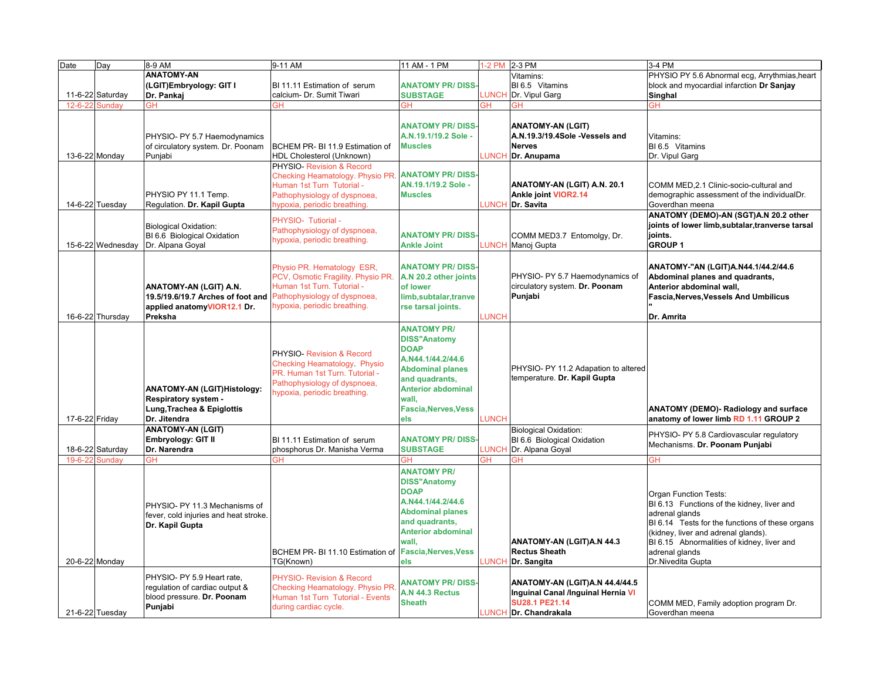| Date | Day | 8-9 AM | 9-11 AM | 11 AM - 1 PM | 1-2 PM | 2-3 PM | 3-4 PM |
|---|---|---|---|---|---|---|---|
| 11-6-22 | Saturday | **ANATOMY-AN (LGIT)Embryology: GIT I Dr. Pankaj** | BI 11.11 Estimation of serum calcium- Dr. Sumit Tiwari | **ANATOMY PR/ DISS-SUBSTAGE** | LUNCH | Vitamins: BI 6.5 Vitamins Dr. Vipul Garg | PHYSIO PY 5.6 Abnormal ecg, Arrythmias,heart block and myocardial infarction **Dr Sanjay Singhal** |
| 12-6-22 | Sunday | GH | GH | GH | GH | GH | GH |
| 13-6-22 | Monday | PHYSIO- PY 5.7 Haemodynamics of circulatory system. Dr. Poonam Punjabi | BCHEM PR- BI 11.9 Estimation of HDL Cholesterol (Unknown) | **ANATOMY PR/ DISS-A.N.19.1/19.2 Sole - Muscles** | LUNCH | **ANATOMY-AN (LGIT) A.N.19.3/19.4Sole -Vessels and Nerves Dr. Anupama** | Vitamins: BI 6.5 Vitamins Dr. Vipul Garg |
| 14-6-22 | Tuesday | PHYSIO PY 11.1 Temp. Regulation. **Dr. Kapil Gupta** | PHYSIO- Revision & Record Checking Heamatology. Physio PR. Human 1st Turn Tutorial - Pathophysiology of dyspnoea, hypoxia, periodic breathing. | **ANATOMY PR/ DISS-AN.19.1/19.2 Sole - Muscles** | LUNCH | **ANATOMY-AN (LGIT) A.N. 20.1 Ankle joint VIOR2.14 Dr. Savita** | COMM MED,2.1 Clinic-socio-cultural and demographic assessment of the individualDr. Goverdhan meena |
| 15-6-22 | Wednesday | Biological Oxidation: BI 6.6 Biological Oxidation Dr. Alpana Goyal | PHYSIO- Tutiorial - Pathophysiology of dyspnoea, hypoxia, periodic breathing. | **ANATOMY PR/ DISS-Ankle Joint** | LUNCH | COMM MED3.7 Entomolgy, Dr. Manoj Gupta | **ANATOMY (DEMO)-AN (SGT)A.N 20.2 other joints of lower limb,subtalar,tranverse tarsal joints. GROUP 1** |
| 16-6-22 | Thursday | **ANATOMY-AN (LGIT) A.N. 19.5/19.6/19.7 Arches of foot and applied anatomyVIOR12.1 Dr. Preksha** | Physio PR. Hematology ESR, PCV, Osmotic Fragility. Physio PR. Human 1st Turn. Tutorial - Pathophysiology of dyspnoea, hypoxia, periodic breathing. | **ANATOMY PR/ DISS-A.N 20.2 other joints of lower limb,subtalar,tranverse tarsal joints.** | LUNCH | PHYSIO- PY 5.7 Haemodynamics of circulatory system. **Dr. Poonam Punjabi** | **ANATOMY-"AN (LGIT)A.N44.1/44.2/44.6 Abdominal planes and quadrants, Anterior abdominal wall, Fascia,Nerves,Vessels And Umbilicus " Dr. Amrita** |
| 17-6-22 | Friday | **ANATOMY-AN (LGIT)Histology: Respiratory system - Lung,Trachea & Epiglottis Dr. Jitendra** | PHYSIO- Revision & Record Checking Heamatology. Physio PR. Human 1st Turn. Tutorial - Pathophysiology of dyspnoea, hypoxia, periodic breathing. | **ANATOMY PR/ DISS"Anatomy DOAP A.N44.1/44.2/44.6 Abdominal planes and quadrants, Anterior abdominal wall, Fascia,Nerves,Vessels** | LUNCH | PHYSIO- PY 11.2 Adapation to altered temperature. **Dr. Kapil Gupta** | **ANATOMY (DEMO)- Radiology and surface anatomy of lower limb RD 1.11 GROUP 2** |
| 18-6-22 | Saturday | **ANATOMY-AN (LGIT) Embryology: GIT II Dr. Narendra** | BI 11.11 Estimation of serum phosphorus Dr. Manisha Verma | **ANATOMY PR/ DISS-SUBSTAGE** | LUNCH | Biological Oxidation: BI 6.6 Biological Oxidation Dr. Alpana Goyal | PHYSIO- PY 5.8 Cardiovascular regulatory Mechanisms. **Dr. Poonam Punjabi** |
| 19-6-22 | Sunday | GH | GH | GH | GH | GH | GH |
| 20-6-22 | Monday | PHYSIO- PY 11.3 Mechanisms of fever, cold injuries and heat stroke. **Dr. Kapil Gupta** | BCHEM PR- BI 11.10 Estimation of TG(Known) | **ANATOMY PR/ DISS"Anatomy DOAP A.N44.1/44.2/44.6 Abdominal planes and quadrants, Anterior abdominal wall, Fascia,Nerves,Vessels** | LUNCH | **ANATOMY-AN (LGIT)A.N 44.3 Rectus Sheath Dr. Sangita** | Organ Function Tests: BI 6.13 Functions of the kidney, liver and adrenal glands BI 6.14 Tests for the functions of these organs (kidney, liver and adrenal glands). BI 6.15 Abnormalities of kidney, liver and adrenal glands Dr.Nivedita Gupta |
| 21-6-22 | Tuesday | PHYSIO- PY 5.9 Heart rate, regulation of cardiac output & blood pressure. **Dr. Poonam Punjabi** | PHYSIO- Revision & Record Checking Heamatology. Physio PR. Human 1st Turn Tutorial - Events during cardiac cycle. | **ANATOMY PR/ DISS-A.N 44.3 Rectus Sheath** | LUNCH | **ANATOMY-AN (LGIT)A.N 44.4/44.5 Inguinal Canal /Inguinal Hernia VI SU28.1 PE21.14 Dr. Chandrakala** | COMM MED, Family adoption program Dr. Goverdhan meena |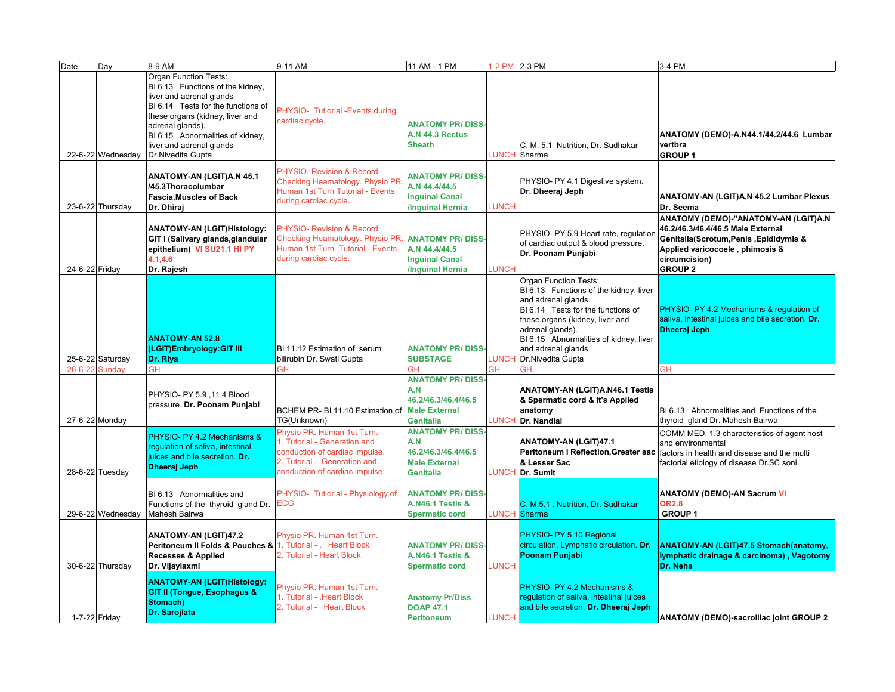| Date | Day | 8-9 AM | 9-11 AM | 11 AM - 1 PM | 1-2 PM | 2-3 PM | 3-4 PM |
|---|---|---|---|---|---|---|---|
| 22-6-22 | Wednesday | Organ Function Tests: BI 6.13 Functions of the kidney, liver and adrenal glands BI 6.14 Tests for the functions of these organs (kidney, liver and adrenal glands). BI 6.15 Abnormalities of kidney, liver and adrenal glands Dr.Nivedita Gupta | PHYSIO- Tutiorial -Events during cardiac cycle. | **ANATOMY PR/ DISS- A.N 44.3 Rectus Sheath** | LUNCH | C. M. 5.1 Nutrition, Dr. Sudhakar Sharma | **ANATOMY (DEMO)-A.N44.1/44.2/44.6 Lumbar vertbra GROUP 1** |
| 23-6-22 | Thursday | **ANATOMY-AN (LGIT)A.N 45.1 /45.3Thoracolumbar Fascia,Muscles of Back Dr. Dhiraj** | PHYSIO- Revision & Record Checking Heamatology. Physio PR. Human 1st Turn Tutorial - Events during cardiac cycle. | **ANATOMY PR/ DISS- A.N 44.4/44.5 Inguinal Canal /Inguinal Hernia** | LUNCH | PHYSIO- PY 4.1 Digestive system. **Dr. Dheeraj Jeph** | **ANATOMY-AN (LGIT)A,N 45.2 Lumbar Plexus Dr. Seema** |
| 24-6-22 | Friday | **ANATOMY-AN (LGIT)Histology: GIT I (Salivary glands,glandular epithelium) VI SU21.1 HI PY 4.1,4.6 Dr. Rajesh** | PHYSIO- Revision & Record Checking Heamatology. Physio PR. Human 1st Turn. Tutorial - Events during cardiac cycle. | **ANATOMY PR/ DISS- A.N 44.4/44.5 Inguinal Canal /Inguinal Hernia** | LUNCH | PHYSIO- PY 5.9 Heart rate, regulation of cardiac output & blood pressure. **Dr. Poonam Punjabi** | **ANATOMY (DEMO)-"ANATOMY-AN (LGIT)A.N 46.2/46.3/46.4/46.5 Male External Genitalia(Scrotum,Penis ,Epididymis & Applied varicocoele , phimosis & circumcision) GROUP 2** |
| 25-6-22 | Saturday | **ANATOMY-AN 52.8 (LGIT)Embryology:GIT III Dr. Riya** | BI 11.12 Estimation of serum bilirubin Dr. Swati Gupta | **ANATOMY PR/ DISS- SUBSTAGE** | LUNCH | Organ Function Tests: BI 6.13 Functions of the kidney, liver and adrenal glands BI 6.14 Tests for the functions of these organs (kidney, liver and adrenal glands). BI 6.15 Abnormalities of kidney, liver and adrenal glands Dr.Nivedita Gupta | PHYSIO- PY 4.2 Mechanisms & regulation of saliva, intestinal juices and bile secretion. **Dr. Dheeraj Jeph** |
| 26-6-22 | Sunday | GH | GH | GH | GH | GH | GH |
| 27-6-22 | Monday | PHYSIO- PY 5.9 ,11.4 Blood pressure. **Dr. Poonam Punjabi** | BCHEM PR- BI 11.10 Estimation of TG(Unknown) | **ANATOMY PR/ DISS- A.N 46.2/46.3/46.4/46.5 Male External Genitalia** | LUNCH | **ANATOMY-AN (LGIT)A.N46.1 Testis & Spermatic cord & it's Applied anatomy Dr. Nandlal** | BI 6.13 Abnormalities and Functions of the thyroid gland Dr. Mahesh Bairwa |
| 28-6-22 | Tuesday | PHYSIO- PY 4.2 Mechanisms & regulation of saliva, intestinal juices and bile secretion. **Dr. Dheeraj Jeph** | Physio PR. Human 1st Turn. 1. Tutorial - Generation and conduction of cardiac impulse. 2. Tutorial - Generation and conduction of cardiac impulse. | **ANATOMY PR/ DISS- A.N 46.2/46.3/46.4/46.5 Male External Genitalia** | LUNCH | **ANATOMY-AN (LGIT)47.1 Peritoneum I Reflection,Greater sac & Lesser Sac Dr. Sumit** | COMM MED, 1.3 characteristics of agent host and environmental factors in health and disease and the multi factorial etiology of disease Dr.SC soni |
| 29-6-22 | Wednesday | BI 6.13 Abnormalities and Functions of the thyroid gland Dr. Mahesh Bairwa | PHYSIO- Tutiorial - Physiology of ECG | **ANATOMY PR/ DISS- A.N46.1 Testis & Spermatic cord** | LUNCH | C. M.5.1 . Nutrition, Dr. Sudhakar Sharma | **ANATOMY (DEMO)-AN Sacrum VI OR2.8 GROUP 1** |
| 30-6-22 | Thursday | **ANATOMY-AN (LGIT)47.2 Peritoneum II Folds & Pouches & Recesses & Applied Dr. Vijaylaxmi** | Physio PR. Human 1st Turn. 1. Tutorial - . Heart Block 2. Tutorial - Heart Block | **ANATOMY PR/ DISS- A.N46.1 Testis & Spermatic cord** | LUNCH | PHYSIO- PY 5.10 Regional circulation, Lymphatic circulation. **Dr. Poonam Punjabi** | **ANATOMY-AN (LGIT)47.5 Stomach(anatomy, lymphatic drainage & carcinoma) , Vagotomy Dr. Neha** |
| 1-7-22 | Friday | **ANATOMY-AN (LGIT)Histology: GIT II (Tongue, Esophagus & Stomach) Dr. Sarojlata** | Physio PR. Human 1st Turn. 1. Tutorial - .Heart Block 2. Tutorial - Heart Block | **Anatomy Pr/Diss DOAP 47.1 Peritoneum** | LUNCH | PHYSIO- PY 4.2 Mechanisms & regulation of saliva, intestinal juices and bile secretion. **Dr. Dheeraj Jeph** | **ANATOMY (DEMO)-sacroiliac joint GROUP 2** |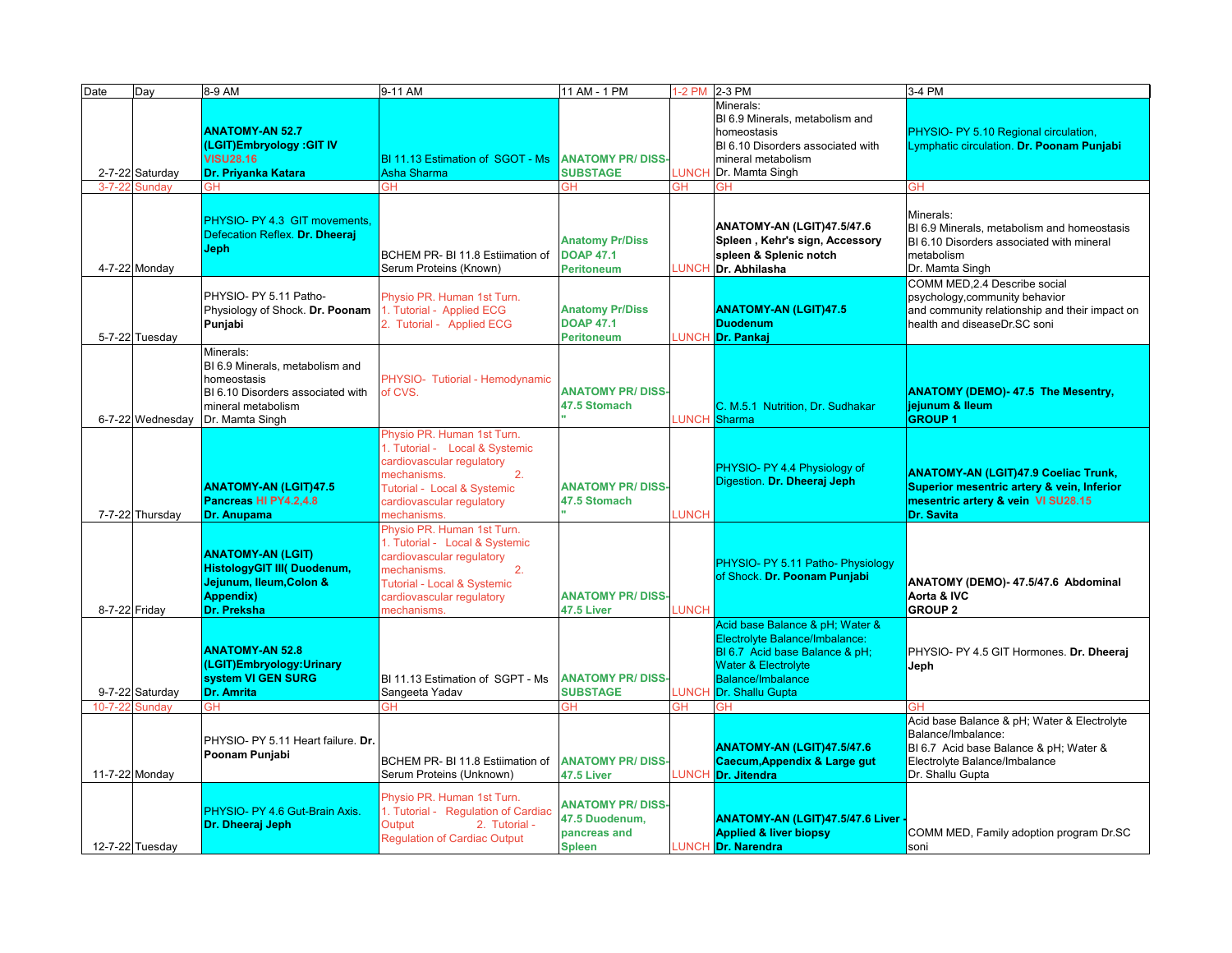| Date | Day | 8-9 AM | 9-11 AM | 11 AM - 1 PM | 1-2 PM | 2-3 PM | 3-4 PM |
|---|---|---|---|---|---|---|---|
| 2-7-22 | Saturday | **ANATOMY-AN 52.7 (LGIT)Embryology :GIT IV** **VISU28.16** **Dr. Priyanka Katara** | BI 11.13 Estimation of SGOT - Ms Asha Sharma | **ANATOMY PR/ DISS-SUBSTAGE** | LUNCH | Minerals: BI 6.9 Minerals, metabolism and homeostasis BI 6.10 Disorders associated with mineral metabolism Dr. Mamta Singh | PHYSIO- PY 5.10 Regional circulation, Lymphatic circulation. **Dr. Poonam Punjabi** |
| 3-7-22 | Sunday | GH | GH | GH | GH | GH | GH |
| 4-7-22 | Monday | PHYSIO- PY 4.3 GIT movements, Defecation Reflex. **Dr. Dheeraj Jeph** | BCHEM PR- BI 11.8 Estiimation of Serum Proteins (Known) | **Anatomy Pr/Diss DOAP 47.1 Peritoneum** | LUNCH | **ANATOMY-AN (LGIT)47.5/47.6 Spleen , Kehr's sign, Accessory spleen & Splenic notch Dr. Abhilasha** | Minerals: BI 6.9 Minerals, metabolism and homeostasis BI 6.10 Disorders associated with mineral metabolism Dr. Mamta Singh |
| 5-7-22 | Tuesday | PHYSIO- PY 5.11 Patho-Physiology of Shock. **Dr. Poonam Punjabi** | Physio PR. Human 1st Turn. 1. Tutorial - Applied ECG 2. Tutorial - Applied ECG | **Anatomy Pr/Diss DOAP 47.1 Peritoneum** | LUNCH | **ANATOMY-AN (LGIT)47.5 Duodenum Dr. Pankaj** | COMM MED,2.4 Describe social psychology,community behavior and community relationship and their impact on health and diseaseDr.SC soni |
| 6-7-22 | Wednesday | Minerals: BI 6.9 Minerals, metabolism and homeostasis BI 6.10 Disorders associated with mineral metabolism Dr. Mamta Singh | PHYSIO- Tutiorial - Hemodynamic of CVS. | **ANATOMY PR/ DISS-47.5 Stomach "** | LUNCH | C. M.5.1 Nutrition, Dr. Sudhakar Sharma | **ANATOMY (DEMO)- 47.5 The Mesentry, jejunum & Ileum GROUP 1** |
| 7-7-22 | Thursday | **ANATOMY-AN (LGIT)47.5 Pancreas** **HI PY4.2,4.8** **Dr. Anupama** | Physio PR. Human 1st Turn. 1. Tutorial - Local & Systemic cardiovascular regulatory mechanisms. 2. Tutorial - Local & Systemic cardiovascular regulatory mechanisms. | **ANATOMY PR/ DISS-47.5 Stomach "** | LUNCH | PHYSIO- PY 4.4 Physiology of Digestion. **Dr. Dheeraj Jeph** | **ANATOMY-AN (LGIT)47.9 Coeliac Trunk, Superior mesentric artery & vein, Inferior mesentric artery & vein** **VI SU28.15** **Dr. Savita** |
| 8-7-22 | Friday | **ANATOMY-AN (LGIT) HistologyGIT III( Duodenum, Jejunum, Ileum,Colon & Appendix) Dr. Preksha** | Physio PR. Human 1st Turn. 1. Tutorial - Local & Systemic cardiovascular regulatory mechanisms. 2. Tutorial - Local & Systemic cardiovascular regulatory mechanisms. | **ANATOMY PR/ DISS-47.5 Liver** | LUNCH | PHYSIO- PY 5.11 Patho- Physiology of Shock. **Dr. Poonam Punjabi** | **ANATOMY (DEMO)- 47.5/47.6 Abdominal Aorta & IVC GROUP 2** |
| 9-7-22 | Saturday | **ANATOMY-AN 52.8 (LGIT)Embryology:Urinary system VI GEN SURG Dr. Amrita** | BI 11.13 Estimation of SGPT - Ms Sangeeta Yadav | **ANATOMY PR/ DISS-SUBSTAGE** | LUNCH | Acid base Balance & pH; Water & Electrolyte Balance/Imbalance: BI 6.7 Acid base Balance & pH; Water & Electrolyte Balance/Imbalance Dr. Shallu Gupta | PHYSIO- PY 4.5 GIT Hormones. **Dr. Dheeraj Jeph** |
| 10-7-22 | Sunday | GH | GH | GH | GH | GH | GH |
| 11-7-22 | Monday | PHYSIO- PY 5.11 Heart failure. **Dr. Poonam Punjabi** | BCHEM PR- BI 11.8 Estiimation of Serum Proteins (Unknown) | **ANATOMY PR/ DISS-47.5 Liver** | LUNCH | **ANATOMY-AN (LGIT)47.5/47.6 Caecum,Appendix & Large gut Dr. Jitendra** | Acid base Balance & pH; Water & Electrolyte Balance/Imbalance: BI 6.7 Acid base Balance & pH; Water & Electrolyte Balance/Imbalance Dr. Shallu Gupta |
| 12-7-22 | Tuesday | PHYSIO- PY 4.6 Gut-Brain Axis. **Dr. Dheeraj Jeph** | Physio PR. Human 1st Turn. 1. Tutorial - Regulation of Cardiac Output 2. Tutorial - Regulation of Cardiac Output | **ANATOMY PR/ DISS-47.5 Duodenum, pancreas and Spleen** | LUNCH | **ANATOMY-AN (LGIT)47.5/47.6 Liver - Applied & liver biopsy Dr. Narendra** | COMM MED, Family adoption program Dr.SC soni |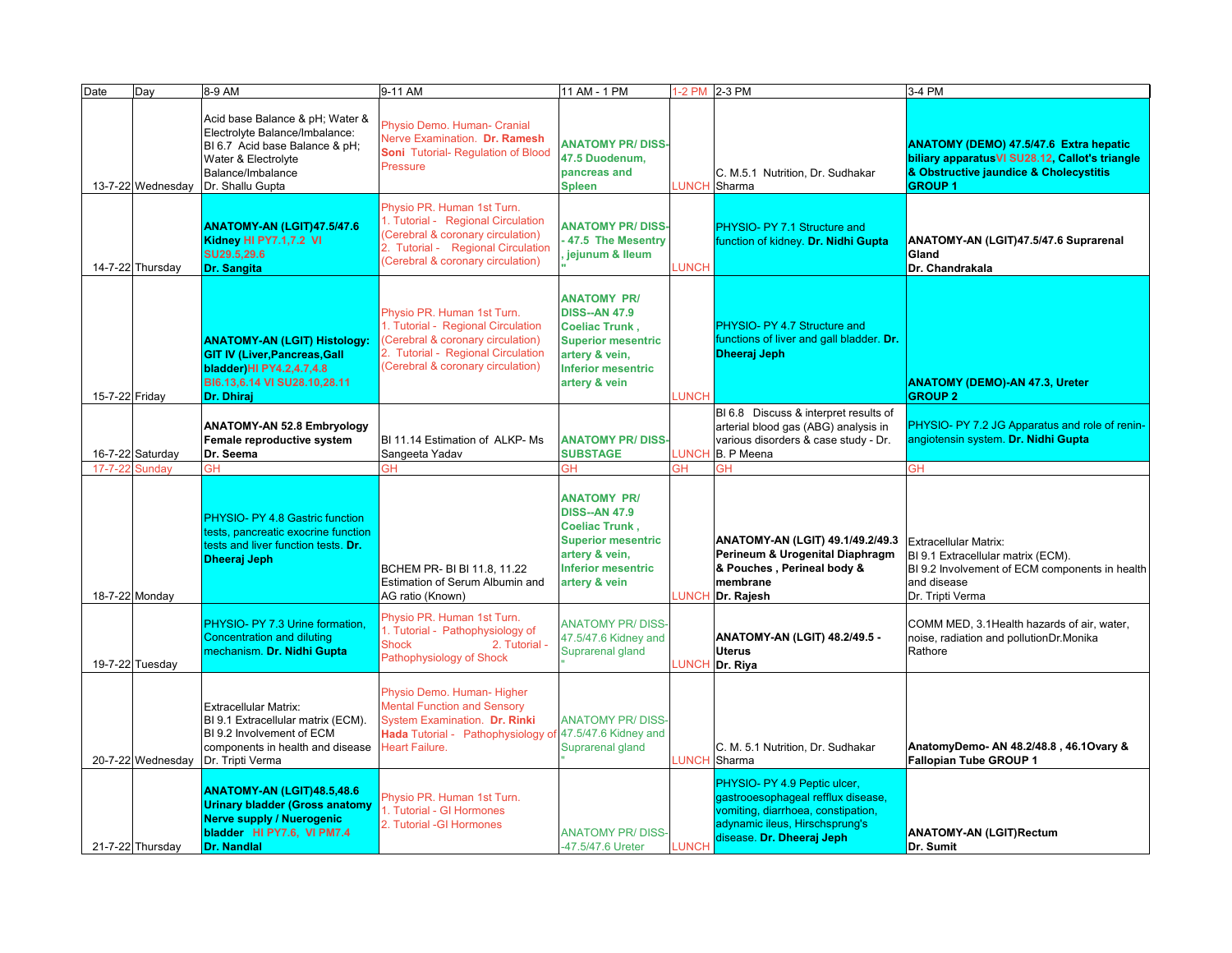| Date | Day | 8-9 AM | 9-11 AM | 11 AM - 1 PM | 1-2 PM | 2-3 PM | 3-4 PM |
|---|---|---|---|---|---|---|---|
| 13-7-22 | Wednesday | Acid base Balance & pH; Water & Electrolyte Balance/Imbalance: BI 6.7 Acid base Balance & pH; Water & Electrolyte Balance/Imbalance Dr. Shallu Gupta | Physio Demo. Human- Cranial Nerve Examination. **Dr. Ramesh Soni** Tutorial- Regulation of Blood Pressure | **ANATOMY PR/ DISS-47.5 Duodenum, pancreas and Spleen** | LUNCH | C. M.5.1 Nutrition, Dr. Sudhakar Sharma | **ANATOMY (DEMO) 47.5/47.6 Extra hepatic biliary apparatusVI SU28.12, Callot's triangle & Obstructive jaundice & Cholecystitis GROUP 1** |
| 14-7-22 | Thursday | **ANATOMY-AN (LGIT)47.5/47.6 Kidney HI PY7.1,7.2 VI SU29.5,29.6 Dr. Sangita** | Physio PR. Human 1st Turn. 1. Tutorial - Regional Circulation (Cerebral & coronary circulation) 2. Tutorial - Regional Circulation (Cerebral & coronary circulation) | **ANATOMY PR/ DISS-- 47.5 The Mesentry , jejunum & Ileum "** | LUNCH | PHYSIO- PY 7.1 Structure and function of kidney. **Dr. Nidhi Gupta** | **ANATOMY-AN (LGIT)47.5/47.6 Suprarenal Gland Dr. Chandrakala** |
| 15-7-22 | Friday | **ANATOMY-AN (LGIT) Histology: GIT IV (Liver,Pancreas,Gall bladder)HI PY4.2,4.7,4.8 BI6.13,6.14 VI SU28.10,28.11 Dr. Dhiraj** | Physio PR. Human 1st Turn. 1. Tutorial - Regional Circulation (Cerebral & coronary circulation) 2. Tutorial - Regional Circulation (Cerebral & coronary circulation) | **ANATOMY PR/ DISS--AN 47.9 Coeliac Trunk , Superior mesentric artery & vein, Inferior mesentric artery & vein** | LUNCH | PHYSIO- PY 4.7 Structure and functions of liver and gall bladder. **Dr. Dheeraj Jeph** | **ANATOMY (DEMO)-AN 47.3, Ureter GROUP 2** |
| 16-7-22 | Saturday | **ANATOMY-AN 52.8 Embryology Female reproductive system Dr. Seema** | BI 11.14 Estimation of ALKP- Ms Sangeeta Yadav | **ANATOMY PR/ DISS-SUBSTAGE** | LUNCH | BI 6.8 Discuss & interpret results of arterial blood gas (ABG) analysis in various disorders & case study - Dr. B. P Meena | PHYSIO- PY 7.2 JG Apparatus and role of renin-angiotensin system. **Dr. Nidhi Gupta** |
| 17-7-22 | Sunday | GH | GH | GH | GH | GH | GH |
| 18-7-22 | Monday | PHYSIO- PY 4.8 Gastric function tests, pancreatic exocrine function tests and liver function tests. **Dr. Dheeraj Jeph** | BCHEM PR- BI BI 11.8, 11.22 Estimation of Serum Albumin and AG ratio (Known) | **ANATOMY PR/ DISS--AN 47.9 Coeliac Trunk , Superior mesentric artery & vein, Inferior mesentric artery & vein** | LUNCH | **ANATOMY-AN (LGIT) 49.1/49.2/49.3 Perineum & Urogenital Diaphragm & Pouches , Perineal body & membrane Dr. Rajesh** | Extracellular Matrix: BI 9.1 Extracellular matrix (ECM). BI 9.2 Involvement of ECM components in health and disease Dr. Tripti Verma |
| 19-7-22 | Tuesday | PHYSIO- PY 7.3 Urine formation, Concentration and diluting mechanism. **Dr. Nidhi Gupta** | Physio PR. Human 1st Turn. 1. Tutorial - Pathophysiology of Shock 2. Tutorial - Pathophysiology of Shock | ANATOMY PR/ DISS-47.5/47.6 Kidney and Suprarenal gland " | LUNCH | **ANATOMY-AN (LGIT) 48.2/49.5 - Uterus Dr. Riya** | COMM MED, 3.1Health hazards of air, water, noise, radiation and pollutionDr.Monika Rathore |
| 20-7-22 | Wednesday | Extracellular Matrix: BI 9.1 Extracellular matrix (ECM). BI 9.2 Involvement of ECM components in health and disease Dr. Tripti Verma | Physio Demo. Human- Higher Mental Function and Sensory System Examination. **Dr. Rinki Hada** Tutorial - Pathophysiology of Heart Failure. | ANATOMY PR/ DISS-47.5/47.6 Kidney and Suprarenal gland " | LUNCH | C. M. 5.1 Nutrition, Dr. Sudhakar Sharma | **AnatomyDemo- AN 48.2/48.8 , 46.1Ovary & Fallopian Tube GROUP 1** |
| 21-7-22 | Thursday | **ANATOMY-AN (LGIT)48.5,48.6 Urinary bladder (Gross anatomy Nerve supply / Nuerogenic bladder HI PY7.6, VI PM7.4 Dr. Nandlal** | Physio PR. Human 1st Turn. 1. Tutorial - GI Hormones 2. Tutorial -GI Hormones | ANATOMY PR/ DISS--47.5/47.6 Ureter | LUNCH | PHYSIO- PY 4.9 Peptic ulcer, gastrooesophageal refflux disease, vomiting, diarrhoea, constipation, adynamic ileus, Hirschsprung's disease. **Dr. Dheeraj Jeph** | **ANATOMY-AN (LGIT)Rectum Dr. Sumit** |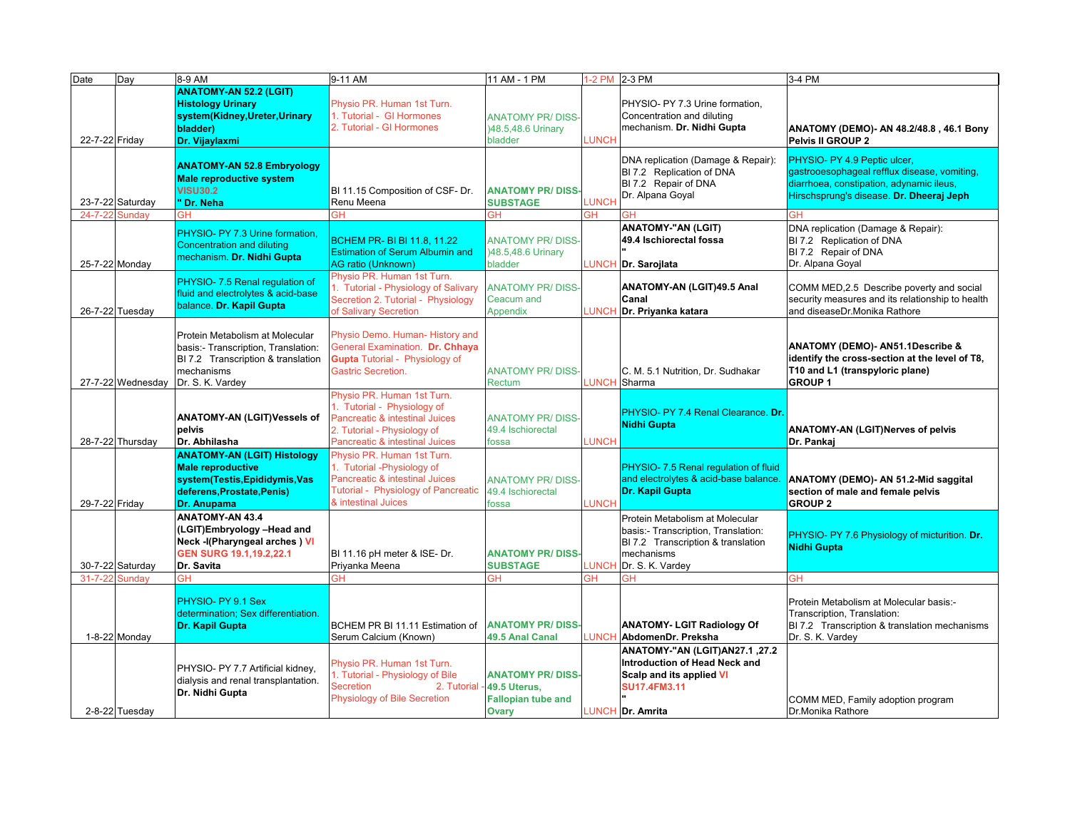| Date | Day | 8-9 AM | 9-11 AM | 11 AM - 1 PM | 1-2 PM | 2-3 PM | 3-4 PM |
|---|---|---|---|---|---|---|---|
| 22-7-22 | Friday | **ANATOMY-AN 52.2 (LGIT) Histology Urinary system(Kidney,Ureter,Urinary bladder) Dr. Vijaylaxmi** | Physio PR. Human 1st Turn. 1. Tutorial - GI Hormones 2. Tutorial - GI Hormones | ANATOMY PR/ DISS-)48.5,48.6 Urinary bladder | LUNCH | PHYSIO- PY 7.3 Urine formation, Concentration and diluting mechanism. **Dr. Nidhi Gupta** | **ANATOMY (DEMO)- AN 48.2/48.8 , 46.1 Bony Pelvis II GROUP 2** |
| 23-7-22 | Saturday | **ANATOMY-AN 52.8 Embryology Male reproductive system VISU30.2 " Dr. Neha** | BI 11.15 Composition of CSF- Dr. Renu Meena | **ANATOMY PR/ DISS-SUBSTAGE** | LUNCH | DNA replication (Damage & Repair): BI 7.2 Replication of DNA BI 7.2 Repair of DNA Dr. Alpana Goyal | PHYSIO- PY 4.9 Peptic ulcer, gastrooesophageal reflux disease, vomiting, diarrhoea, constipation, adynamic ileus, Hirschsprung's disease. **Dr. Dheeraj Jeph** |
| 24-7-22 | Sunday | GH | GH | GH | GH | GH | GH |
| 25-7-22 | Monday | PHYSIO- PY 7.3 Urine formation, Concentration and diluting mechanism. **Dr. Nidhi Gupta** | BCHEM PR- BI BI 11.8, 11.22 Estimation of Serum Albumin and AG ratio (Unknown) | ANATOMY PR/ DISS-)48.5,48.6 Urinary bladder | LUNCH | **ANATOMY-"AN (LGIT) 49.4 Ischiorectal fossa " Dr. Sarojlata** | DNA replication (Damage & Repair): BI 7.2 Replication of DNA BI 7.2 Repair of DNA Dr. Alpana Goyal |
| 26-7-22 | Tuesday | PHYSIO- 7.5 Renal regulation of fluid and electrolytes & acid-base balance. **Dr. Kapil Gupta** | Physio PR. Human 1st Turn. 1. Tutorial - Physiology of Salivary Secretion 2. Tutorial - Physiology of Salivary Secretion | ANATOMY PR/ DISS-Ceacum and Appendix | LUNCH | **ANATOMY-AN (LGIT)49.5 Anal Canal Dr. Priyanka katara** | COMM MED,2.5 Describe poverty and social security measures and its relationship to health and diseaseDr.Monika Rathore |
| 27-7-22 | Wednesday | Protein Metabolism at Molecular basis:- Transcription, Translation: BI 7.2 Transcription & translation mechanisms Dr. S. K. Vardey | Physio Demo. Human- History and General Examination. **Dr. Chhaya Gupta** Tutorial - Physiology of Gastric Secretion. | ANATOMY PR/ DISS-Rectum | LUNCH | C. M. 5.1 Nutrition, Dr. Sudhakar Sharma | **ANATOMY (DEMO)- AN51.1Describe & identify the cross-section at the level of T8, T10 and L1 (transpyloric plane) GROUP 1** |
| 28-7-22 | Thursday | **ANATOMY-AN (LGIT)Vessels of pelvis Dr. Abhilasha** | Physio PR. Human 1st Turn. 1. Tutorial - Physiology of Pancreatic & intestinal Juices 2. Tutorial - Physiology of Pancreatic & intestinal Juices | ANATOMY PR/ DISS-49.4 Ischiorectal fossa | LUNCH | PHYSIO- PY 7.4 Renal Clearance. **Dr. Nidhi Gupta** | **ANATOMY-AN (LGIT)Nerves of pelvis Dr. Pankaj** |
| 29-7-22 | Friday | **ANATOMY-AN (LGIT) Histology Male reproductive system(Testis,Epididymis,Vas deferens,Prostate,Penis) Dr. Anupama** | Physio PR. Human 1st Turn. 1. Tutorial -Physiology of Pancreatic & intestinal Juices Tutorial - Physiology of Pancreatic & intestinal Juices | ANATOMY PR/ DISS-49.4 Ischiorectal fossa | LUNCH | PHYSIO- 7.5 Renal regulation of fluid and electrolytes & acid-base balance. **Dr. Kapil Gupta** | **ANATOMY (DEMO)- AN 51.2-Mid saggital section of male and female pelvis GROUP 2** |
| 30-7-22 | Saturday | **ANATOMY-AN 43.4 (LGIT)Embryology –Head and Neck -I(Pharyngeal arches ) VI GEN SURG 19.1,19.2,22.1 Dr. Savita** | BI 11.16 pH meter & ISE- Dr. Priyanka Meena | **ANATOMY PR/ DISS-SUBSTAGE** | LUNCH | Protein Metabolism at Molecular basis:- Transcription, Translation: BI 7.2 Transcription & translation mechanisms Dr. S. K. Vardey | PHYSIO- PY 7.6 Physiology of micturition. **Dr. Nidhi Gupta** |
| 31-7-22 | Sunday | GH | GH | GH | GH | GH | GH |
| 1-8-22 | Monday | PHYSIO- PY 9.1 Sex determination; Sex differentiation. **Dr. Kapil Gupta** | BCHEM PR BI 11.11 Estimation of Serum Calcium (Known) | **ANATOMY PR/ DISS-49.5 Anal Canal** | LUNCH | **ANATOMY- LGIT Radiology Of AbdomenDr. Preksha** | Protein Metabolism at Molecular basis:- Transcription, Translation: BI 7.2 Transcription & translation mechanisms Dr. S. K. Vardey |
| 2-8-22 | Tuesday | PHYSIO- PY 7.7 Artificial kidney, dialysis and renal transplantation. **Dr. Nidhi Gupta** | Physio PR. Human 1st Turn. 1. Tutorial - Physiology of Bile Secretion 2. Tutorial - Physiology of Bile Secretion | **ANATOMY PR/ DISS-49.5 Uterus, Fallopian tube and Ovary** | LUNCH | **ANATOMY-"AN (LGIT)AN27.1 ,27.2 Introduction of Head Neck and Scalp and its applied VI SU17.4FM3.11 " Dr. Amrita** | COMM MED, Family adoption program Dr.Monika Rathore |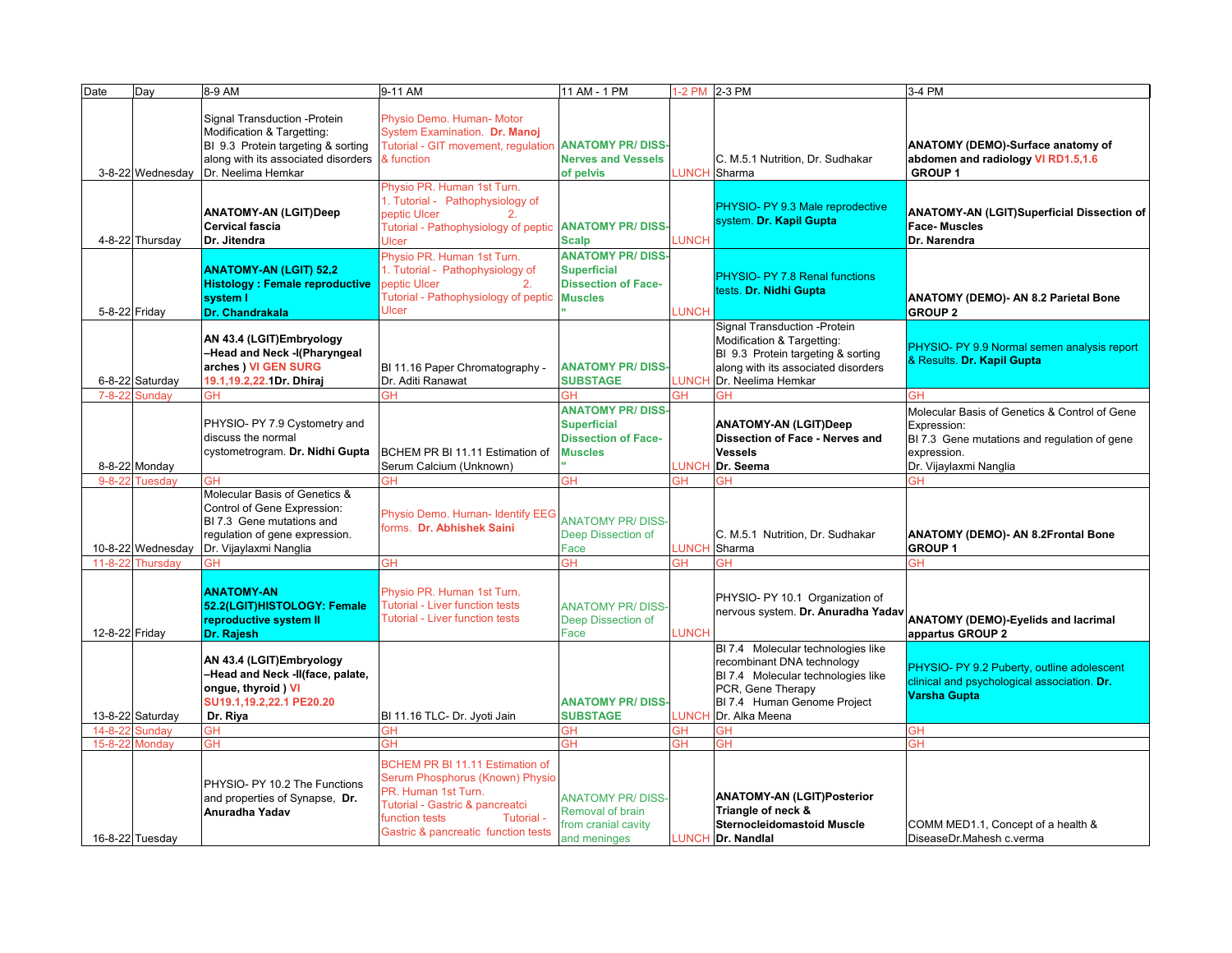| Date | Day | 8-9 AM | 9-11 AM | 11 AM - 1 PM | 1-2 PM | 2-3 PM | 3-4 PM |
|---|---|---|---|---|---|---|---|
| 3-8-22 | Wednesday | Signal Transduction -Protein Modification & Targetting: BI 9.3 Protein targeting & sorting along with its associated disorders Dr. Neelima Hemkar | Physio Demo. Human- Motor System Examination. **Dr. Manoj** Tutorial - GIT movement, regulation & function | **ANATOMY PR/ DISS- Nerves and Vessels of pelvis** | LUNCH | C. M.5.1 Nutrition, Dr. Sudhakar Sharma | **ANATOMY (DEMO)-Surface anatomy of abdomen and radiology VI RD1.5,1.6 GROUP 1** |
| 4-8-22 | Thursday | **ANATOMY-AN (LGIT)Deep Cervical fascia Dr. Jitendra** | Physio PR. Human 1st Turn. 1. Tutorial - Pathophysiology of peptic Ulcer 2. Tutorial - Pathophysiology of peptic Ulcer | **ANATOMY PR/ DISS- Scalp** | LUNCH | PHYSIO- PY 9.3 Male reproductive system. **Dr. Kapil Gupta** | **ANATOMY-AN (LGIT)Superficial Dissection of Face- Muscles Dr. Narendra** |
| 5-8-22 | Friday | **ANATOMY-AN (LGIT) 52,2 Histology : Female reproductive system I Dr. Chandrakala** | Physio PR. Human 1st Turn. 1. Tutorial - Pathophysiology of peptic Ulcer 2. Tutorial - Pathophysiology of peptic Ulcer | **ANATOMY PR/ DISS- Superficial Dissection of Face- Muscles "** | LUNCH | PHYSIO- PY 7.8 Renal functions tests. **Dr. Nidhi Gupta** | **ANATOMY (DEMO)- AN 8.2 Parietal Bone GROUP 2** |
| 6-8-22 | Saturday | **AN 43.4 (LGIT)Embryology –Head and Neck -I(Pharyngeal arches ) VI GEN SURG 19.1,19.2,22.1Dr. Dhiraj** | BI 11.16 Paper Chromatography - Dr. Aditi Ranawat | **ANATOMY PR/ DISS- SUBSTAGE** | LUNCH | Signal Transduction -Protein Modification & Targetting: BI 9.3 Protein targeting & sorting along with its associated disorders Dr. Neelima Hemkar | PHYSIO- PY 9.9 Normal semen analysis report & Results. **Dr. Kapil Gupta** |
| 7-8-22 | Sunday | GH | GH | GH | GH | GH | GH |
| 8-8-22 | Monday | PHYSIO- PY 7.9 Cystometry and discuss the normal cystometrogram. **Dr. Nidhi Gupta** | BCHEM PR BI 11.11 Estimation of Serum Calcium (Unknown) | **ANATOMY PR/ DISS- Superficial Dissection of Face- Muscles "** | LUNCH | **ANATOMY-AN (LGIT)Deep Dissection of Face - Nerves and Vessels Dr. Seema** | Molecular Basis of Genetics & Control of Gene Expression: BI 7.3 Gene mutations and regulation of gene expression. Dr. Vijaylaxmi Nanglia |
| 9-8-22 | Tuesday | GH | GH | GH | GH | GH | GH |
| 10-8-22 | Wednesday | Molecular Basis of Genetics & Control of Gene Expression: BI 7.3 Gene mutations and regulation of gene expression. Dr. Vijaylaxmi Nanglia | Physio Demo. Human- Identify EEG forms. **Dr. Abhishek Saini** | ANATOMY PR/ DISS- Deep Dissection of Face | LUNCH | C. M.5.1 Nutrition, Dr. Sudhakar Sharma | **ANATOMY (DEMO)- AN 8.2Frontal Bone GROUP 1** |
| 11-8-22 | Thursday | GH | GH | GH | GH | GH | GH |
| 12-8-22 | Friday | **ANATOMY-AN 52.2(LGIT)HISTOLOGY: Female reproductive system II Dr. Rajesh** | Physio PR. Human 1st Turn. Tutorial - Liver function tests Tutorial - Liver function tests | ANATOMY PR/ DISS- Deep Dissection of Face | LUNCH | PHYSIO- PY 10.1 Organization of nervous system. **Dr. Anuradha Yadav** | **ANATOMY (DEMO)-Eyelids and lacrimal appartus GROUP 2** |
| 13-8-22 | Saturday | **AN 43.4 (LGIT)Embryology –Head and Neck -II(face, palate, ongue, thyroid ) VI SU19.1,19.2,22.1 PE20.20 Dr. Riya** | BI 11.16 TLC- Dr. Jyoti Jain | **ANATOMY PR/ DISS- SUBSTAGE** | LUNCH | BI 7.4 Molecular technologies like recombinant DNA technology BI 7.4 Molecular technologies like PCR, Gene Therapy BI 7.4 Human Genome Project Dr. Alka Meena | PHYSIO- PY 9.2 Puberty, outline adolescent clinical and psychological association. **Dr. Varsha Gupta** |
| 14-8-22 | Sunday | GH | GH | GH | GH | GH | GH |
| 15-8-22 | Monday | GH | GH | GH | GH | GH | GH |
| 16-8-22 | Tuesday | PHYSIO- PY 10.2 The Functions and properties of Synapse, **Dr. Anuradha Yadav** | BCHEM PR BI 11.11 Estimation of Serum Phosphorus (Known) Physio PR. Human 1st Turn. Tutorial - Gastric & pancreatci function tests Tutorial - Gastric & pancreatic function tests | ANATOMY PR/ DISS- Removal of brain from cranial cavity and meninges | LUNCH | **ANATOMY-AN (LGIT)Posterior Triangle of neck & Sternocleidomastoid Muscle Dr. Nandlal** | COMM MED1.1, Concept of a health & DiseaseDr.Mahesh c.verma |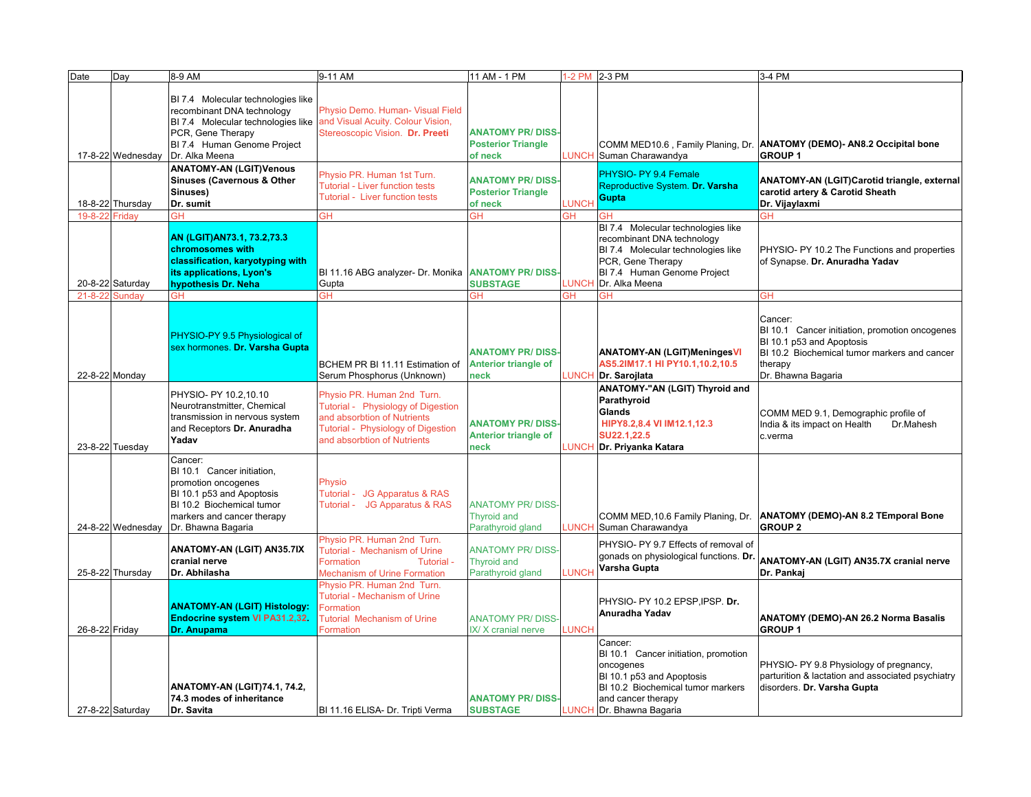| Date | Day | 8-9 AM | 9-11 AM | 11 AM - 1 PM | 1-2 PM | 2-3 PM | 3-4 PM |
|---|---|---|---|---|---|---|---|
| 17-8-22 | Wednesday | BI 7.4 Molecular technologies like recombinant DNA technology BI 7.4 Molecular technologies like PCR, Gene Therapy BI 7.4 Human Genome Project Dr. Alka Meena | Physio Demo. Human- Visual Field and Visual Acuity. Colour Vision, Stereoscopic Vision. **Dr. Preeti** | **ANATOMY PR/ DISS- Posterior Triangle of neck** | LUNCH | COMM MED10.6 , Family Planing, Dr. Suman Charawandya | **ANATOMY (DEMO)- AN8.2 Occipital bone GROUP 1** |
| 18-8-22 | Thursday | **ANATOMY-AN (LGIT)Venous Sinuses (Cavernous & Other Sinuses) Dr. sumit** | Physio PR. Human 1st Turn. Tutorial - Liver function tests Tutorial - Liver function tests | **ANATOMY PR/ DISS- Posterior Triangle of neck** | LUNCH | PHYSIO- PY 9.4 Female Reproductive System. **Dr. Varsha Gupta** | **ANATOMY-AN (LGIT)Carotid triangle, external carotid artery & Carotid Sheath Dr. Vijaylaxmi** |
| 19-8-22 | Friday | GH | GH | GH | GH | GH | GH |
| 20-8-22 | Saturday | **AN (LGIT)AN73.1, 73.2,73.3 chromosomes with classification, karyotyping with its applications, Lyon's hypothesis Dr. Neha** | BI 11.16 ABG analyzer- Dr. Monika Gupta | **ANATOMY PR/ DISS- SUBSTAGE** | LUNCH | BI 7.4 Molecular technologies like recombinant DNA technology BI 7.4 Molecular technologies like PCR, Gene Therapy BI 7.4 Human Genome Project Dr. Alka Meena | PHYSIO- PY 10.2 The Functions and properties of Synapse. **Dr. Anuradha Yadav** |
| 21-8-22 | Sunday | GH | GH | GH | GH | GH | GH |
| 22-8-22 | Monday | PHYSIO-PY 9.5 Physiological of sex hormones. **Dr. Varsha Gupta** | BCHEM PR BI 11.11 Estimation of Serum Phosphorus (Unknown) | **ANATOMY PR/ DISS- Anterior triangle of neck** | LUNCH | **ANATOMY-AN (LGIT)Meninges VI AS5.2IM17.1 HI PY10.1,10.2,10.5 Dr. Sarojlata** | Cancer: BI 10.1 Cancer initiation, promotion oncogenes BI 10.1 p53 and Apoptosis BI 10.2 Biochemical tumor markers and cancer therapy Dr. Bhawna Bagaria |
| 23-8-22 | Tuesday | PHYSIO- PY 10.2,10.10 Neurotranstmitter, Chemical transmission in nervous system and Receptors **Dr. Anuradha Yadav** | Physio PR. Human 2nd Turn. Tutorial - Physiology of Digestion and absorbtion of Nutrients Tutorial - Physiology of Digestion and absorbtion of Nutrients | **ANATOMY PR/ DISS- Anterior triangle of neck** | LUNCH | **ANATOMY-"AN (LGIT) Thyroid and Parathyroid Glands HIPY8.2,8.4 VI IM12.1,12.3 SU22.1,22.5 Dr. Priyanka Katara** | COMM MED 9.1, Demographic profile of India & its impact on Health Dr.Mahesh c.verma |
| 24-8-22 | Wednesday | Cancer: BI 10.1 Cancer initiation, promotion oncogenes BI 10.1 p53 and Apoptosis BI 10.2 Biochemical tumor markers and cancer therapy Dr. Bhawna Bagaria | Physio Tutorial - JG Apparatus & RAS Tutorial - JG Apparatus & RAS | ANATOMY PR/ DISS- Thyroid and Parathyroid gland | LUNCH | COMM MED,10.6 Family Planing, Dr. Suman Charawandya | **ANATOMY (DEMO)-AN 8.2 TEmporal Bone GROUP 2** |
| 25-8-22 | Thursday | **ANATOMY-AN (LGIT) AN35.7IX cranial nerve Dr. Abhilasha** | Physio PR. Human 2nd Turn. Tutorial - Mechanism of Urine Formation Tutorial - Mechanism of Urine Formation | ANATOMY PR/ DISS- Thyroid and Parathyroid gland | LUNCH | PHYSIO- PY 9.7 Effects of removal of gonads on physiological functions. **Dr. Varsha Gupta** | **ANATOMY-AN (LGIT) AN35.7X cranial nerve Dr. Pankaj** |
| 26-8-22 | Friday | **ANATOMY-AN (LGIT) Histology: Endocrine system VI PA31.2,32. Dr. Anupama** | Physio PR. Human 2nd Turn. Tutorial - Mechanism of Urine Formation Tutorial Mechanism of Urine Formation | ANATOMY PR/ DISS- IX/ X cranial nerve | LUNCH | PHYSIO- PY 10.2 EPSP,IPSP. **Dr. Anuradha Yadav** | **ANATOMY (DEMO)-AN 26.2 Norma Basalis GROUP 1** |
| 27-8-22 | Saturday | **ANATOMY-AN (LGIT)74.1, 74.2, 74.3 modes of inheritance Dr. Savita** | BI 11.16 ELISA- Dr. Tripti Verma | **ANATOMY PR/ DISS- SUBSTAGE** | LUNCH | Cancer: BI 10.1 Cancer initiation, promotion oncogenes BI 10.1 p53 and Apoptosis BI 10.2 Biochemical tumor markers and cancer therapy Dr. Bhawna Bagaria | PHYSIO- PY 9.8 Physiology of pregnancy, parturition & lactation and associated psychiatry disorders. **Dr. Varsha Gupta** |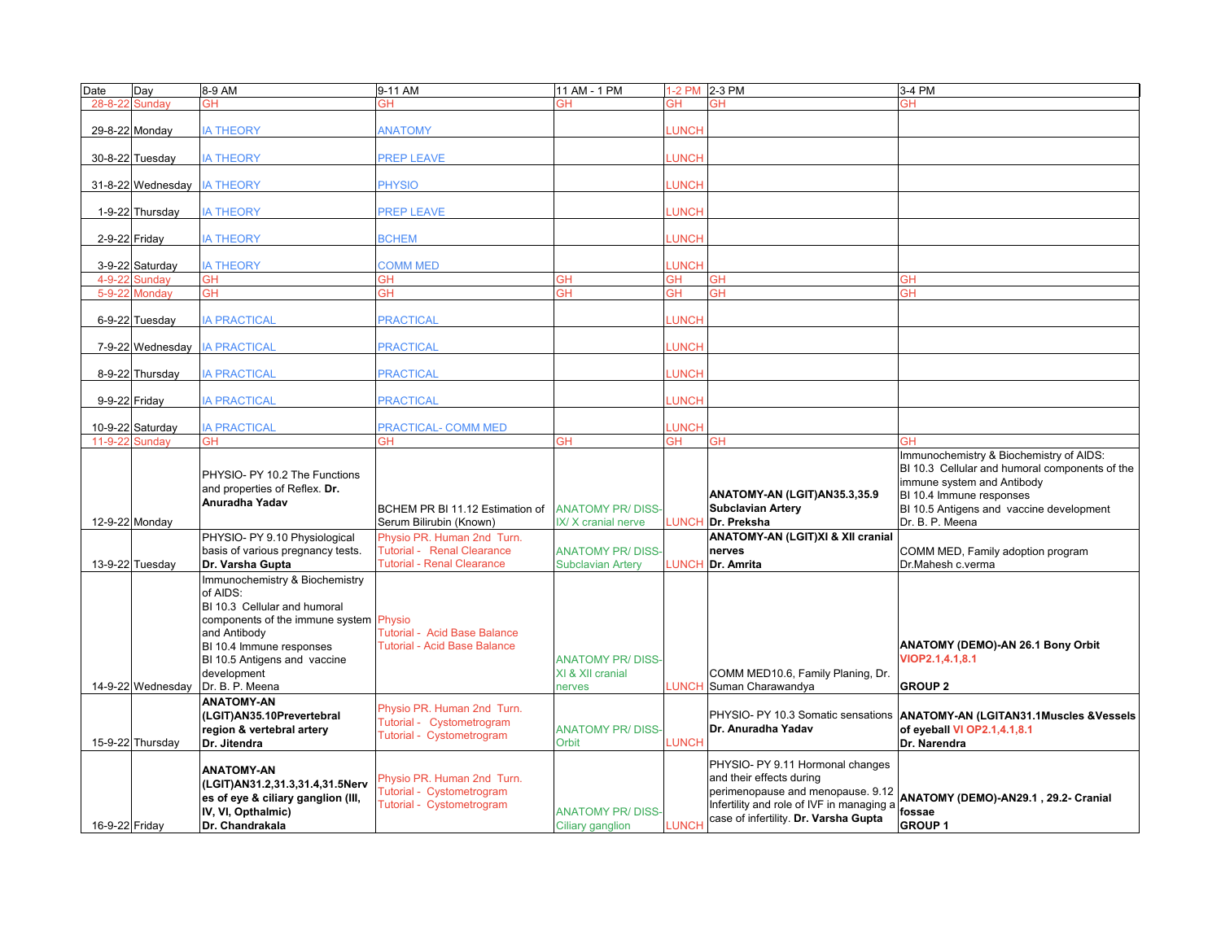| Date | Day | 8-9 AM | 9-11 AM | 11 AM - 1 PM | 1-2 PM | 2-3 PM | 3-4 PM |
|---|---|---|---|---|---|---|---|
| 28-8-22 | Sunday | GH | GH | GH | GH | GH | GH |
| 29-8-22 | Monday | IA THEORY | ANATOMY | | LUNCH | | |
| 30-8-22 | Tuesday | IA THEORY | PREP LEAVE | | LUNCH | | |
| 31-8-22 | Wednesday | IA THEORY | PHYSIO | | LUNCH | | |
| 1-9-22 | Thursday | IA THEORY | PREP LEAVE | | LUNCH | | |
| 2-9-22 | Friday | IA THEORY | BCHEM | | LUNCH | | |
| 3-9-22 | Saturday | IA THEORY | COMM MED | | LUNCH | | |
| 4-9-22 | Sunday | GH | GH | GH | GH | GH | GH |
| 5-9-22 | Monday | GH | GH | GH | GH | GH | GH |
| 6-9-22 | Tuesday | IA PRACTICAL | PRACTICAL | | LUNCH | | |
| 7-9-22 | Wednesday | IA PRACTICAL | PRACTICAL | | LUNCH | | |
| 8-9-22 | Thursday | IA PRACTICAL | PRACTICAL | | LUNCH | | |
| 9-9-22 | Friday | IA PRACTICAL | PRACTICAL | | LUNCH | | |
| 10-9-22 | Saturday | IA PRACTICAL | PRACTICAL- COMM MED | | LUNCH | | |
| 11-9-22 | Sunday | GH | GH | GH | GH | GH | GH |
| 12-9-22 | Monday | PHYSIO- PY 10.2 The Functions and properties of Reflex. **Dr. Anuradha Yadav** | BCHEM PR BI 11.12 Estimation of Serum Bilirubin (Known) | ANATOMY PR/ DISS- IX/ X cranial nerve | LUNCH | **ANATOMY-AN (LGIT)AN35.3,35.9 Subclavian Artery Dr. Preksha** | Immunochemistry & Biochemistry of AIDS: BI 10.3 Cellular and humoral components of the immune system and Antibody BI 10.4 Immune responses BI 10.5 Antigens and vaccine development Dr. B. P. Meena |
| 13-9-22 | Tuesday | PHYSIO- PY 9.10 Physiological basis of various pregnancy tests. **Dr. Varsha Gupta** | Physio PR. Human 2nd Turn. Tutorial - Renal Clearance Tutorial - Renal Clearance | ANATOMY PR/ DISS- Subclavian Artery | LUNCH | **ANATOMY-AN (LGIT)XI & XII cranial nerves Dr. Amrita** | COMM MED, Family adoption program Dr.Mahesh c.verma |
| 14-9-22 | Wednesday | Immunochemistry & Biochemistry of AIDS: BI 10.3 Cellular and humoral components of the immune system and Antibody BI 10.4 Immune responses BI 10.5 Antigens and vaccine development Dr. B. P. Meena | Physio Tutorial - Acid Base Balance Tutorial - Acid Base Balance | ANATOMY PR/ DISS- XI & XII cranial nerves | LUNCH | COMM MED10.6, Family Planing, Dr. Suman Charawandya | **ANATOMY (DEMO)-AN 26.1 Bony Orbit** VIOP2.1,4.1,8.1 **GROUP 2** |
| 15-9-22 | Thursday | **ANATOMY-AN (LGIT)AN35.10Prevertebral region & vertebral artery Dr. Jitendra** | Physio PR. Human 2nd Turn. Tutorial - Cystometrogram Tutorial - Cystometrogram | ANATOMY PR/ DISS- Orbit | LUNCH | PHYSIO- PY 10.3 Somatic sensations **Dr. Anuradha Yadav** | **ANATOMY-AN (LGITAN31.1Muscles &Vessels of eyeball** VI OP2.1,4.1,8.1 **Dr. Narendra** |
| 16-9-22 | Friday | **ANATOMY-AN (LGIT)AN31.2,31.3,31.4,31.5Nerves of eye & ciliary ganglion (III, IV, VI, Opthalmic) Dr. Chandrakala** | Physio PR. Human 2nd Turn. Tutorial - Cystometrogram Tutorial - Cystometrogram | ANATOMY PR/ DISS- Ciliary ganglion | LUNCH | PHYSIO- PY 9.11 Hormonal changes and their effects during perimenopause and menopause. 9.12 Infertility and role of IVF in managing a case of infertility. **Dr. Varsha Gupta** | **ANATOMY (DEMO)-AN29.1 , 29.2- Cranial fossae GROUP 1** |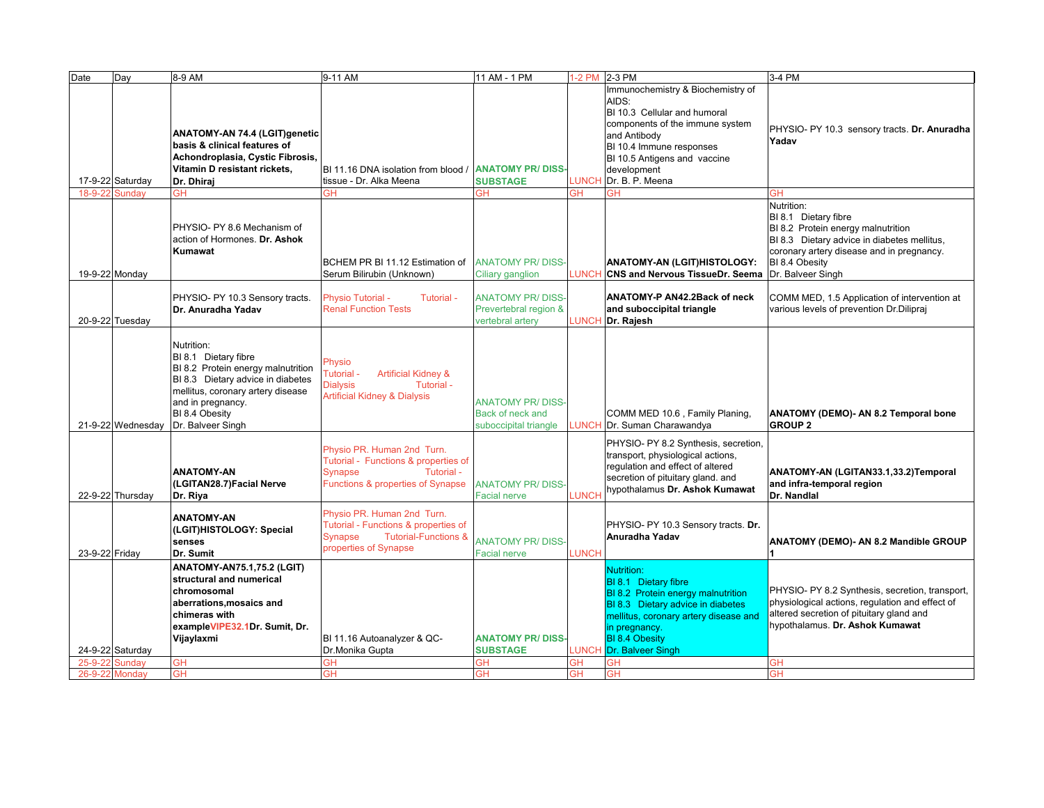| Date | Day | 8-9 AM | 9-11 AM | 11 AM - 1 PM | 1-2 PM | 2-3 PM | 3-4 PM |
|---|---|---|---|---|---|---|---|
| 17-9-22 | Saturday | **ANATOMY-AN 74.4 (LGIT)genetic basis & clinical features of Achondroplasia, Cystic Fibrosis, Vitamin D resistant rickets, Dr. Dhiraj** | BI 11.16 DNA isolation from blood / tissue - Dr. Alka Meena | **ANATOMY PR/ DISS-SUBSTAGE** | LUNCH | Immunochemistry & Biochemistry of AIDS:<br>BI 10.3 Cellular and humoral components of the immune system and Antibody<br>BI 10.4 Immune responses<br>BI 10.5 Antigens and vaccine development<br>Dr. B. P. Meena | PHYSIO- PY 10.3 sensory tracts. **Dr. Anuradha Yadav** |
| 18-9-22 | Sunday | GH | GH | GH | GH | GH | GH |
| 19-9-22 | Monday | PHYSIO- PY 8.6 Mechanism of action of Hormones. **Dr. Ashok Kumawat** | BCHEM PR BI 11.12 Estimation of Serum Bilirubin (Unknown) | ANATOMY PR/ DISS-Ciliary ganglion | LUNCH | **ANATOMY-AN (LGIT)HISTOLOGY: CNS and Nervous TissueDr. Seema** | Nutrition:<br>BI 8.1 Dietary fibre<br>BI 8.2 Protein energy malnutrition<br>BI 8.3 Dietary advice in diabetes mellitus, coronary artery disease and in pregnancy.<br>BI 8.4 Obesity<br>Dr. Balveer Singh |
| 20-9-22 | Tuesday | PHYSIO- PY 10.3 Sensory tracts. **Dr. Anuradha Yadav** | Physio Tutorial - Tutorial - Renal Function Tests | ANATOMY PR/ DISS-Prevertebral region & vertebral artery | LUNCH | **ANATOMY-P AN42.2Back of neck and suboccipital triangle Dr. Rajesh** | COMM MED, 1.5 Application of intervention at various levels of prevention Dr.Dilipraj |
| 21-9-22 | Wednesday | Nutrition:<br>BI 8.1 Dietary fibre<br>BI 8.2 Protein energy malnutrition<br>BI 8.3 Dietary advice in diabetes mellitus, coronary artery disease and in pregnancy.<br>BI 8.4 Obesity<br>Dr. Balveer Singh | Physio Tutorial - Artificial Kidney & Dialysis Tutorial - Artificial Kidney & Dialysis | ANATOMY PR/ DISS-Back of neck and suboccipital triangle | LUNCH | COMM MED 10.6 , Family Planing, Dr. Suman Charawandya | **ANATOMY (DEMO)- AN 8.2 Temporal bone GROUP 2** |
| 22-9-22 | Thursday | **ANATOMY-AN (LGITAN28.7)Facial Nerve Dr. Riya** | Physio PR. Human 2nd Turn. Tutorial - Functions & properties of Synapse Tutorial - Functions & properties of Synapse | ANATOMY PR/ DISS-Facial nerve | LUNCH | PHYSIO- PY 8.2 Synthesis, secretion, transport, physiological actions, regulation and effect of altered secretion of pituitary gland. and hypothalamus **Dr. Ashok Kumawat** | **ANATOMY-AN (LGITAN33.1,33.2)Temporal and infra-temporal region Dr. Nandlal** |
| 23-9-22 | Friday | **ANATOMY-AN (LGIT)HISTOLOGY: Special senses Dr. Sumit** | Physio PR. Human 2nd Turn. Tutorial - Functions & properties of Synapse Tutorial-Functions & properties of Synapse | ANATOMY PR/ DISS-Facial nerve | LUNCH | PHYSIO- PY 10.3 Sensory tracts. **Dr. Anuradha Yadav** | **ANATOMY (DEMO)- AN 8.2 Mandible GROUP 1** |
| 24-9-22 | Saturday | **ANATOMY-AN75.1,75.2 (LGIT) structural and numerical chromosomal aberrations,mosaics and chimeras with exampleVIPE32.1Dr. Sumit, Dr. Vijaylaxmi** | BI 11.16 Autoanalyzer & QC- Dr.Monika Gupta | **ANATOMY PR/ DISS-SUBSTAGE** | LUNCH | Nutrition:<br>BI 8.1 Dietary fibre<br>BI 8.2 Protein energy malnutrition<br>BI 8.3 Dietary advice in diabetes mellitus, coronary artery disease and in pregnancy.<br>BI 8.4 Obesity<br>Dr. Balveer Singh | PHYSIO- PY 8.2 Synthesis, secretion, transport, physiological actions, regulation and effect of altered secretion of pituitary gland and hypothalamus. **Dr. Ashok Kumawat** |
| 25-9-22 | Sunday | GH | GH | GH | GH | GH | GH |
| 26-9-22 | Monday | GH | GH | GH | GH | GH | GH |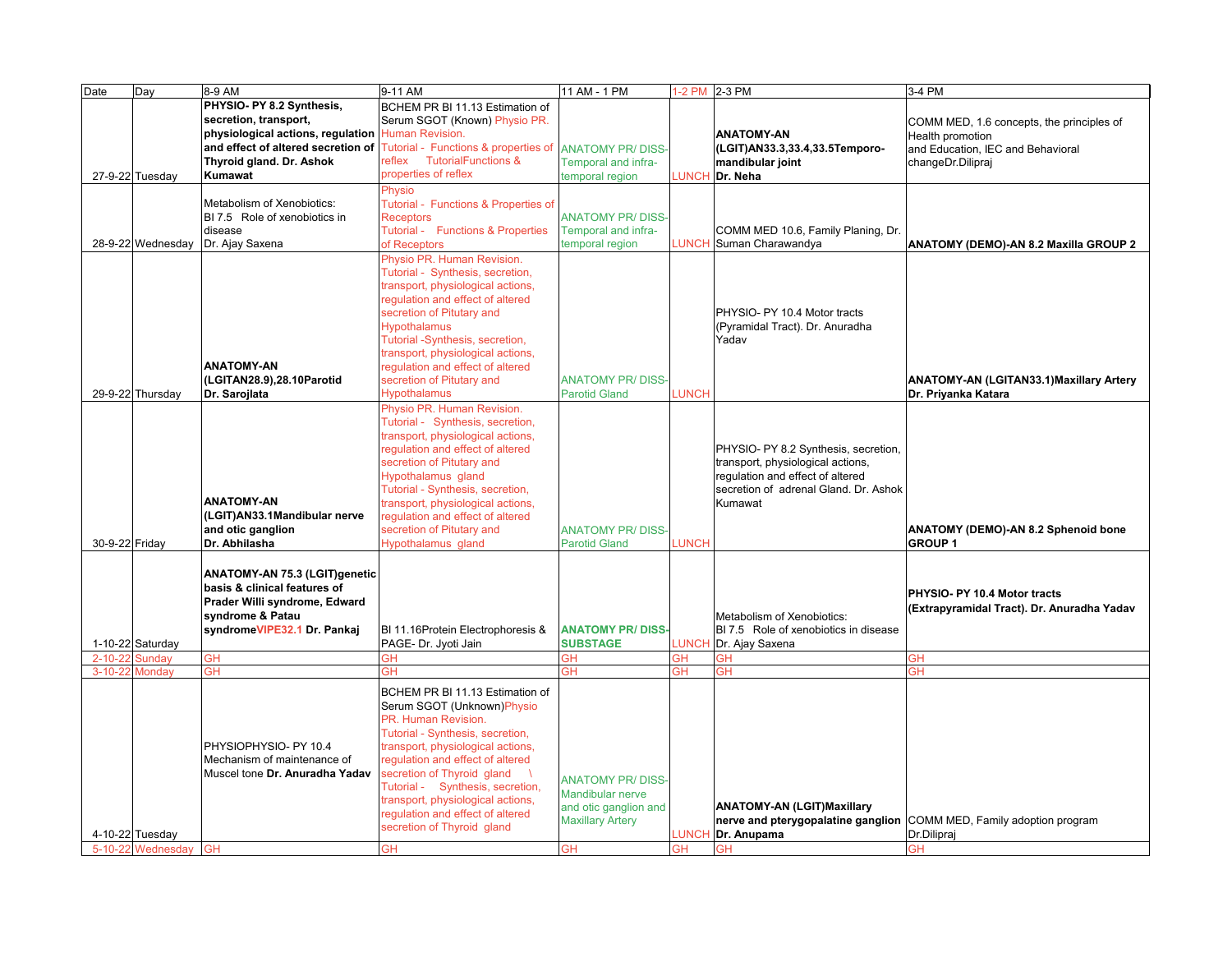| Date | Day | 8-9 AM | 9-11 AM | 11 AM - 1 PM | 1-2 PM | 2-3 PM | 3-4 PM |
|---|---|---|---|---|---|---|---|
| 27-9-22 | Tuesday | **PHYSIO- PY 8.2 Synthesis, secretion, transport, physiological actions, regulation and effect of altered secretion of Thyroid gland. Dr. Ashok Kumawat** | BCHEM PR BI 11.13 Estimation of Serum SGOT (Known) Physio PR. Human Revision. Tutorial - Functions & properties of reflex TutorialFunctions & properties of reflex | ANATOMY PR/ DISS- Temporal and infra-temporal region | LUNCH | **ANATOMY-AN (LGIT)AN33.3,33.4,33.5Temporo-mandibular joint Dr. Neha** | COMM MED, 1.6 concepts, the principles of Health promotion and Education, IEC and Behavioral changeDr.Dilipraj |
| 28-9-22 | Wednesday | Metabolism of Xenobiotics: BI 7.5 Role of xenobiotics in disease Dr. Ajay Saxena | Physio Tutorial - Functions & Properties of Receptors Tutorial - Functions & Properties of Receptors | ANATOMY PR/ DISS- Temporal and infra-temporal region | LUNCH | COMM MED 10.6, Family Planing, Dr. Suman Charawandya | **ANATOMY (DEMO)-AN 8.2 Maxilla GROUP 2** |
| 29-9-22 | Thursday | **ANATOMY-AN (LGITAN28.9),28.10Parotid Dr. Sarojlata** | Physio PR. Human Revision. Tutorial - Synthesis, secretion, transport, physiological actions, regulation and effect of altered secretion of Pituitary and Hypothalamus Tutorial -Synthesis, secretion, transport, physiological actions, regulation and effect of altered secretion of Pituitary and Hypothalamus | ANATOMY PR/ DISS- Parotid Gland | LUNCH | PHYSIO- PY 10.4 Motor tracts (Pyramidal Tract). Dr. Anuradha Yadav | **ANATOMY-AN (LGITAN33.1)Maxillary Artery Dr. Priyanka Katara** |
| 30-9-22 | Friday | **ANATOMY-AN (LGIT)AN33.1Mandibular nerve and otic ganglion Dr. Abhilasha** | Physio PR. Human Revision. Tutorial - Synthesis, secretion, transport, physiological actions, regulation and effect of altered secretion of Pituitary and Hypothalamus gland Tutorial - Synthesis, secretion, transport, physiological actions, regulation and effect of altered secretion of Pituitary and Hypothalamus gland | ANATOMY PR/ DISS- Parotid Gland | LUNCH | PHYSIO- PY 8.2 Synthesis, secretion, transport, physiological actions, regulation and effect of altered secretion of adrenal Gland. Dr. Ashok Kumawat | **ANATOMY (DEMO)-AN 8.2 Sphenoid bone GROUP 1** |
| 1-10-22 | Saturday | **ANATOMY-AN 75.3 (LGIT)genetic basis & clinical features of Prader Willi syndrome, Edward syndrome & Patau syndromeVIPE32.1 Dr. Pankaj** | BI 11.16Protein Electrophoresis & PAGE- Dr. Jyoti Jain | **ANATOMY PR/ DISS-SUBSTAGE** | LUNCH | Metabolism of Xenobiotics: BI 7.5 Role of xenobiotics in disease Dr. Ajay Saxena | **PHYSIO- PY 10.4 Motor tracts (Extrapyramidal Tract). Dr. Anuradha Yadav** |
| 2-10-22 | Sunday | GH | GH | GH | GH | GH | GH |
| 3-10-22 | Monday | GH | GH | GH | GH | GH | GH |
| 4-10-22 | Tuesday | PHYSIOPHYSIO- PY 10.4 Mechanism of maintenance of Muscel tone **Dr. Anuradha Yadav** | BCHEM PR BI 11.13 Estimation of Serum SGOT (Unknown)Physio PR. Human Revision. Tutorial - Synthesis, secretion, transport, physiological actions, regulation and effect of altered secretion of Thyroid gland \ Tutorial - Synthesis, secretion, transport, physiological actions, regulation and effect of altered secretion of Thyroid gland | ANATOMY PR/ DISS- Mandibular nerve and otic ganglion and Maxillary Artery | LUNCH | **ANATOMY-AN (LGIT)Maxillary nerve and pterygopalatine ganglion Dr. Anupama** | COMM MED, Family adoption program Dr.Dilipraj |
| 5-10-22 | Wednesday | GH | GH | GH | GH | GH | GH |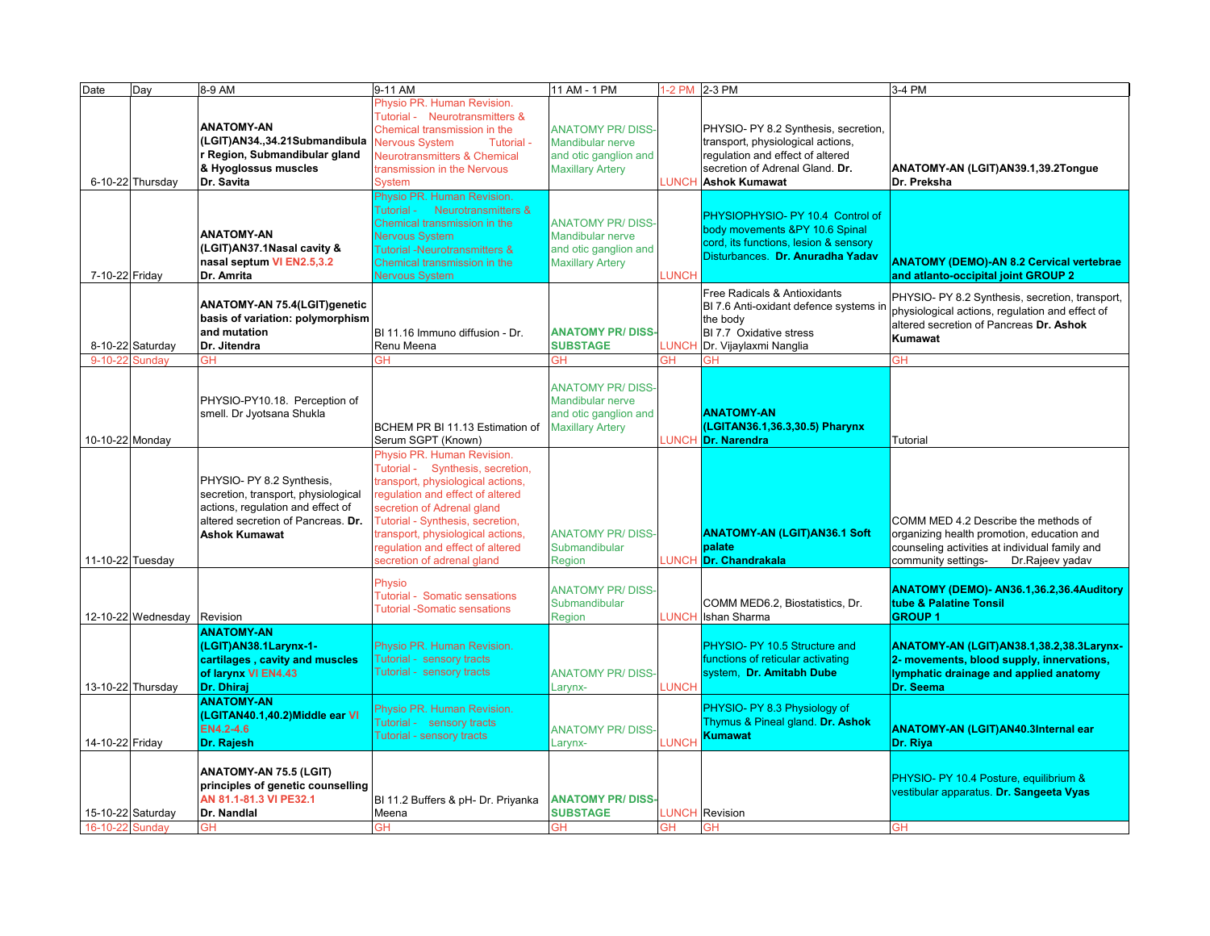| Date | Day | 8-9 AM | 9-11 AM | 11 AM - 1 PM | 1-2 PM | 2-3 PM | 3-4 PM |
|---|---|---|---|---|---|---|---|
| 6-10-22 | Thursday | **ANATOMY-AN (LGIT)AN34.,34.21Submandibular Region, Submandibular gland & Hyoglossus muscles Dr. Savita** | Physio PR. Human Revision. Tutorial - Neurotransmitters & Chemical transmission in the Nervous System Tutorial - Neurotransmitters & Chemical transmission in the Nervous System | ANATOMY PR/ DISS- Mandibular nerve and otic ganglion and Maxillary Artery | LUNCH | PHYSIO- PY 8.2 Synthesis, secretion, transport, physiological actions, regulation and effect of altered secretion of Adrenal Gland. **Dr. Ashok Kumawat** | **ANATOMY-AN (LGIT)AN39.1,39.2Tongue Dr. Preksha** |
| 7-10-22 | Friday | **ANATOMY-AN (LGIT)AN37.1Nasal cavity & nasal septum VI EN2.5,3.2 Dr. Amrita** | Physio PR. Human Revision. Tutorial - Neurotransmitters & Chemical transmission in the Nervous System Tutorial -Neurotransmitters & Chemical transmission in the Nervous System | ANATOMY PR/ DISS- Mandibular nerve and otic ganglion and Maxillary Artery | LUNCH | PHYSIOPHYSIO- PY 10.4 Control of body movements &PY 10.6 Spinal cord, its functions, lesion & sensory Disturbances. **Dr. Anuradha Yadav** | **ANATOMY (DEMO)-AN 8.2 Cervical vertebrae and atlanto-occipital joint GROUP 2** |
| 8-10-22 | Saturday | **ANATOMY-AN 75.4(LGIT)genetic basis of variation: polymorphism and mutation Dr. Jitendra** | BI 11.16 Immuno diffusion - Dr. Renu Meena | **ANATOMY PR/ DISS- SUBSTAGE** | LUNCH | Free Radicals & Antioxidants BI 7.6 Anti-oxidant defence systems in the body BI 7.7 Oxidative stress Dr. Vijaylaxmi Nanglia | PHYSIO- PY 8.2 Synthesis, secretion, transport, physiological actions, regulation and effect of altered secretion of Pancreas **Dr. Ashok Kumawat** |
| 9-10-22 | Sunday | GH | GH | GH | GH | GH | GH |
| 10-10-22 | Monday | PHYSIO-PY10.18. Perception of smell. Dr Jyotsana Shukla | BCHEM PR BI 11.13 Estimation of Serum SGPT (Known) | ANATOMY PR/ DISS- Mandibular nerve and otic ganglion and Maxillary Artery | LUNCH | **ANATOMY-AN (LGITAN36.1,36.3,30.5) Pharynx Dr. Narendra** | Tutorial |
| 11-10-22 | Tuesday | PHYSIO- PY 8.2 Synthesis, secretion, transport, physiological actions, regulation and effect of altered secretion of Pancreas. **Dr. Ashok Kumawat** | Physio PR. Human Revision. Tutorial - Synthesis, secretion, transport, physiological actions, regulation and effect of altered secretion of Adrenal gland Tutorial - Synthesis, secretion, transport, physiological actions, regulation and effect of altered secretion of adrenal gland | ANATOMY PR/ DISS- Submandibular Region | LUNCH | **ANATOMY-AN (LGIT)AN36.1 Soft palate Dr. Chandrakala** | COMM MED 4.2 Describe the methods of organizing health promotion, education and counseling activities at individual family and community settings- Dr.Rajeev yadav |
| 12-10-22 | Wednesday | Revision | Physio Tutorial - Somatic sensations Tutorial -Somatic sensations | ANATOMY PR/ DISS- Submandibular Region | LUNCH | COMM MED6.2, Biostatistics, Dr. Ishan Sharma | **ANATOMY (DEMO)- AN36.1,36.2,36.4Auditory tube & Palatine Tonsil GROUP 1** |
| 13-10-22 | Thursday | **ANATOMY-AN (LGIT)AN38.1Larynx-1-cartilages , cavity and muscles of larynx VI EN4.43 Dr. Dhiraj** | Physio PR. Human Revision. Tutorial - sensory tracts Tutorial - sensory tracts | ANATOMY PR/ DISS- Larynx- | LUNCH | PHYSIO- PY 10.5 Structure and functions of reticular activating system, **Dr. Amitabh Dube** | **ANATOMY-AN (LGIT)AN38.1,38.2,38.3Larynx-2- movements, blood supply, innervations, lymphatic drainage and applied anatomy Dr. Seema** |
| 14-10-22 | Friday | **ANATOMY-AN (LGITAN40.1,40.2)Middle ear VI EN4.2-4.6 Dr. Rajesh** | Physio PR. Human Revision. Tutorial - sensory tracts Tutorial - sensory tracts | ANATOMY PR/ DISS- Larynx- | LUNCH | PHYSIO- PY 8.3 Physiology of Thymus & Pineal gland. **Dr. Ashok Kumawat** | **ANATOMY-AN (LGIT)AN40.3Internal ear Dr. Riya** |
| 15-10-22 | Saturday | **ANATOMY-AN 75.5 (LGIT) principles of genetic counselling AN 81.1-81.3 VI PE32.1 Dr. Nandlal** | BI 11.2 Buffers & pH- Dr. Priyanka Meena | **ANATOMY PR/ DISS- SUBSTAGE** | LUNCH | Revision | PHYSIO- PY 10.4 Posture, equilibrium & vestibular apparatus. **Dr. Sangeeta Vyas** |
| 16-10-22 | Sunday | GH | GH | GH | GH | GH | GH |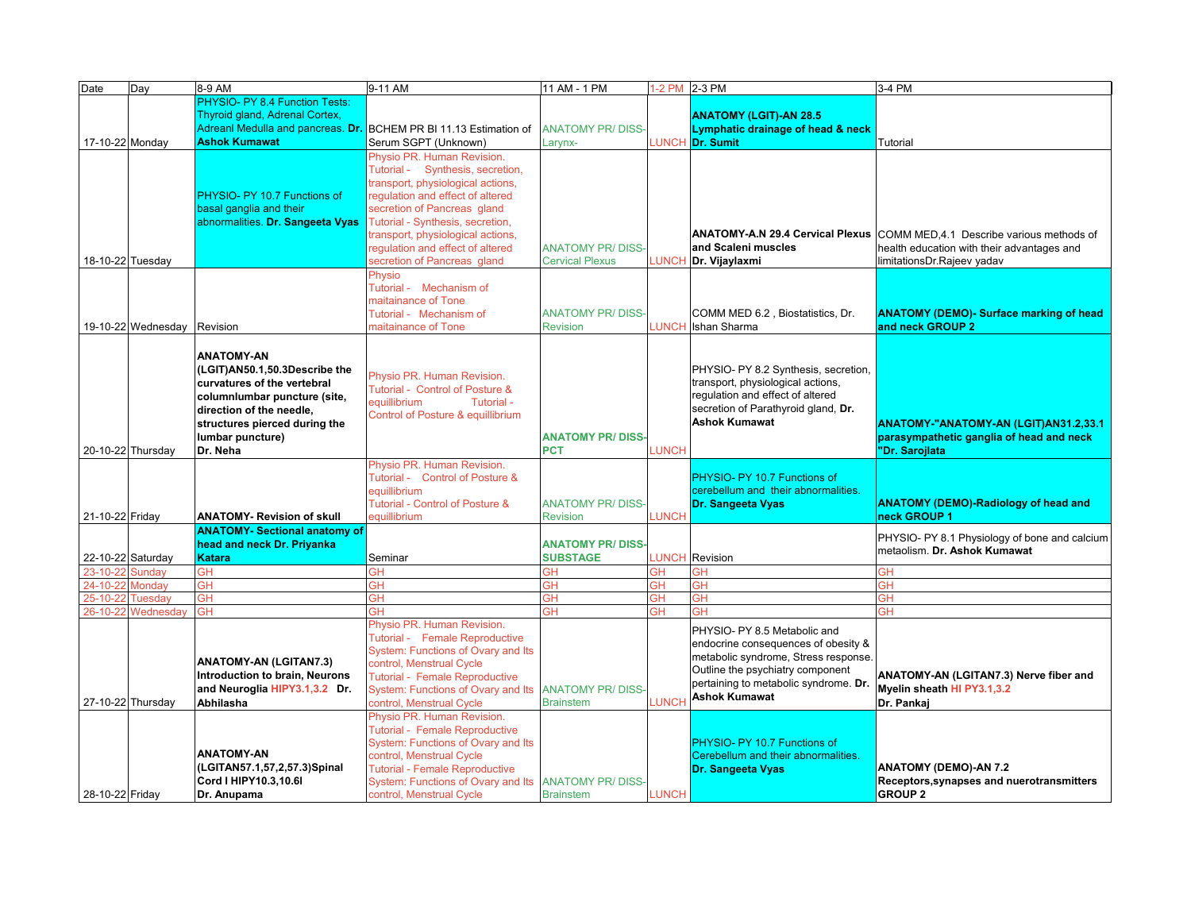| Date | Day | 8-9 AM | 9-11 AM | 11 AM - 1 PM | 1-2 PM | 2-3 PM | 3-4 PM |
|---|---|---|---|---|---|---|---|
| 17-10-22 | Monday | PHYSIO- PY 8.4 Function Tests: Thyroid gland, Adrenal Cortex, Adreanl Medulla and pancreas. **Dr. Ashok Kumawat** | BCHEM PR BI 11.13 Estimation of Serum SGPT (Unknown) | ANATOMY PR/ DISS- Larynx- | LUNCH | **ANATOMY (LGIT)-AN 28.5 Lymphatic drainage of head & neck Dr. Sumit** | Tutorial |
| 18-10-22 | Tuesday | PHYSIO- PY 10.7 Functions of basal ganglia and their abnormalities. **Dr. Sangeeta Vyas** | Physio PR. Human Revision. Tutorial - Synthesis, secretion, transport, physiological actions, regulation and effect of altered secretion of Pancreas gland Tutorial - Synthesis, secretion, transport, physiological actions, regulation and effect of altered secretion of Pancreas gland | ANATOMY PR/ DISS- Cervical Plexus | LUNCH | **ANATOMY-A.N 29.4 Cervical Plexus and Scaleni muscles Dr. Vijaylaxmi** | COMM MED,4.1 Describe various methods of health education with their advantages and limitationsDr.Rajeev yadav |
| 19-10-22 | Wednesday | Revision | Physio Tutorial - Mechanism of maitainance of Tone Tutorial - Mechanism of maitainance of Tone | ANATOMY PR/ DISS- Revision | LUNCH | COMM MED 6.2 , Biostatistics, Dr. Ishan Sharma | **ANATOMY (DEMO)- Surface marking of head and neck GROUP 2** |
| 20-10-22 | Thursday | **ANATOMY-AN (LGIT)AN50.1,50.3Describe the curvatures of the vertebral columnlumbar puncture (site, direction of the needle, structures pierced during the lumbar puncture) Dr. Neha** | Physio PR. Human Revision. Tutorial - Control of Posture & equillibrium Tutorial - Control of Posture & equillibrium | **ANATOMY PR/ DISS- PCT** | LUNCH | PHYSIO- PY 8.2 Synthesis, secretion, transport, physiological actions, regulation and effect of altered secretion of Parathyroid gland, **Dr. Ashok Kumawat** | **ANATOMY-"ANATOMY-AN (LGIT)AN31.2,33.1 parasympathetic ganglia of head and neck "Dr. Sarojlata** |
| 21-10-22 | Friday | **ANATOMY- Revision of skull** | Physio PR. Human Revision. Tutorial - Control of Posture & equillibrium Tutorial - Control of Posture & equillibrium | ANATOMY PR/ DISS- Revision | LUNCH | PHYSIO- PY 10.7 Functions of cerebellum and their abnormalities. **Dr. Sangeeta Vyas** | **ANATOMY (DEMO)-Radiology of head and neck GROUP 1** |
| 22-10-22 | Saturday | **ANATOMY- Sectional anatomy of head and neck Dr. Priyanka Katara** | Seminar | **ANATOMY PR/ DISS- SUBSTAGE** | LUNCH | Revision | PHYSIO- PY 8.1 Physiology of bone and calcium metaolism. **Dr. Ashok Kumawat** |
| 23-10-22 | Sunday | GH | GH | GH | GH | GH | GH |
| 24-10-22 | Monday | GH | GH | GH | GH | GH | GH |
| 25-10-22 | Tuesday | GH | GH | GH | GH | GH | GH |
| 26-10-22 | Wednesday | GH | GH | GH | GH | GH | GH |
| 27-10-22 | Thursday | **ANATOMY-AN (LGITAN7.3) Introduction to brain, Neurons and Neuroglia HIPY3.1,3.2 Dr. Abhilasha** | Physio PR. Human Revision. Tutorial - Female Reproductive System: Functions of Ovary and Its control, Menstrual Cycle Tutorial - Female Reproductive System: Functions of Ovary and Its control, Menstrual Cycle | ANATOMY PR/ DISS- Brainstem | LUNCH | PHYSIO- PY 8.5 Metabolic and endocrine consequences of obesity & metabolic syndrome, Stress response. Outline the psychiatry component pertaining to metabolic syndrome. **Dr. Ashok Kumawat** | **ANATOMY-AN (LGITAN7.3) Nerve fiber and Myelin sheath HI PY3.1,3.2 Dr. Pankaj** |
| 28-10-22 | Friday | **ANATOMY-AN (LGITAN57.1,57,2,57.3)Spinal Cord I HIPY10.3,10.6I Dr. Anupama** | Physio PR. Human Revision. Tutorial - Female Reproductive System: Functions of Ovary and Its control, Menstrual Cycle Tutorial - Female Reproductive System: Functions of Ovary and Its control, Menstrual Cycle | ANATOMY PR/ DISS- Brainstem | LUNCH | PHYSIO- PY 10.7 Functions of Cerebellum and their abnormalities. **Dr. Sangeeta Vyas** | **ANATOMY (DEMO)-AN 7.2 Receptors,synapses and nuerotransmitters GROUP 2** |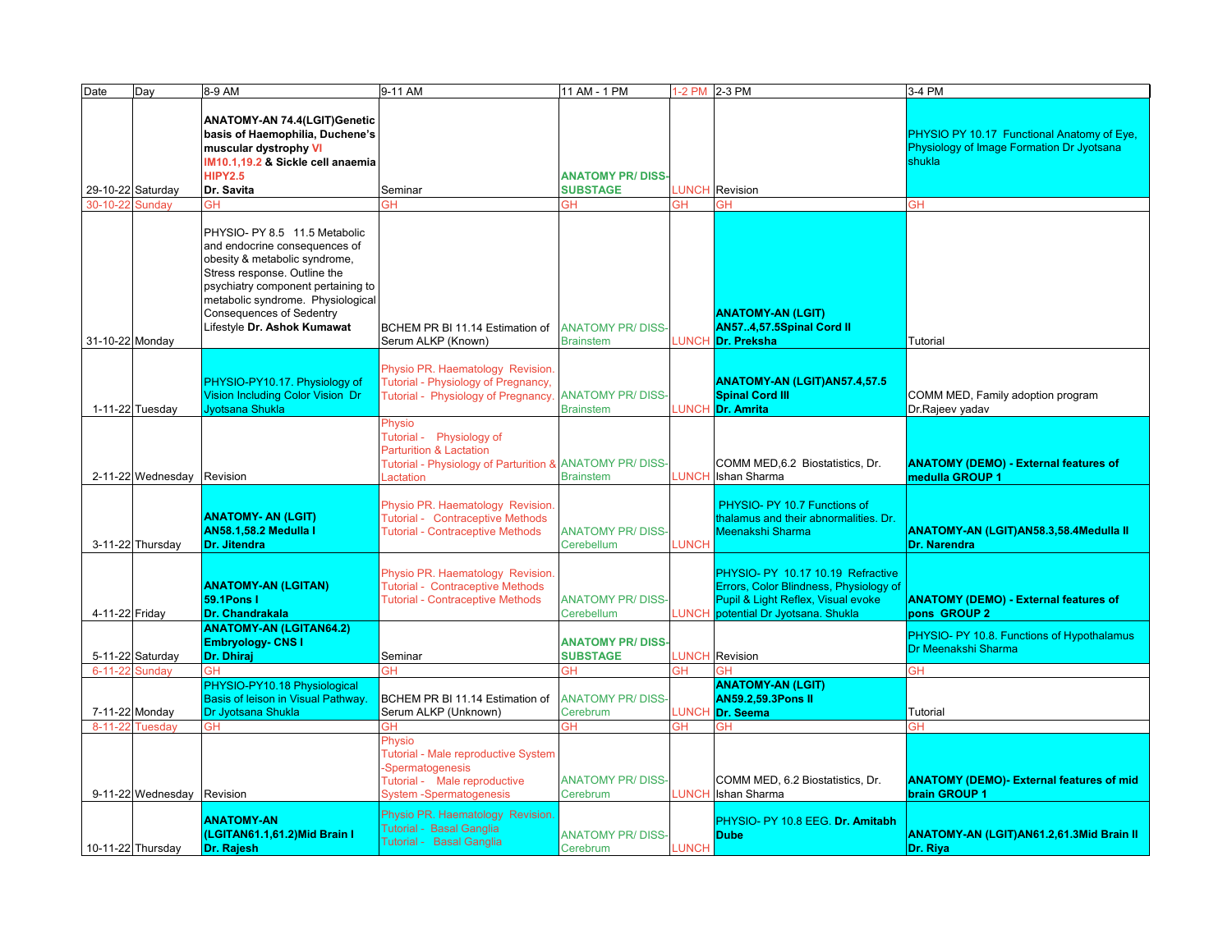| Date | Day | 8-9 AM | 9-11 AM | 11 AM - 1 PM | 1-2 PM | 2-3 PM | 3-4 PM |
|---|---|---|---|---|---|---|---|
| 29-10-22 | Saturday | **ANATOMY-AN 74.4(LGIT)Genetic basis of Haemophilia, Duchene's muscular dystrophy VI IM10.1,19.2 & Sickle cell anaemia HIPY2.5 Dr. Savita** | Seminar | **ANATOMY PR/ DISS-SUBSTAGE** | LUNCH | Revision | PHYSIO PY 10.17 Functional Anatomy of Eye, Physiology of Image Formation Dr Jyotsana shukla |
| 30-10-22 | Sunday | GH | GH | GH | GH | GH | GH |
| 31-10-22 | Monday | PHYSIO- PY 8.5 11.5 Metabolic and endocrine consequences of obesity & metabolic syndrome, Stress response. Outline the psychiatry component pertaining to metabolic syndrome. Physiological Consequences of Sedentry Lifestyle **Dr. Ashok Kumawat** | BCHEM PR BI 11.14 Estimation of Serum ALKP (Known) | ANATOMY PR/ DISS-Brainstem | LUNCH | **ANATOMY-AN (LGIT) AN57..4,57.5Spinal Cord II Dr. Preksha** | Tutorial |
| 1-11-22 | Tuesday | PHYSIO-PY10.17. Physiology of Vision Including Color Vision Dr Jyotsana Shukla | Physio PR. Haematology Revision. Tutorial - Physiology of Pregnancy, Tutorial - Physiology of Pregnancy. | ANATOMY PR/ DISS-Brainstem | LUNCH | **ANATOMY-AN (LGIT)AN57.4,57.5 Spinal Cord III Dr. Amrita** | COMM MED, Family adoption program Dr.Rajeev yadav |
| 2-11-22 | Wednesday | Revision | Physio Tutorial - Physiology of Parturition & Lactation Tutorial - Physiology of Parturition & Lactation | ANATOMY PR/ DISS-Brainstem | LUNCH | COMM MED,6.2 Biostatistics, Dr. Ishan Sharma | **ANATOMY (DEMO) - External features of medulla GROUP 1** |
| 3-11-22 | Thursday | **ANATOMY- AN (LGIT) AN58.1,58.2 Medulla I Dr. Jitendra** | Physio PR. Haematology Revision. Tutorial - Contraceptive Methods Tutorial - Contraceptive Methods | ANATOMY PR/ DISS-Cerebellum | LUNCH | PHYSIO- PY 10.7 Functions of thalamus and their abnormalities. Dr. Meenakshi Sharma | **ANATOMY-AN (LGIT)AN58.3,58.4Medulla II Dr. Narendra** |
| 4-11-22 | Friday | **ANATOMY-AN (LGITAN) 59.1Pons I Dr. Chandrakala** | Physio PR. Haematology Revision. Tutorial - Contraceptive Methods Tutorial - Contraceptive Methods | ANATOMY PR/ DISS-Cerebellum | LUNCH | PHYSIO- PY 10.17 10.19 Refractive Errors, Color Blindness, Physiology of Pupil & Light Reflex, Visual evoke potential Dr Jyotsana. Shukla | **ANATOMY (DEMO) - External features of pons GROUP 2** |
| 5-11-22 | Saturday | **ANATOMY-AN (LGITAN64.2) Embryology- CNS I Dr. Dhiraj** | Seminar | **ANATOMY PR/ DISS-SUBSTAGE** | LUNCH | Revision | PHYSIO- PY 10.8. Functions of Hypothalamus Dr Meenakshi Sharma |
| 6-11-22 | Sunday | GH | GH | GH | GH | GH | GH |
| 7-11-22 | Monday | PHYSIO-PY10.18 Physiological Basis of leison in Visual Pathway. Dr Jyotsana Shukla | BCHEM PR BI 11.14 Estimation of Serum ALKP (Unknown) | ANATOMY PR/ DISS-Cerebrum | LUNCH | **ANATOMY-AN (LGIT) AN59.2,59.3Pons II Dr. Seema** | Tutorial |
| 8-11-22 | Tuesday | GH | GH | GH | GH | GH | GH |
| 9-11-22 | Wednesday | Revision | Physio Tutorial - Male reproductive System -Spermatogenesis Tutorial - Male reproductive System -Spermatogenesis | ANATOMY PR/ DISS-Cerebrum | LUNCH | COMM MED, 6.2 Biostatistics, Dr. Ishan Sharma | **ANATOMY (DEMO)- External features of mid brain GROUP 1** |
| 10-11-22 | Thursday | **ANATOMY-AN (LGITAN61.1,61.2)Mid Brain I Dr. Rajesh** | Physio PR. Haematology Revision. Tutorial - Basal Ganglia Tutorial - Basal Ganglia | ANATOMY PR/ DISS-Cerebrum | LUNCH | PHYSIO- PY 10.8 EEG. **Dr. Amitabh Dube** | **ANATOMY-AN (LGIT)AN61.2,61.3Mid Brain II Dr. Riya** |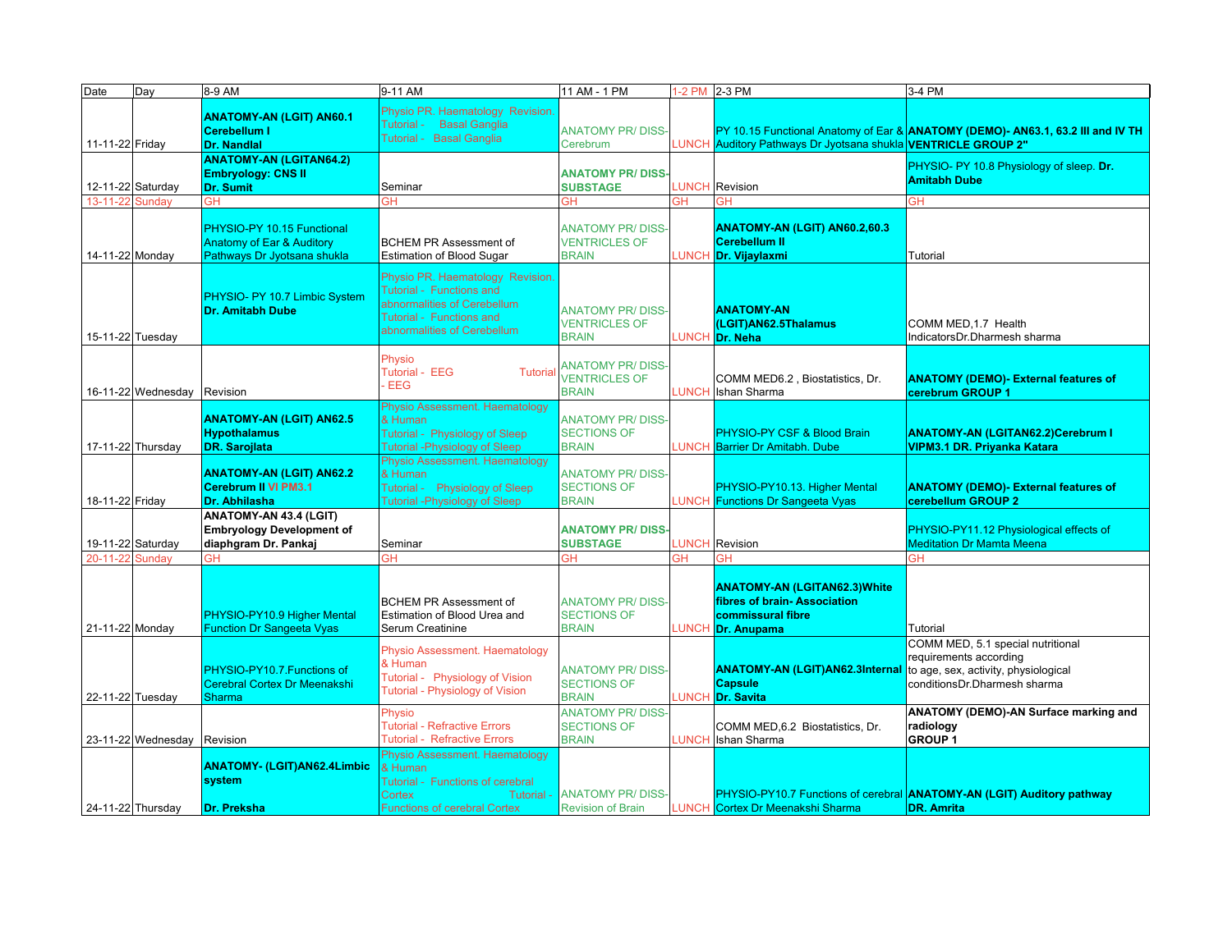| Date | Day | 8-9 AM | 9-11 AM | 11 AM - 1 PM | 1-2 PM | 2-3 PM | 3-4 PM |
|---|---|---|---|---|---|---|---|
| 11-11-22 | Friday | **ANATOMY-AN (LGIT) AN60.1 Cerebellum I Dr. Nandlal** | Physio PR. Haematology Revision. Tutorial - Basal Ganglia Tutorial - Basal Ganglia | ANATOMY PR/ DISS- Cerebrum | LUNCH | PY 10.15 Functional Anatomy of Ear & Auditory Pathways Dr Jyotsana shukla | **ANATOMY (DEMO)- AN63.1, 63.2 III and IV TH VENTRICLE GROUP 2"** |
| 12-11-22 | Saturday | **ANATOMY-AN (LGITAN64.2) Embryology: CNS II Dr. Sumit** | Seminar | **ANATOMY PR/ DISS- SUBSTAGE** | LUNCH | Revision | PHYSIO- PY 10.8 Physiology of sleep. **Dr. Amitabh Dube** |
| 13-11-22 | Sunday | GH | GH | GH | GH | GH | GH |
| 14-11-22 | Monday | PHYSIO-PY 10.15 Functional Anatomy of Ear & Auditory Pathways Dr Jyotsana shukla | BCHEM PR Assessment of Estimation of Blood Sugar | ANATOMY PR/ DISS- VENTRICLES OF BRAIN | LUNCH | **ANATOMY-AN (LGIT) AN60.2,60.3 Cerebellum II Dr. Vijaylaxmi** | Tutorial |
| 15-11-22 | Tuesday | PHYSIO- PY 10.7 Limbic System **Dr. Amitabh Dube** | Physio PR. Haematology Revision. Tutorial - Functions and abnormalities of Cerebellum Tutorial - Functions and abnormalities of Cerebellum | ANATOMY PR/ DISS- VENTRICLES OF BRAIN | LUNCH | **ANATOMY-AN (LGIT)AN62.5Thalamus Dr. Neha** | COMM MED,1.7 Health IndicatorsDr.Dharmesh sharma |
| 16-11-22 | Wednesday | Revision | Physio Tutorial - EEG Tutorial - EEG | ANATOMY PR/ DISS- VENTRICLES OF BRAIN | LUNCH | COMM MED6.2 , Biostatistics, Dr. Ishan Sharma | **ANATOMY (DEMO)- External features of cerebrum GROUP 1** |
| 17-11-22 | Thursday | **ANATOMY-AN (LGIT) AN62.5 Hypothalamus DR. Sarojlata** | Physio Assessment. Haematology & Human Tutorial - Physiology of Sleep Tutorial -Physiology of Sleep | ANATOMY PR/ DISS- SECTIONS OF BRAIN | LUNCH | PHYSIO-PY CSF & Blood Brain Barrier Dr Amitabh. Dube | **ANATOMY-AN (LGITAN62.2)Cerebrum I VIPM3.1 DR. Priyanka Katara** |
| 18-11-22 | Friday | **ANATOMY-AN (LGIT) AN62.2 Cerebrum II VI PM3.1 Dr. Abhilasha** | Physio Assessment. Haematology & Human Tutorial - Physiology of Sleep Tutorial -Physiology of Sleep | ANATOMY PR/ DISS- SECTIONS OF BRAIN | LUNCH | PHYSIO-PY10.13. Higher Mental Functions Dr Sangeeta Vyas | **ANATOMY (DEMO)- External features of cerebellum GROUP 2** |
| 19-11-22 | Saturday | **ANATOMY-AN 43.4 (LGIT) Embryology Development of diaphgram Dr. Pankaj** | Seminar | **ANATOMY PR/ DISS- SUBSTAGE** | LUNCH | Revision | PHYSIO-PY11.12 Physiological effects of Meditation Dr Mamta Meena |
| 20-11-22 | Sunday | GH | GH | GH | GH | GH | GH |
| 21-11-22 | Monday | PHYSIO-PY10.9 Higher Mental Function Dr Sangeeta Vyas | BCHEM PR Assessment of Estimation of Blood Urea and Serum Creatinine | ANATOMY PR/ DISS- SECTIONS OF BRAIN | LUNCH | **ANATOMY-AN (LGITAN62.3)White fibres of brain- Association commissural fibre Dr. Anupama** | Tutorial |
| 22-11-22 | Tuesday | PHYSIO-PY10.7.Functions of Cerebral Cortex Dr Meenakshi Sharma | Physio Assessment. Haematology & Human Tutorial - Physiology of Vision Tutorial - Physiology of Vision | ANATOMY PR/ DISS- SECTIONS OF BRAIN | LUNCH | **ANATOMY-AN (LGIT)AN62.3Internal Capsule Dr. Savita** | COMM MED, 5.1 special nutritional requirements according to age, sex, activity, physiological conditionsDr.Dharmesh sharma |
| 23-11-22 | Wednesday | Revision | Physio Tutorial - Refractive Errors Tutorial - Refractive Errors | ANATOMY PR/ DISS- SECTIONS OF BRAIN | LUNCH | COMM MED,6.2 Biostatistics, Dr. Ishan Sharma | **ANATOMY (DEMO)-AN Surface marking and radiology GROUP 1** |
| 24-11-22 | Thursday | **ANATOMY- (LGIT)AN62.4Limbic system Dr. Preksha** | Physio Assessment. Haematology & Human Tutorial - Functions of cerebral Cortex Tutorial - Functions of cerebral Cortex | ANATOMY PR/ DISS- Revision of Brain | LUNCH | PHYSIO-PY10.7 Functions of cerebral Cortex Dr Meenakshi Sharma | **ANATOMY-AN (LGIT) Auditory pathway DR. Amrita** |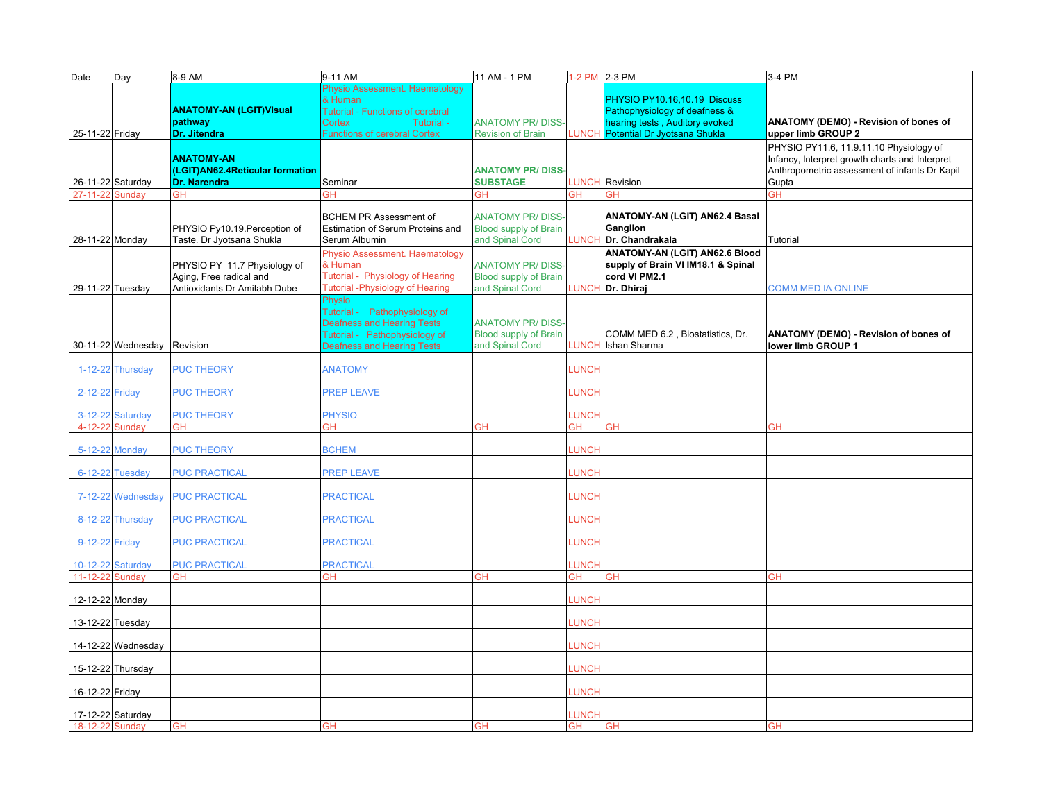| Date | Day | 8-9 AM | 9-11 AM | 11 AM - 1 PM | 1-2 PM | 2-3 PM | 3-4 PM |
|---|---|---|---|---|---|---|---|
| 25-11-22 | Friday | **ANATOMY-AN (LGIT)Visual pathway Dr. Jitendra** | Physio Assessment. Haematology & Human Tutorial - Functions of cerebral Cortex Tutorial - Functions of cerebral Cortex | ANATOMY PR/ DISS- Revision of Brain | LUNCH | PHYSIO PY10.16,10.19 Discuss Pathophysiology of deafness & hearing tests , Auditory evoked Potential Dr Jyotsana Shukla | **ANATOMY (DEMO) - Revision of bones of upper limb GROUP 2** |
| 26-11-22 | Saturday | **ANATOMY-AN (LGIT)AN62.4Reticular formation Dr. Narendra** | Seminar | **ANATOMY PR/ DISS-SUBSTAGE** | LUNCH | Revision | PHYSIO PY11.6, 11.9.11.10 Physiology of Infancy, Interpret growth charts and Interpret Anthropometric assessment of infants Dr Kapil Gupta |
| 27-11-22 | Sunday | GH | GH | GH | GH | GH | GH |
| 28-11-22 | Monday | PHYSIO Py10.19.Perception of Taste. Dr Jyotsana Shukla | BCHEM PR Assessment of Estimation of Serum Proteins and Serum Albumin | ANATOMY PR/ DISS- Blood supply of Brain and Spinal Cord | LUNCH | **ANATOMY-AN (LGIT) AN62.4 Basal Ganglion Dr. Chandrakala** | Tutorial |
| 29-11-22 | Tuesday | PHYSIO PY 11.7 Physiology of Aging, Free radical and Antioxidants Dr Amitabh Dube | Physio Assessment. Haematology & Human Tutorial - Physiology of Hearing Tutorial -Physiology of Hearing | ANATOMY PR/ DISS- Blood supply of Brain and Spinal Cord | LUNCH | **ANATOMY-AN (LGIT) AN62.6 Blood supply of Brain VI IM18.1 & Spinal cord VI PM2.1 Dr. Dhiraj** | COMM MED IA ONLINE |
| 30-11-22 | Wednesday | Revision | Physio Tutorial - Pathophysiology of Deafness and Hearing Tests Tutorial - Pathophysiology of Deafness and Hearing Tests | ANATOMY PR/ DISS- Blood supply of Brain and Spinal Cord | LUNCH | COMM MED 6.2 , Biostatistics, Dr. Ishan Sharma | **ANATOMY (DEMO) - Revision of bones of lower limb GROUP 1** |
| 1-12-22 | Thursday | PUC THEORY | ANATOMY | | LUNCH | | |
| 2-12-22 | Friday | PUC THEORY | PREP LEAVE | | LUNCH | | |
| 3-12-22 | Saturday | PUC THEORY | PHYSIO | | LUNCH | | |
| 4-12-22 | Sunday | GH | GH | GH | GH | GH | GH |
| 5-12-22 | Monday | PUC THEORY | BCHEM | | LUNCH | | |
| 6-12-22 | Tuesday | PUC PRACTICAL | PREP LEAVE | | LUNCH | | |
| 7-12-22 | Wednesday | PUC PRACTICAL | PRACTICAL | | LUNCH | | |
| 8-12-22 | Thursday | PUC PRACTICAL | PRACTICAL | | LUNCH | | |
| 9-12-22 | Friday | PUC PRACTICAL | PRACTICAL | | LUNCH | | |
| 10-12-22 | Saturday | PUC PRACTICAL | PRACTICAL | | LUNCH | | |
| 11-12-22 | Sunday | GH | GH | GH | GH | GH | GH |
| 12-12-22 | Monday | | | | LUNCH | | |
| 13-12-22 | Tuesday | | | | LUNCH | | |
| 14-12-22 | Wednesday | | | | LUNCH | | |
| 15-12-22 | Thursday | | | | LUNCH | | |
| 16-12-22 | Friday | | | | LUNCH | | |
| 17-12-22 | Saturday | | | | LUNCH | | |
| 18-12-22 | Sunday | GH | GH | GH | GH | GH | GH |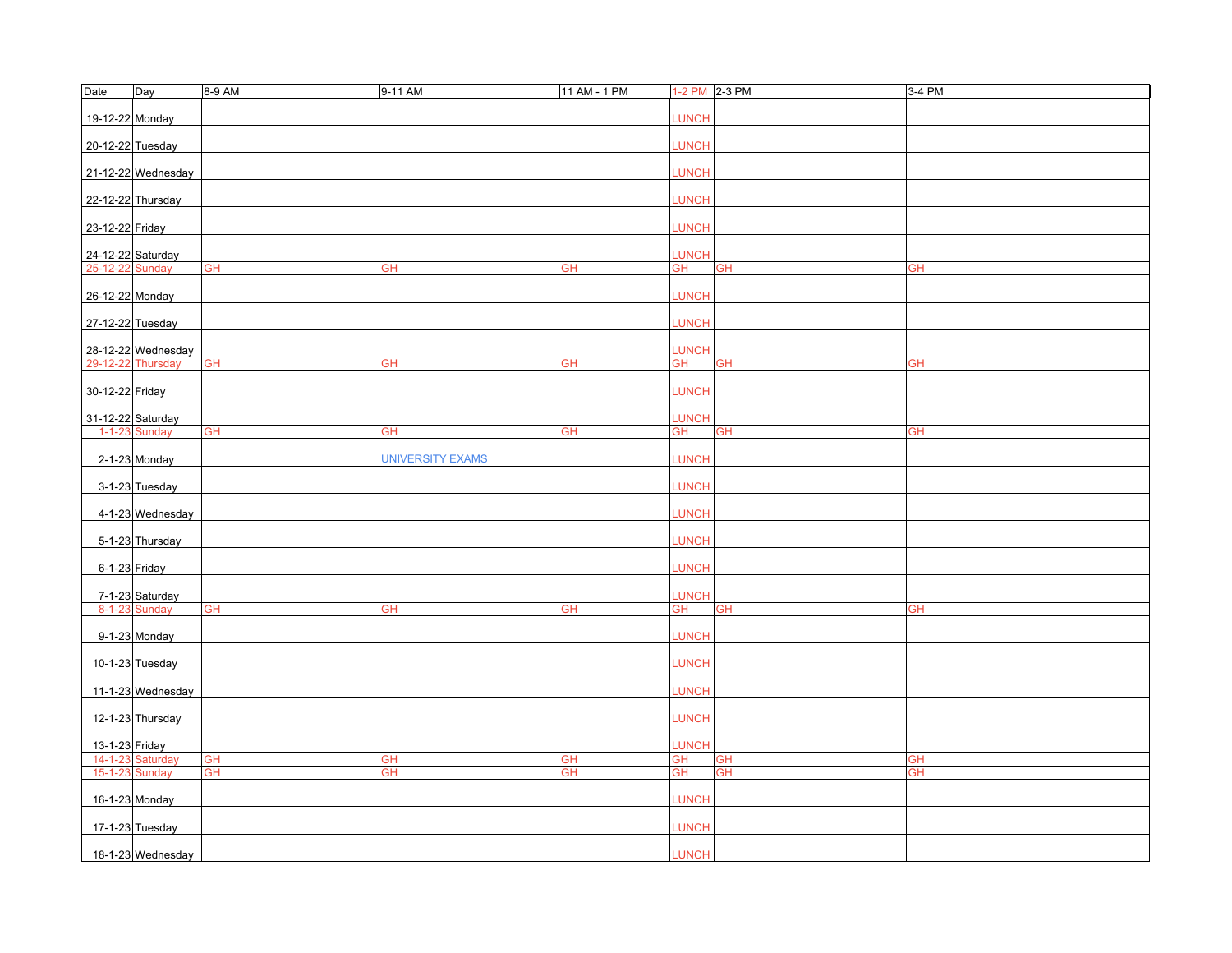| Date | Day | 8-9 AM | 9-11 AM | 11 AM - 1 PM | 1-2 PM | 2-3 PM | 3-4 PM |
|---|---|---|---|---|---|---|---|
| 19-12-22 | Monday | | | | LUNCH | | |
| 20-12-22 | Tuesday | | | | LUNCH | | |
| 21-12-22 | Wednesday | | | | LUNCH | | |
| 22-12-22 | Thursday | | | | LUNCH | | |
| 23-12-22 | Friday | | | | LUNCH | | |
| 24-12-22 | Saturday | | | | LUNCH | | |
| 25-12-22 | Sunday | GH | GH | GH | GH | GH | GH |
| 26-12-22 | Monday | | | | LUNCH | | |
| 27-12-22 | Tuesday | | | | LUNCH | | |
| 28-12-22 | Wednesday | | | | LUNCH | | |
| 29-12-22 | Thursday | GH | GH | GH | GH | GH | GH |
| 30-12-22 | Friday | | | | LUNCH | | |
| 31-12-22 | Saturday | | | | LUNCH | | |
| 1-1-23 | Sunday | GH | GH | GH | GH | GH | GH |
| 2-1-23 | Monday | | UNIVERSITY EXAMS | | LUNCH | | |
| 3-1-23 | Tuesday | | | | LUNCH | | |
| 4-1-23 | Wednesday | | | | LUNCH | | |
| 5-1-23 | Thursday | | | | LUNCH | | |
| 6-1-23 | Friday | | | | LUNCH | | |
| 7-1-23 | Saturday | | | | LUNCH | | |
| 8-1-23 | Sunday | GH | GH | GH | GH | GH | GH |
| 9-1-23 | Monday | | | | LUNCH | | |
| 10-1-23 | Tuesday | | | | LUNCH | | |
| 11-1-23 | Wednesday | | | | LUNCH | | |
| 12-1-23 | Thursday | | | | LUNCH | | |
| 13-1-23 | Friday | | | | LUNCH | | |
| 14-1-23 | Saturday | GH | GH | GH | GH | GH | GH |
| 15-1-23 | Sunday | GH | GH | GH | GH | GH | GH |
| 16-1-23 | Monday | | | | LUNCH | | |
| 17-1-23 | Tuesday | | | | LUNCH | | |
| 18-1-23 | Wednesday | | | | LUNCH | | |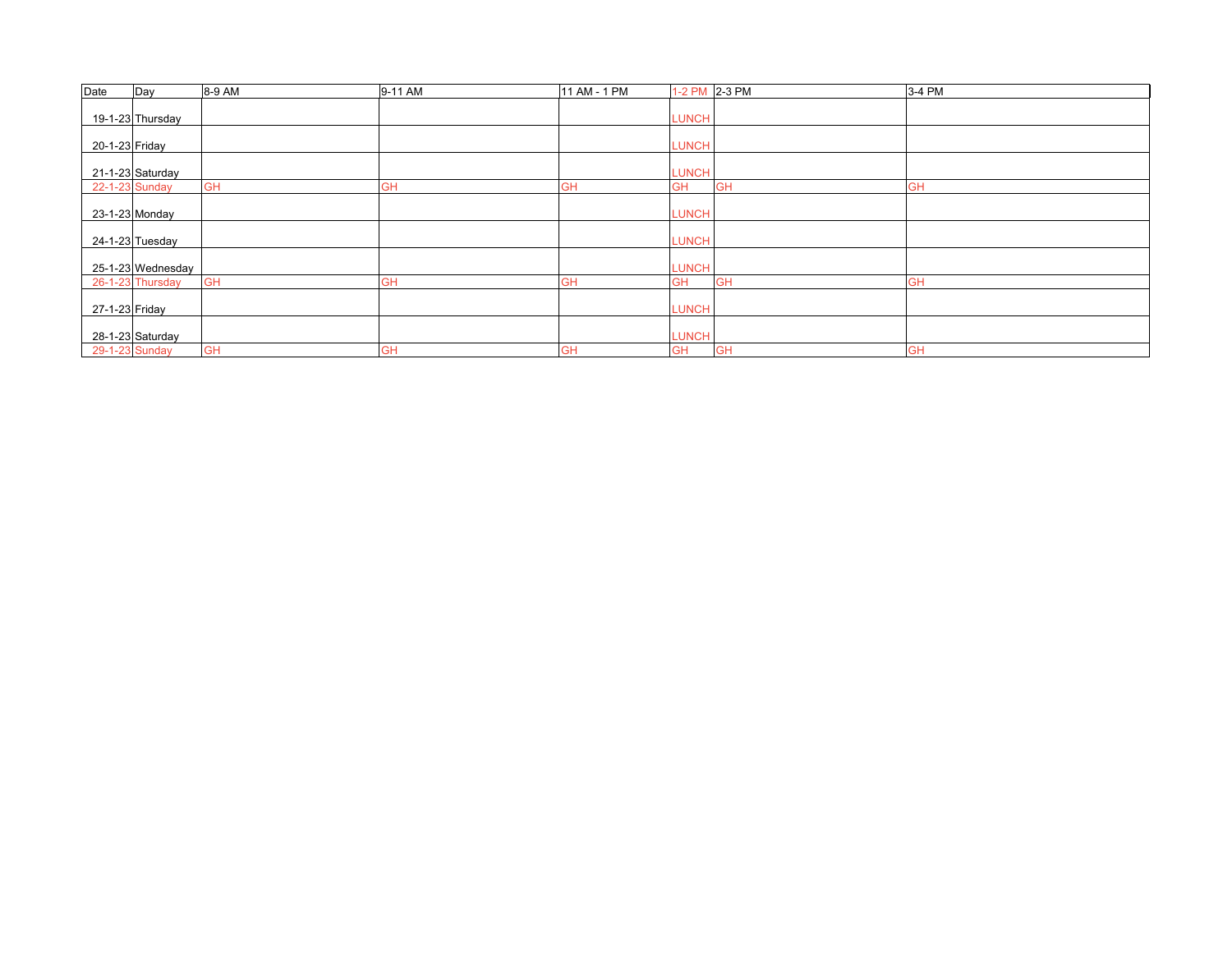| Date | Day | 8-9 AM | 9-11 AM | 11 AM - 1 PM | 1-2 PM | 2-3 PM | 3-4 PM |
|---|---|---|---|---|---|---|---|
| 19-1-23 | Thursday | | | | LUNCH | | |
| 20-1-23 | Friday | | | | LUNCH | | |
| 21-1-23 | Saturday | | | | LUNCH | | |
| 22-1-23 | Sunday | GH | GH | GH | GH | GH | GH |
| 23-1-23 | Monday | | | | LUNCH | | |
| 24-1-23 | Tuesday | | | | LUNCH | | |
| 25-1-23 | Wednesday | | | | LUNCH | | |
| 26-1-23 | Thursday | GH | GH | GH | GH | GH | GH |
| 27-1-23 | Friday | | | | LUNCH | | |
| 28-1-23 | Saturday | | | | LUNCH | | |
| 29-1-23 | Sunday | GH | GH | GH | GH | GH | GH |